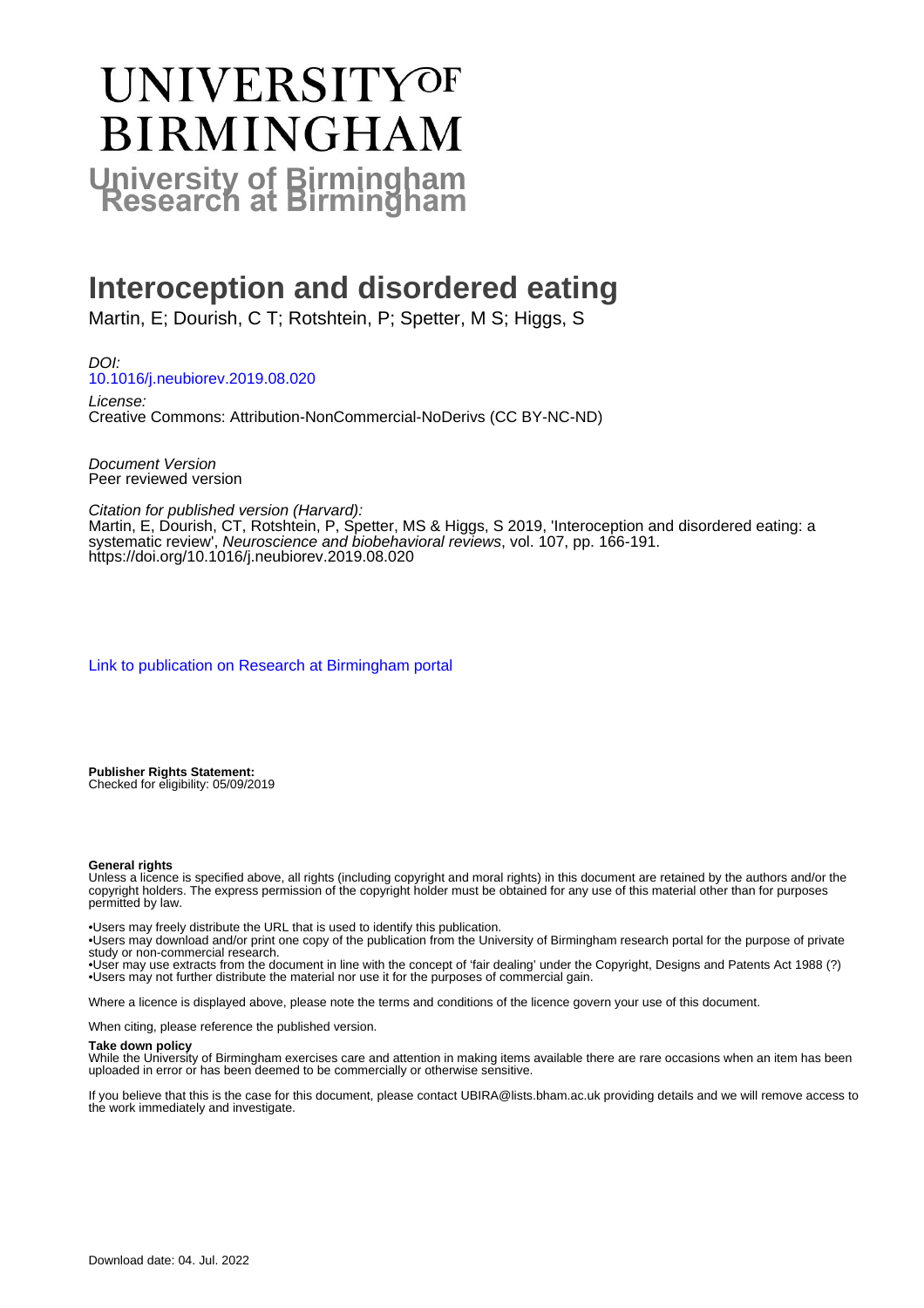# UNIVERSITY OF BIRMINGHAM

**University of Birmingham Research at Birmingham**

# Interoception and disordered eating

Martin, E; Dourish, C T; Rotshtein, P; Spetter, M S; Higgs, S

*DOI:*
10.1016/j.neubiorev.2019.08.020

*License:*
Creative Commons: Attribution-NonCommercial-NoDerivs (CC BY-NC-ND)

*Document Version*
Peer reviewed version

*Citation for published version (Harvard):*
Martin, E, Dourish, CT, Rotshtein, P, Spetter, MS & Higgs, S 2019, 'Interoception and disordered eating: a systematic review', *Neuroscience and biobehavioral reviews*, vol. 107, pp. 166-191.
https://doi.org/10.1016/j.neubiorev.2019.08.020

Link to publication on Research at Birmingham portal

**Publisher Rights Statement:**
Checked for eligibility: 05/09/2019

**General rights**
Unless a licence is specified above, all rights (including copyright and moral rights) in this document are retained by the authors and/or the copyright holders. The express permission of the copyright holder must be obtained for any use of this material other than for purposes permitted by law.

•Users may freely distribute the URL that is used to identify this publication.
•Users may download and/or print one copy of the publication from the University of Birmingham research portal for the purpose of private study or non-commercial research.
•User may use extracts from the document in line with the concept of 'fair dealing' under the Copyright, Designs and Patents Act 1988 (?)
•Users may not further distribute the material nor use it for the purposes of commercial gain.

Where a licence is displayed above, please note the terms and conditions of the licence govern your use of this document.

When citing, please reference the published version.

**Take down policy**
While the University of Birmingham exercises care and attention in making items available there are rare occasions when an item has been uploaded in error or has been deemed to be commercially or otherwise sensitive.

If you believe that this is the case for this document, please contact UBIRA@lists.bham.ac.uk providing details and we will remove access to the work immediately and investigate.

Download date: 04. Jul. 2022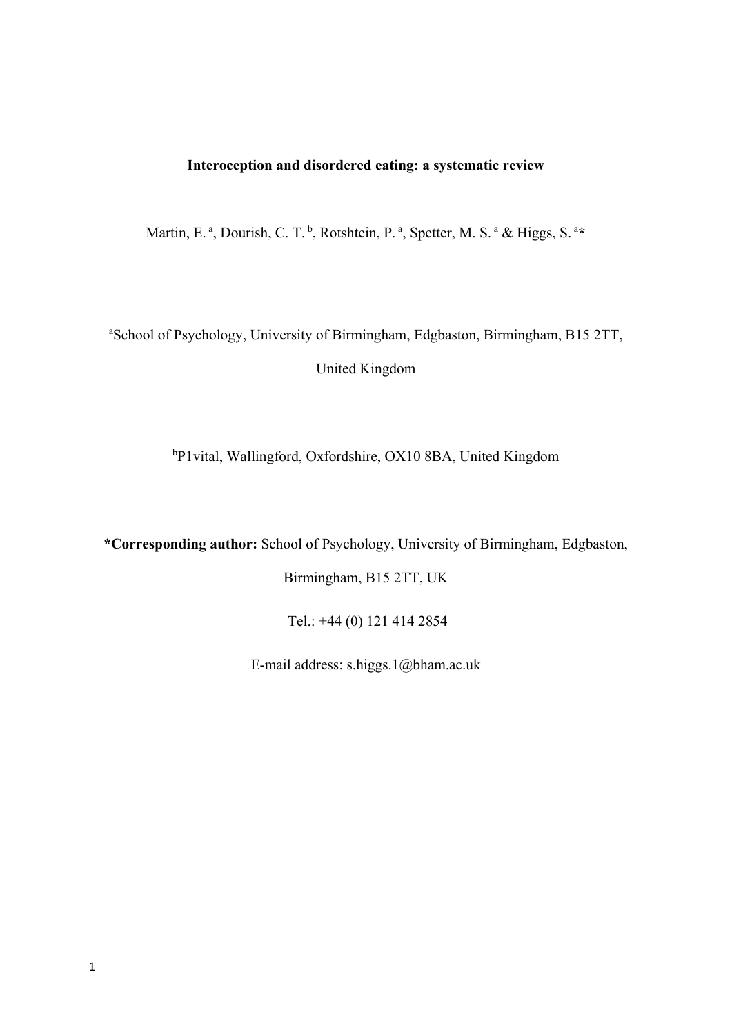**Interoception and disordered eating: a systematic review**

Martin, E. [a], Dourish, C. T. [b], Rotshtein, P. [a], Spetter, M. S. [a] & Higgs, S. [a]*

[a]School of Psychology, University of Birmingham, Edgbaston, Birmingham, B15 2TT, United Kingdom

[b]P1vital, Wallingford, Oxfordshire, OX10 8BA, United Kingdom

**\*Corresponding author:** School of Psychology, University of Birmingham, Edgbaston, Birmingham, B15 2TT, UK

Tel.: +44 (0) 121 414 2854

E-mail address: s.higgs.1@bham.ac.uk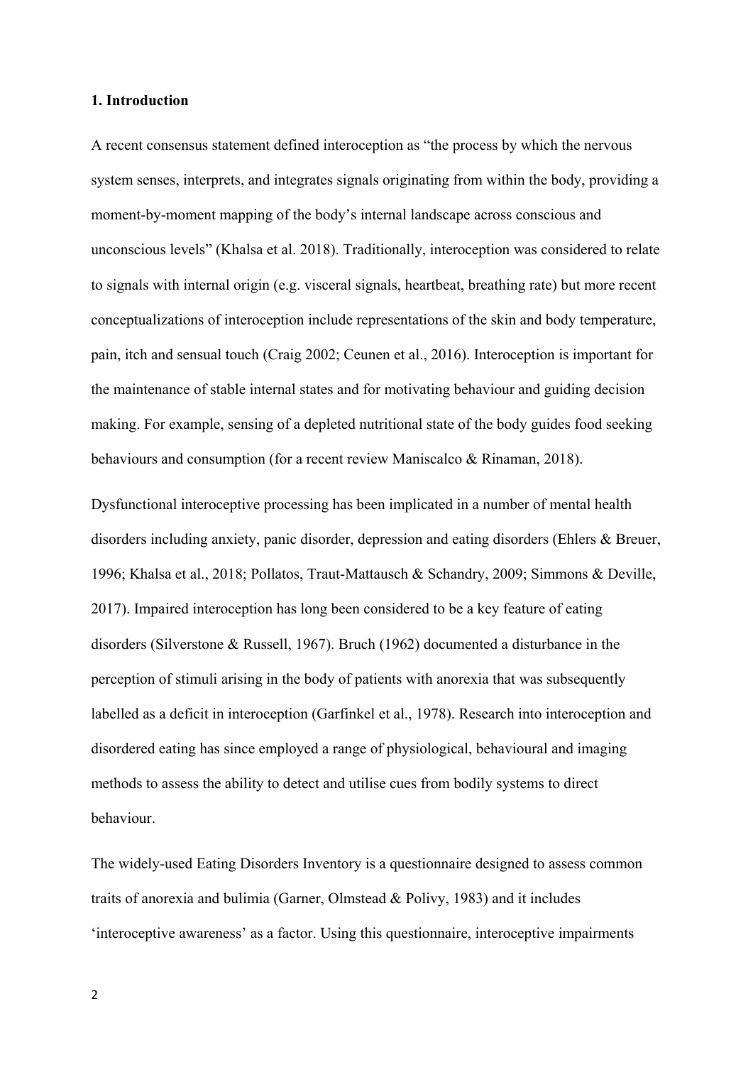## 1. Introduction

A recent consensus statement defined interoception as "the process by which the nervous system senses, interprets, and integrates signals originating from within the body, providing a moment-by-moment mapping of the body's internal landscape across conscious and unconscious levels" (Khalsa et al. 2018). Traditionally, interoception was considered to relate to signals with internal origin (e.g. visceral signals, heartbeat, breathing rate) but more recent conceptualizations of interoception include representations of the skin and body temperature, pain, itch and sensual touch (Craig 2002; Ceunen et al., 2016). Interoception is important for the maintenance of stable internal states and for motivating behaviour and guiding decision making. For example, sensing of a depleted nutritional state of the body guides food seeking behaviours and consumption (for a recent review Maniscalco & Rinaman, 2018).

Dysfunctional interoceptive processing has been implicated in a number of mental health disorders including anxiety, panic disorder, depression and eating disorders (Ehlers & Breuer, 1996; Khalsa et al., 2018; Pollatos, Traut-Mattausch & Schandry, 2009; Simmons & Deville, 2017). Impaired interoception has long been considered to be a key feature of eating disorders (Silverstone & Russell, 1967). Bruch (1962) documented a disturbance in the perception of stimuli arising in the body of patients with anorexia that was subsequently labelled as a deficit in interoception (Garfinkel et al., 1978). Research into interoception and disordered eating has since employed a range of physiological, behavioural and imaging methods to assess the ability to detect and utilise cues from bodily systems to direct behaviour.

The widely-used Eating Disorders Inventory is a questionnaire designed to assess common traits of anorexia and bulimia (Garner, Olmstead & Polivy, 1983) and it includes 'interoceptive awareness' as a factor. Using this questionnaire, interoceptive impairments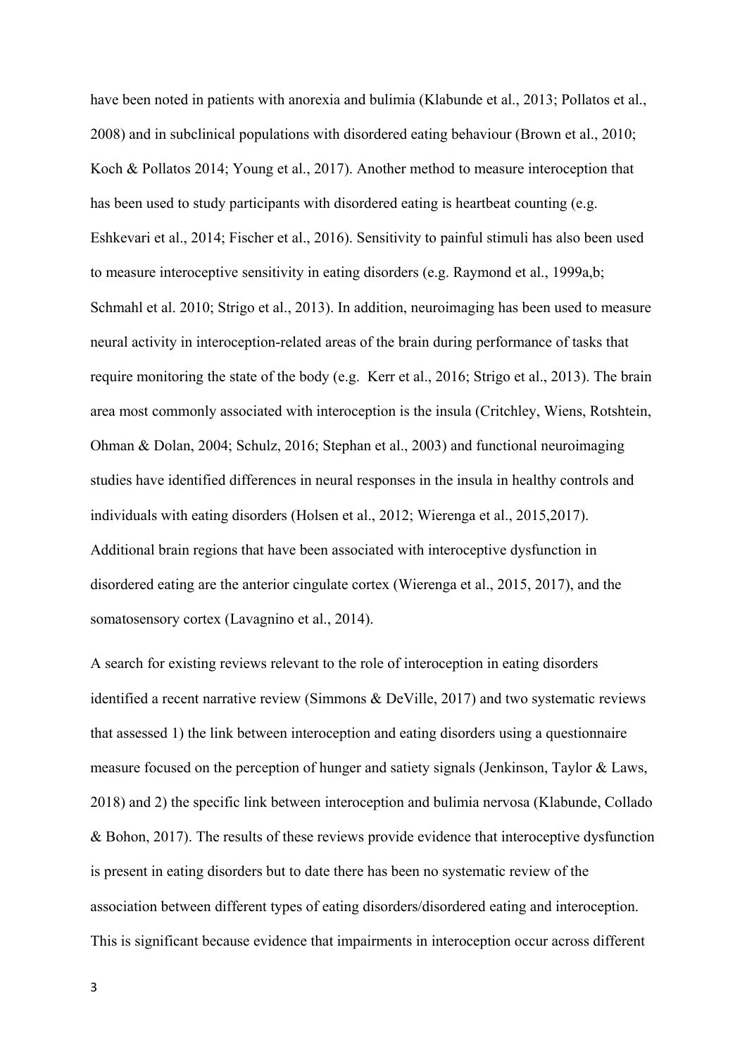have been noted in patients with anorexia and bulimia (Klabunde et al., 2013; Pollatos et al., 2008) and in subclinical populations with disordered eating behaviour (Brown et al., 2010; Koch & Pollatos 2014; Young et al., 2017). Another method to measure interoception that has been used to study participants with disordered eating is heartbeat counting (e.g. Eshkevari et al., 2014; Fischer et al., 2016). Sensitivity to painful stimuli has also been used to measure interoceptive sensitivity in eating disorders (e.g. Raymond et al., 1999a,b; Schmahl et al. 2010; Strigo et al., 2013). In addition, neuroimaging has been used to measure neural activity in interoception-related areas of the brain during performance of tasks that require monitoring the state of the body (e.g. Kerr et al., 2016; Strigo et al., 2013). The brain area most commonly associated with interoception is the insula (Critchley, Wiens, Rotshtein, Ohman & Dolan, 2004; Schulz, 2016; Stephan et al., 2003) and functional neuroimaging studies have identified differences in neural responses in the insula in healthy controls and individuals with eating disorders (Holsen et al., 2012; Wierenga et al., 2015,2017). Additional brain regions that have been associated with interoceptive dysfunction in disordered eating are the anterior cingulate cortex (Wierenga et al., 2015, 2017), and the somatosensory cortex (Lavagnino et al., 2014).

A search for existing reviews relevant to the role of interoception in eating disorders identified a recent narrative review (Simmons & DeVille, 2017) and two systematic reviews that assessed 1) the link between interoception and eating disorders using a questionnaire measure focused on the perception of hunger and satiety signals (Jenkinson, Taylor & Laws, 2018) and 2) the specific link between interoception and bulimia nervosa (Klabunde, Collado & Bohon, 2017). The results of these reviews provide evidence that interoceptive dysfunction is present in eating disorders but to date there has been no systematic review of the association between different types of eating disorders/disordered eating and interoception. This is significant because evidence that impairments in interoception occur across different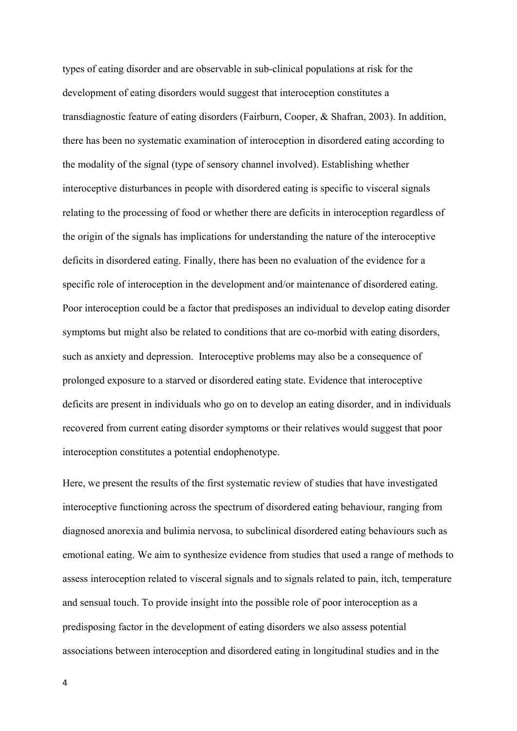types of eating disorder and are observable in sub-clinical populations at risk for the development of eating disorders would suggest that interoception constitutes a transdiagnostic feature of eating disorders (Fairburn, Cooper, & Shafran, 2003). In addition, there has been no systematic examination of interoception in disordered eating according to the modality of the signal (type of sensory channel involved). Establishing whether interoceptive disturbances in people with disordered eating is specific to visceral signals relating to the processing of food or whether there are deficits in interoception regardless of the origin of the signals has implications for understanding the nature of the interoceptive deficits in disordered eating. Finally, there has been no evaluation of the evidence for a specific role of interoception in the development and/or maintenance of disordered eating. Poor interoception could be a factor that predisposes an individual to develop eating disorder symptoms but might also be related to conditions that are co-morbid with eating disorders, such as anxiety and depression. Interoceptive problems may also be a consequence of prolonged exposure to a starved or disordered eating state. Evidence that interoceptive deficits are present in individuals who go on to develop an eating disorder, and in individuals recovered from current eating disorder symptoms or their relatives would suggest that poor interoception constitutes a potential endophenotype.

Here, we present the results of the first systematic review of studies that have investigated interoceptive functioning across the spectrum of disordered eating behaviour, ranging from diagnosed anorexia and bulimia nervosa, to subclinical disordered eating behaviours such as emotional eating. We aim to synthesize evidence from studies that used a range of methods to assess interoception related to visceral signals and to signals related to pain, itch, temperature and sensual touch. To provide insight into the possible role of poor interoception as a predisposing factor in the development of eating disorders we also assess potential associations between interoception and disordered eating in longitudinal studies and in the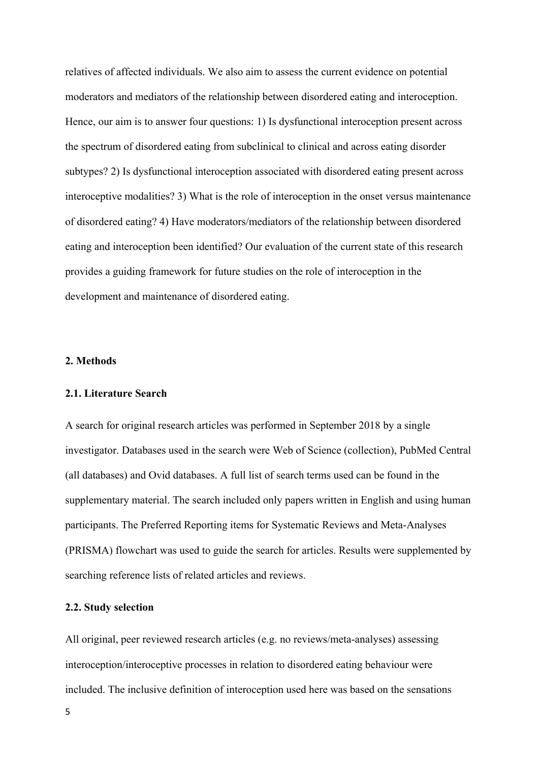relatives of affected individuals. We also aim to assess the current evidence on potential moderators and mediators of the relationship between disordered eating and interoception. Hence, our aim is to answer four questions: 1) Is dysfunctional interoception present across the spectrum of disordered eating from subclinical to clinical and across eating disorder subtypes? 2) Is dysfunctional interoception associated with disordered eating present across interoceptive modalities? 3) What is the role of interoception in the onset versus maintenance of disordered eating? 4) Have moderators/mediators of the relationship between disordered eating and interoception been identified? Our evaluation of the current state of this research provides a guiding framework for future studies on the role of interoception in the development and maintenance of disordered eating.

## 2. Methods

### 2.1. Literature Search

A search for original research articles was performed in September 2018 by a single investigator. Databases used in the search were Web of Science (collection), PubMed Central (all databases) and Ovid databases. A full list of search terms used can be found in the supplementary material. The search included only papers written in English and using human participants. The Preferred Reporting items for Systematic Reviews and Meta-Analyses (PRISMA) flowchart was used to guide the search for articles. Results were supplemented by searching reference lists of related articles and reviews.

### 2.2. Study selection

All original, peer reviewed research articles (e.g. no reviews/meta-analyses) assessing interoception/interoceptive processes in relation to disordered eating behaviour were included. The inclusive definition of interoception used here was based on the sensations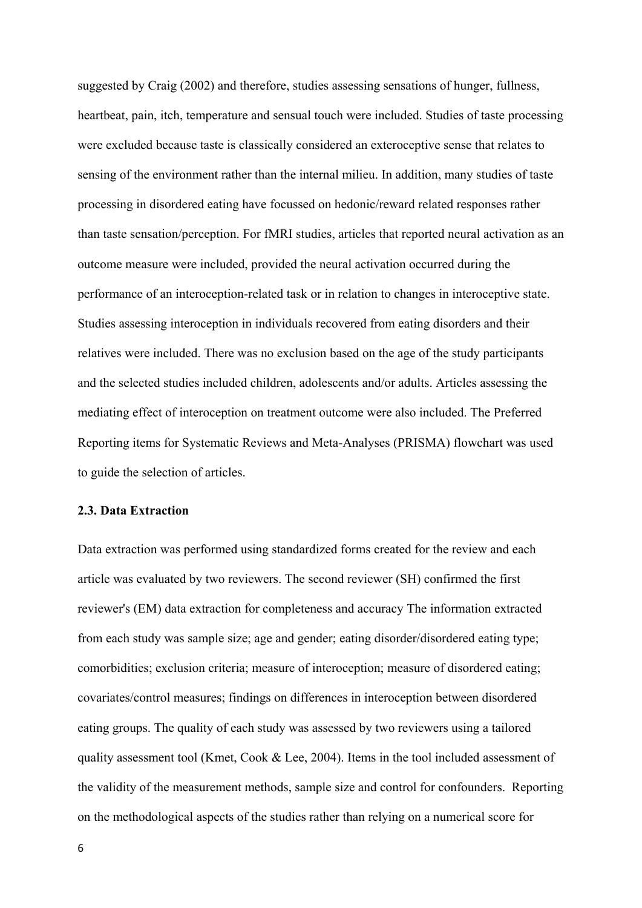suggested by Craig (2002) and therefore, studies assessing sensations of hunger, fullness, heartbeat, pain, itch, temperature and sensual touch were included. Studies of taste processing were excluded because taste is classically considered an exteroceptive sense that relates to sensing of the environment rather than the internal milieu. In addition, many studies of taste processing in disordered eating have focussed on hedonic/reward related responses rather than taste sensation/perception. For fMRI studies, articles that reported neural activation as an outcome measure were included, provided the neural activation occurred during the performance of an interoception-related task or in relation to changes in interoceptive state. Studies assessing interoception in individuals recovered from eating disorders and their relatives were included. There was no exclusion based on the age of the study participants and the selected studies included children, adolescents and/or adults. Articles assessing the mediating effect of interoception on treatment outcome were also included. The Preferred Reporting items for Systematic Reviews and Meta-Analyses (PRISMA) flowchart was used to guide the selection of articles.

### 2.3. Data Extraction

Data extraction was performed using standardized forms created for the review and each article was evaluated by two reviewers. The second reviewer (SH) confirmed the first reviewer's (EM) data extraction for completeness and accuracy The information extracted from each study was sample size; age and gender; eating disorder/disordered eating type; comorbidities; exclusion criteria; measure of interoception; measure of disordered eating; covariates/control measures; findings on differences in interoception between disordered eating groups. The quality of each study was assessed by two reviewers using a tailored quality assessment tool (Kmet, Cook & Lee, 2004). Items in the tool included assessment of the validity of the measurement methods, sample size and control for confounders.  Reporting on the methodological aspects of the studies rather than relying on a numerical score for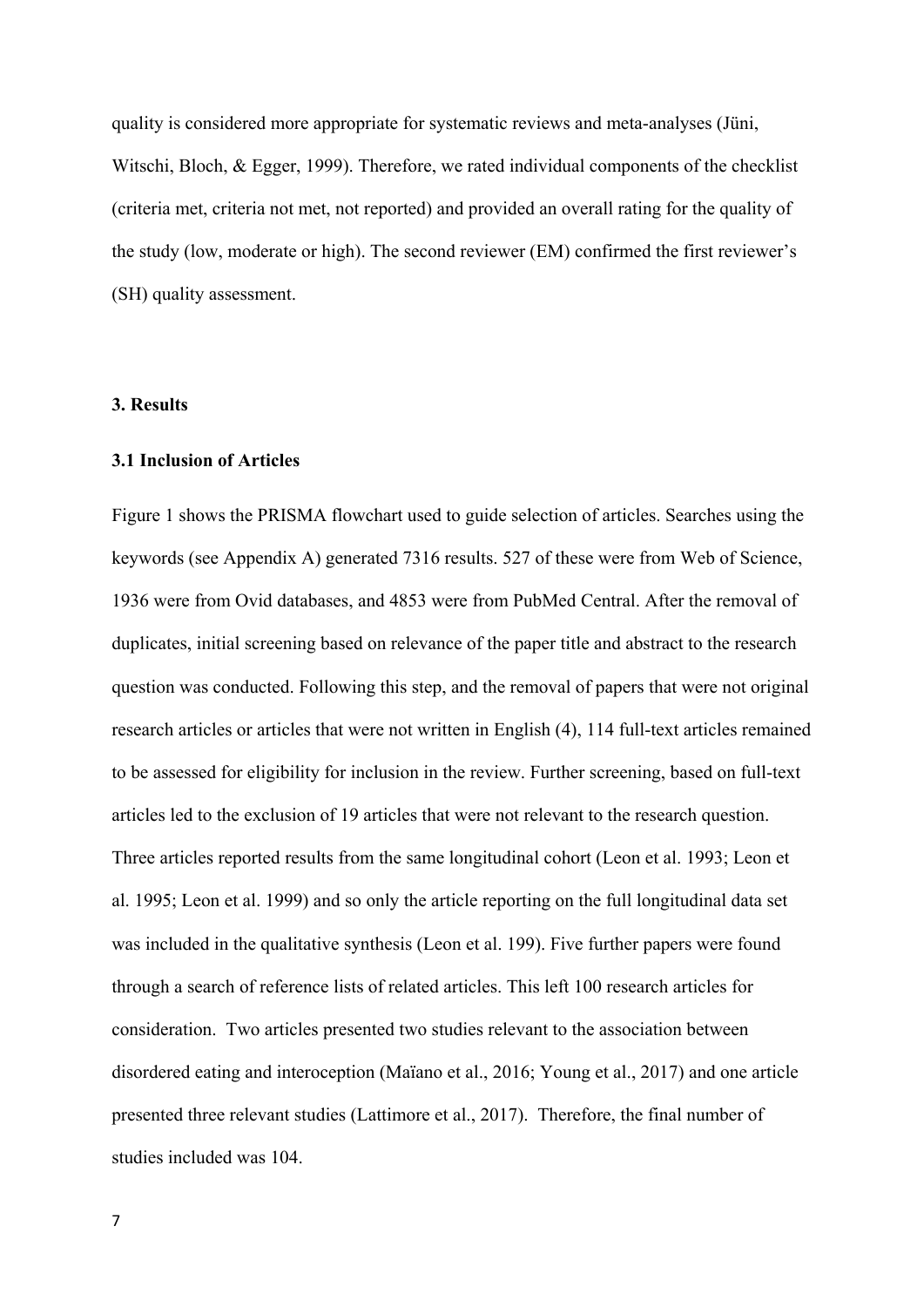quality is considered more appropriate for systematic reviews and meta-analyses (Jüni, Witschi, Bloch, & Egger, 1999). Therefore, we rated individual components of the checklist (criteria met, criteria not met, not reported) and provided an overall rating for the quality of the study (low, moderate or high). The second reviewer (EM) confirmed the first reviewer's (SH) quality assessment.

## 3. Results

### 3.1 Inclusion of Articles

Figure 1 shows the PRISMA flowchart used to guide selection of articles. Searches using the keywords (see Appendix A) generated 7316 results. 527 of these were from Web of Science, 1936 were from Ovid databases, and 4853 were from PubMed Central. After the removal of duplicates, initial screening based on relevance of the paper title and abstract to the research question was conducted. Following this step, and the removal of papers that were not original research articles or articles that were not written in English (4), 114 full-text articles remained to be assessed for eligibility for inclusion in the review. Further screening, based on full-text articles led to the exclusion of 19 articles that were not relevant to the research question. Three articles reported results from the same longitudinal cohort (Leon et al. 1993; Leon et al. 1995; Leon et al. 1999) and so only the article reporting on the full longitudinal data set was included in the qualitative synthesis (Leon et al. 199). Five further papers were found through a search of reference lists of related articles. This left 100 research articles for consideration. Two articles presented two studies relevant to the association between disordered eating and interoception (Maïano et al., 2016; Young et al., 2017) and one article presented three relevant studies (Lattimore et al., 2017). Therefore, the final number of studies included was 104.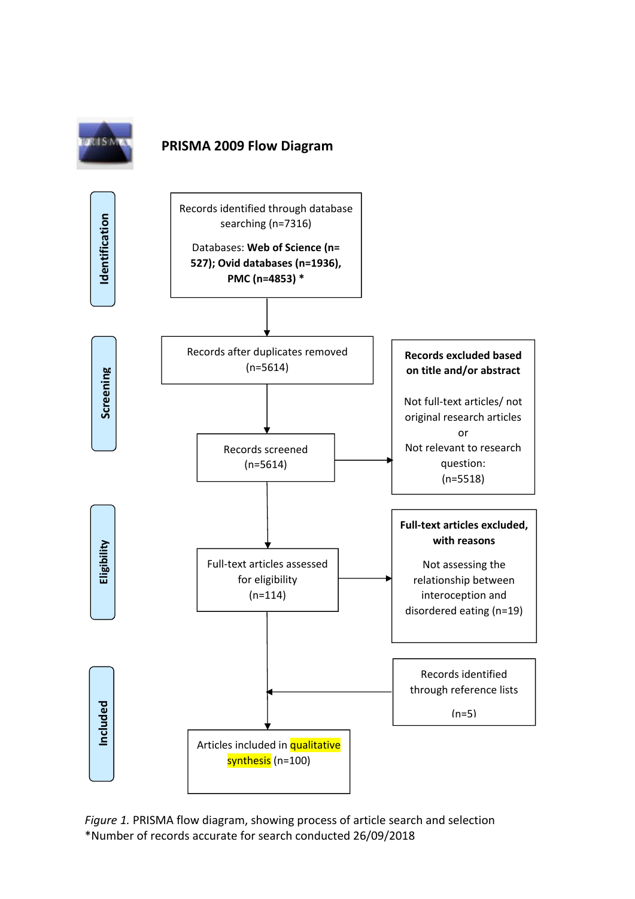## PRISMA 2009 Flow Diagram

**Identification**

Records identified through database searching (n=7316)

Databases: **Web of Science (n= 527); Ovid databases (n=1936), PMC (n=4853) ***

**Screening**

Records after duplicates removed (n=5614)

Records screened (n=5614)

**Records excluded based on title and/or abstract**

Not full-text articles/ not original research articles or Not relevant to research question: (n=5518)

**Eligibility**

Full-text articles assessed for eligibility (n=114)

**Full-text articles excluded, with reasons**

Not assessing the relationship between interoception and disordered eating (n=19)

**Included**

Records identified through reference lists (n=5)

Articles included in qualitative synthesis (n=100)

*Figure 1.* PRISMA flow diagram, showing process of article search and selection
*Number of records accurate for search conducted 26/09/2018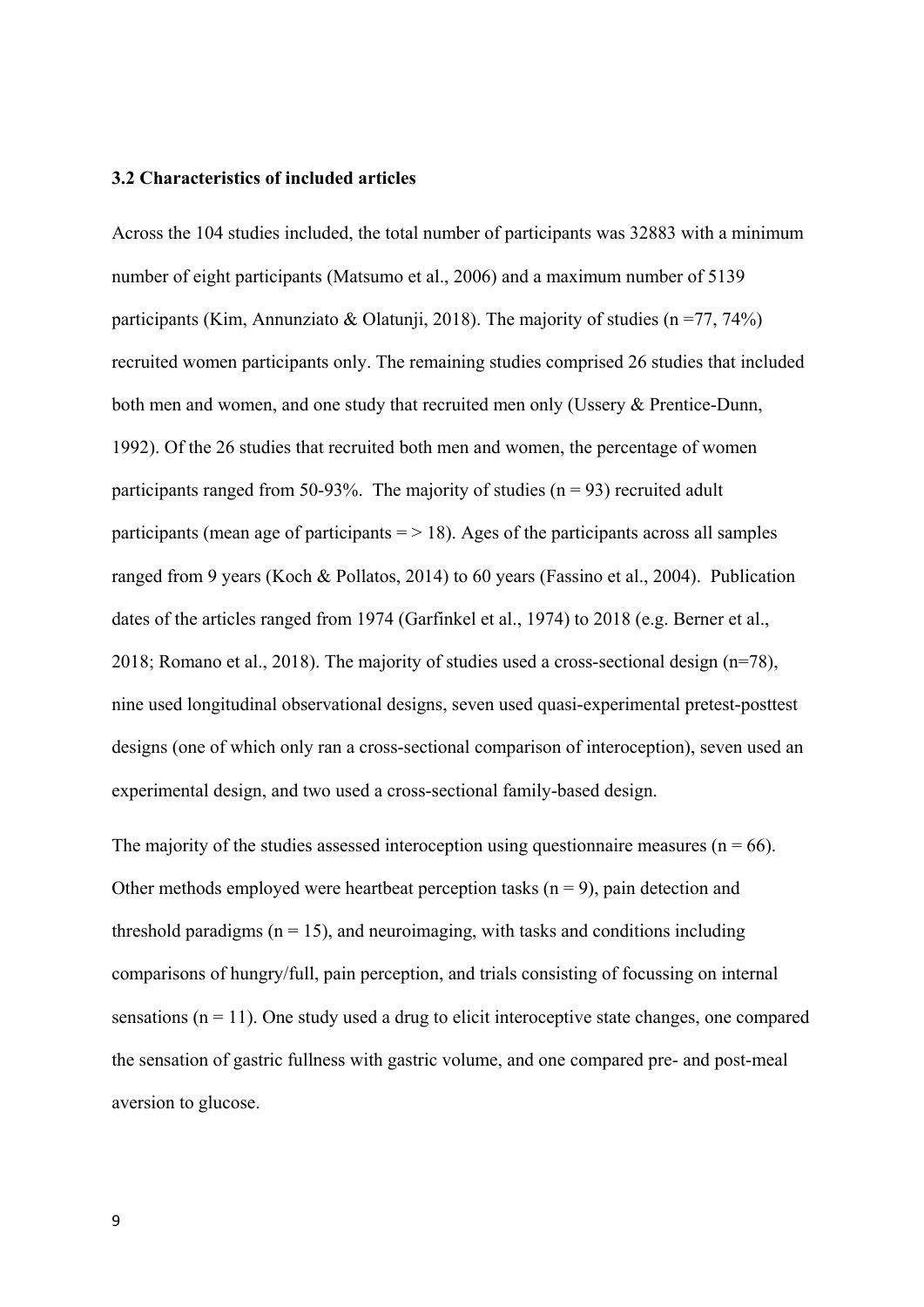### 3.2 Characteristics of included articles

Across the 104 studies included, the total number of participants was 32883 with a minimum number of eight participants (Matsumo et al., 2006) and a maximum number of 5139 participants (Kim, Annunziato & Olatunji, 2018). The majority of studies (n =77, 74%) recruited women participants only. The remaining studies comprised 26 studies that included both men and women, and one study that recruited men only (Ussery & Prentice-Dunn, 1992). Of the 26 studies that recruited both men and women, the percentage of women participants ranged from 50-93%. The majority of studies (n = 93) recruited adult participants (mean age of participants = > 18). Ages of the participants across all samples ranged from 9 years (Koch & Pollatos, 2014) to 60 years (Fassino et al., 2004). Publication dates of the articles ranged from 1974 (Garfinkel et al., 1974) to 2018 (e.g. Berner et al., 2018; Romano et al., 2018). The majority of studies used a cross-sectional design (n=78), nine used longitudinal observational designs, seven used quasi-experimental pretest-posttest designs (one of which only ran a cross-sectional comparison of interoception), seven used an experimental design, and two used a cross-sectional family-based design.

The majority of the studies assessed interoception using questionnaire measures (n = 66). Other methods employed were heartbeat perception tasks (n = 9), pain detection and threshold paradigms (n = 15), and neuroimaging, with tasks and conditions including comparisons of hungry/full, pain perception, and trials consisting of focussing on internal sensations (n = 11). One study used a drug to elicit interoceptive state changes, one compared the sensation of gastric fullness with gastric volume, and one compared pre- and post-meal aversion to glucose.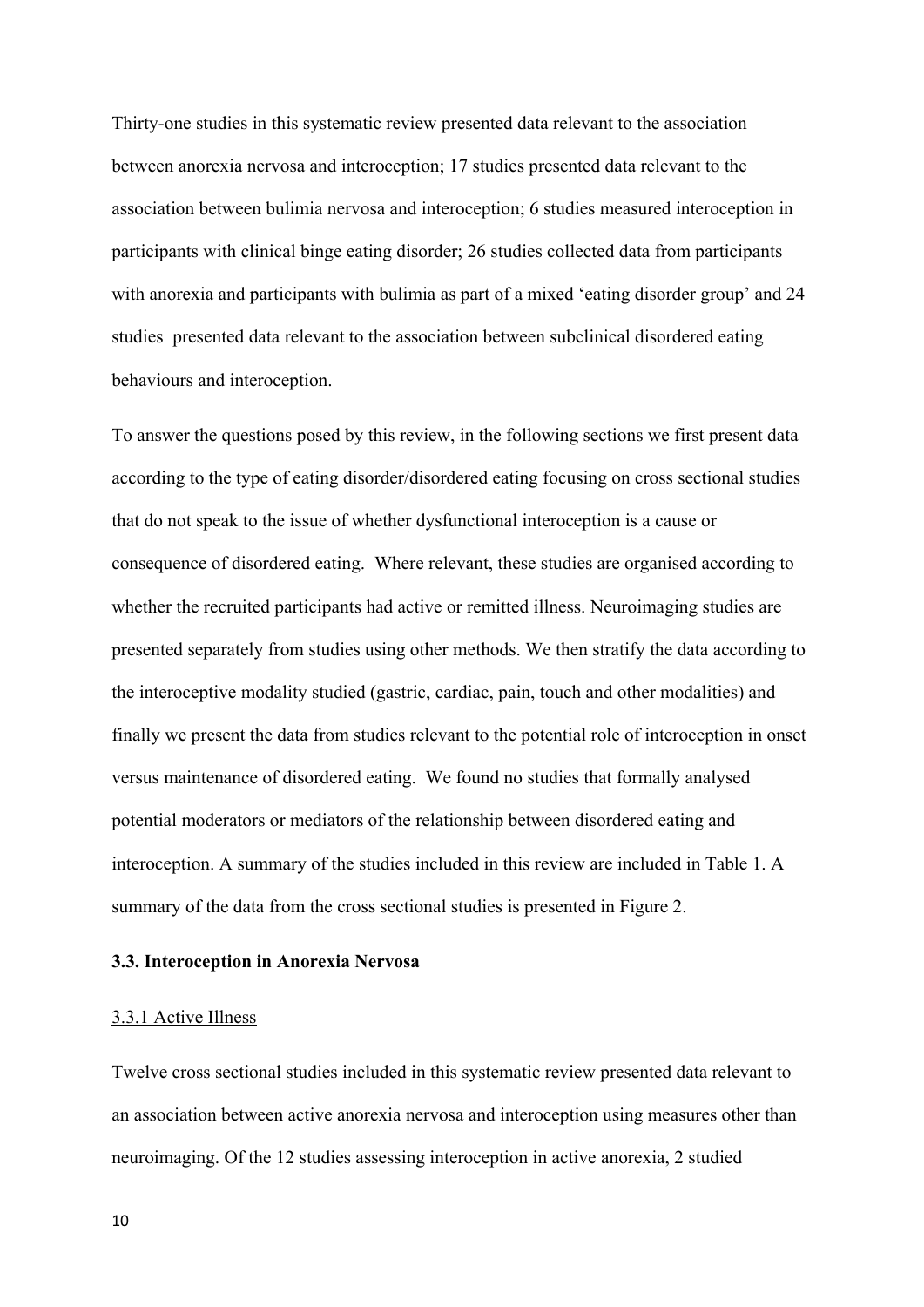Thirty-one studies in this systematic review presented data relevant to the association between anorexia nervosa and interoception; 17 studies presented data relevant to the association between bulimia nervosa and interoception; 6 studies measured interoception in participants with clinical binge eating disorder; 26 studies collected data from participants with anorexia and participants with bulimia as part of a mixed 'eating disorder group' and 24 studies presented data relevant to the association between subclinical disordered eating behaviours and interoception.

To answer the questions posed by this review, in the following sections we first present data according to the type of eating disorder/disordered eating focusing on cross sectional studies that do not speak to the issue of whether dysfunctional interoception is a cause or consequence of disordered eating. Where relevant, these studies are organised according to whether the recruited participants had active or remitted illness. Neuroimaging studies are presented separately from studies using other methods. We then stratify the data according to the interoceptive modality studied (gastric, cardiac, pain, touch and other modalities) and finally we present the data from studies relevant to the potential role of interoception in onset versus maintenance of disordered eating. We found no studies that formally analysed potential moderators or mediators of the relationship between disordered eating and interoception. A summary of the studies included in this review are included in Table 1. A summary of the data from the cross sectional studies is presented in Figure 2.

### 3.3. Interoception in Anorexia Nervosa

#### 3.3.1 Active Illness

Twelve cross sectional studies included in this systematic review presented data relevant to an association between active anorexia nervosa and interoception using measures other than neuroimaging. Of the 12 studies assessing interoception in active anorexia, 2 studied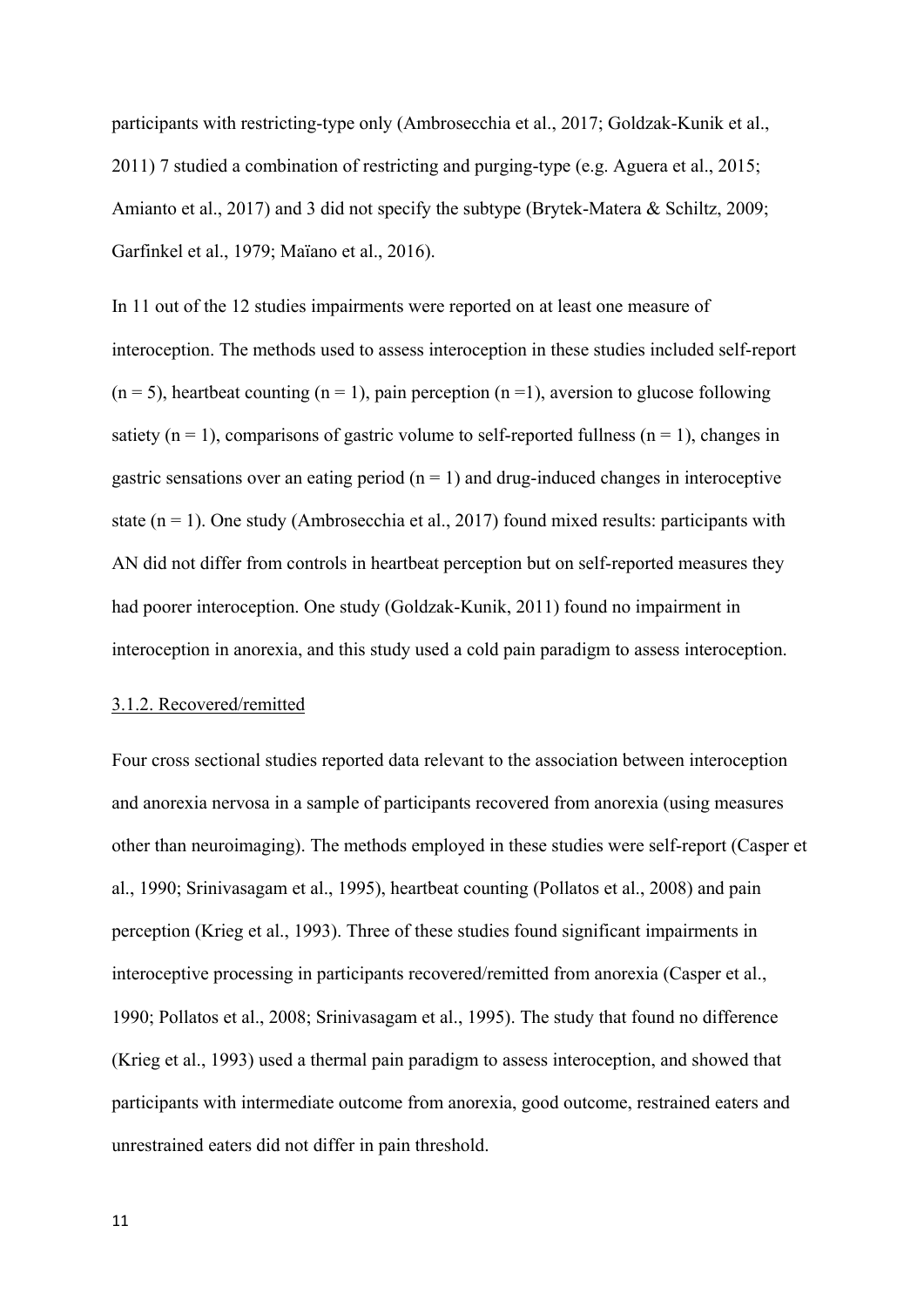participants with restricting-type only (Ambrosecchia et al., 2017; Goldzak-Kunik et al., 2011) 7 studied a combination of restricting and purging-type (e.g. Aguera et al., 2015; Amianto et al., 2017) and 3 did not specify the subtype (Brytek-Matera & Schiltz, 2009; Garfinkel et al., 1979; Maïano et al., 2016).

In 11 out of the 12 studies impairments were reported on at least one measure of interoception. The methods used to assess interoception in these studies included self-report (n = 5), heartbeat counting (n = 1), pain perception (n =1), aversion to glucose following satiety (n = 1), comparisons of gastric volume to self-reported fullness (n = 1), changes in gastric sensations over an eating period (n = 1) and drug-induced changes in interoceptive state (n = 1). One study (Ambrosecchia et al., 2017) found mixed results: participants with AN did not differ from controls in heartbeat perception but on self-reported measures they had poorer interoception. One study (Goldzak-Kunik, 2011) found no impairment in interoception in anorexia, and this study used a cold pain paradigm to assess interoception.

### 3.1.2. Recovered/remitted

Four cross sectional studies reported data relevant to the association between interoception and anorexia nervosa in a sample of participants recovered from anorexia (using measures other than neuroimaging). The methods employed in these studies were self-report (Casper et al., 1990; Srinivasagam et al., 1995), heartbeat counting (Pollatos et al., 2008) and pain perception (Krieg et al., 1993). Three of these studies found significant impairments in interoceptive processing in participants recovered/remitted from anorexia (Casper et al., 1990; Pollatos et al., 2008; Srinivasagam et al., 1995). The study that found no difference (Krieg et al., 1993) used a thermal pain paradigm to assess interoception, and showed that participants with intermediate outcome from anorexia, good outcome, restrained eaters and unrestrained eaters did not differ in pain threshold.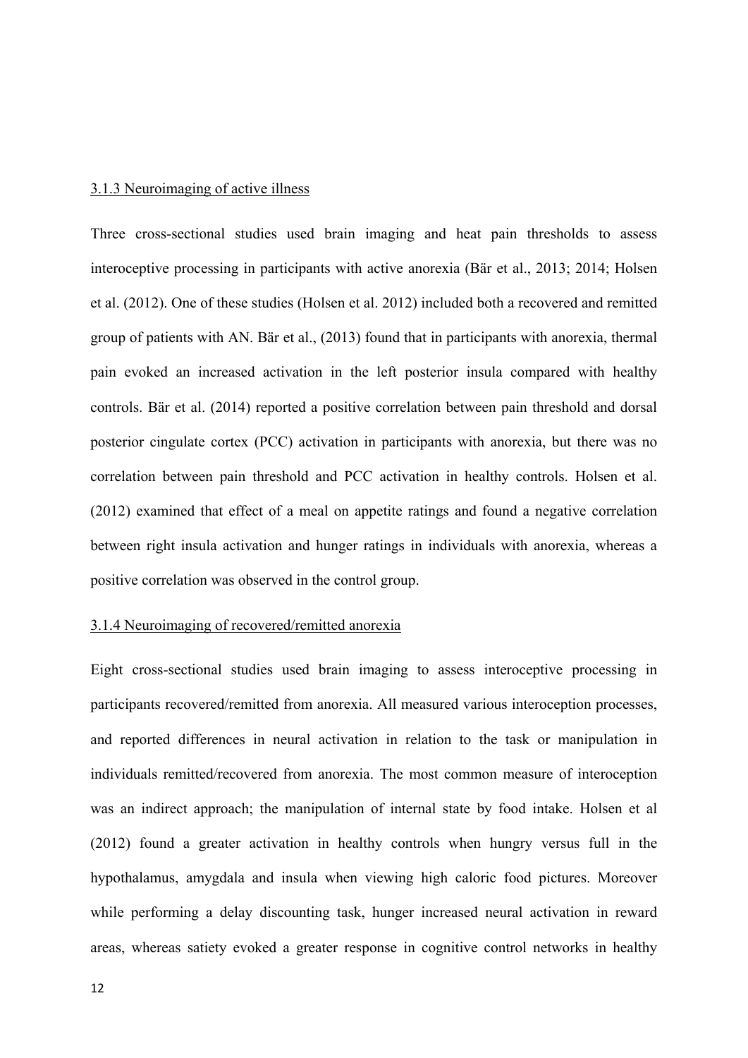### 3.1.3 Neuroimaging of active illness

Three cross-sectional studies used brain imaging and heat pain thresholds to assess interoceptive processing in participants with active anorexia (Bär et al., 2013; 2014; Holsen et al. (2012). One of these studies (Holsen et al. 2012) included both a recovered and remitted group of patients with AN. Bär et al., (2013) found that in participants with anorexia, thermal pain evoked an increased activation in the left posterior insula compared with healthy controls. Bär et al. (2014) reported a positive correlation between pain threshold and dorsal posterior cingulate cortex (PCC) activation in participants with anorexia, but there was no correlation between pain threshold and PCC activation in healthy controls. Holsen et al. (2012) examined that effect of a meal on appetite ratings and found a negative correlation between right insula activation and hunger ratings in individuals with anorexia, whereas a positive correlation was observed in the control group.

### 3.1.4 Neuroimaging of recovered/remitted anorexia

Eight cross-sectional studies used brain imaging to assess interoceptive processing in participants recovered/remitted from anorexia. All measured various interoception processes, and reported differences in neural activation in relation to the task or manipulation in individuals remitted/recovered from anorexia. The most common measure of interoception was an indirect approach; the manipulation of internal state by food intake. Holsen et al (2012) found a greater activation in healthy controls when hungry versus full in the hypothalamus, amygdala and insula when viewing high caloric food pictures. Moreover while performing a delay discounting task, hunger increased neural activation in reward areas, whereas satiety evoked a greater response in cognitive control networks in healthy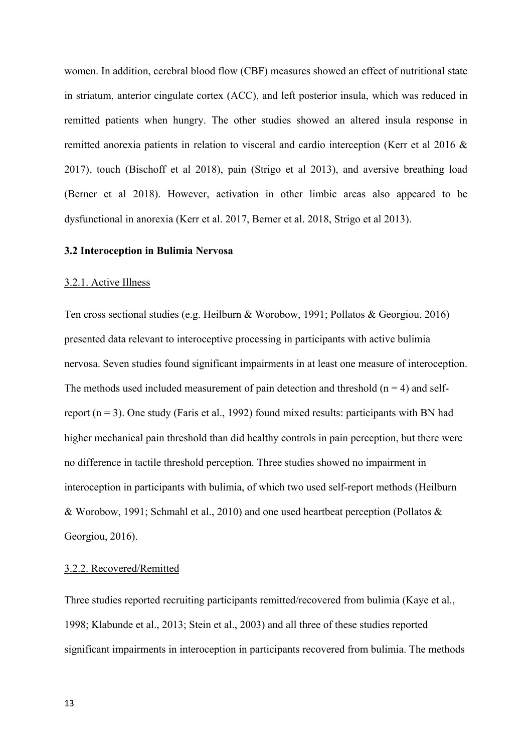women. In addition, cerebral blood flow (CBF) measures showed an effect of nutritional state in striatum, anterior cingulate cortex (ACC), and left posterior insula, which was reduced in remitted patients when hungry. The other studies showed an altered insula response in remitted anorexia patients in relation to visceral and cardio interception (Kerr et al 2016 & 2017), touch (Bischoff et al 2018), pain (Strigo et al 2013), and aversive breathing load (Berner et al 2018). However, activation in other limbic areas also appeared to be dysfunctional in anorexia (Kerr et al. 2017, Berner et al. 2018, Strigo et al 2013).

### 3.2 Interoception in Bulimia Nervosa

#### 3.2.1. Active Illness

Ten cross sectional studies (e.g. Heilburn & Worobow, 1991; Pollatos & Georgiou, 2016) presented data relevant to interoceptive processing in participants with active bulimia nervosa. Seven studies found significant impairments in at least one measure of interoception. The methods used included measurement of pain detection and threshold (n = 4) and self-report (n = 3). One study (Faris et al., 1992) found mixed results: participants with BN had higher mechanical pain threshold than did healthy controls in pain perception, but there were no difference in tactile threshold perception. Three studies showed no impairment in interoception in participants with bulimia, of which two used self-report methods (Heilburn & Worobow, 1991; Schmahl et al., 2010) and one used heartbeat perception (Pollatos & Georgiou, 2016).

#### 3.2.2. Recovered/Remitted

Three studies reported recruiting participants remitted/recovered from bulimia (Kaye et al., 1998; Klabunde et al., 2013; Stein et al., 2003) and all three of these studies reported significant impairments in interoception in participants recovered from bulimia. The methods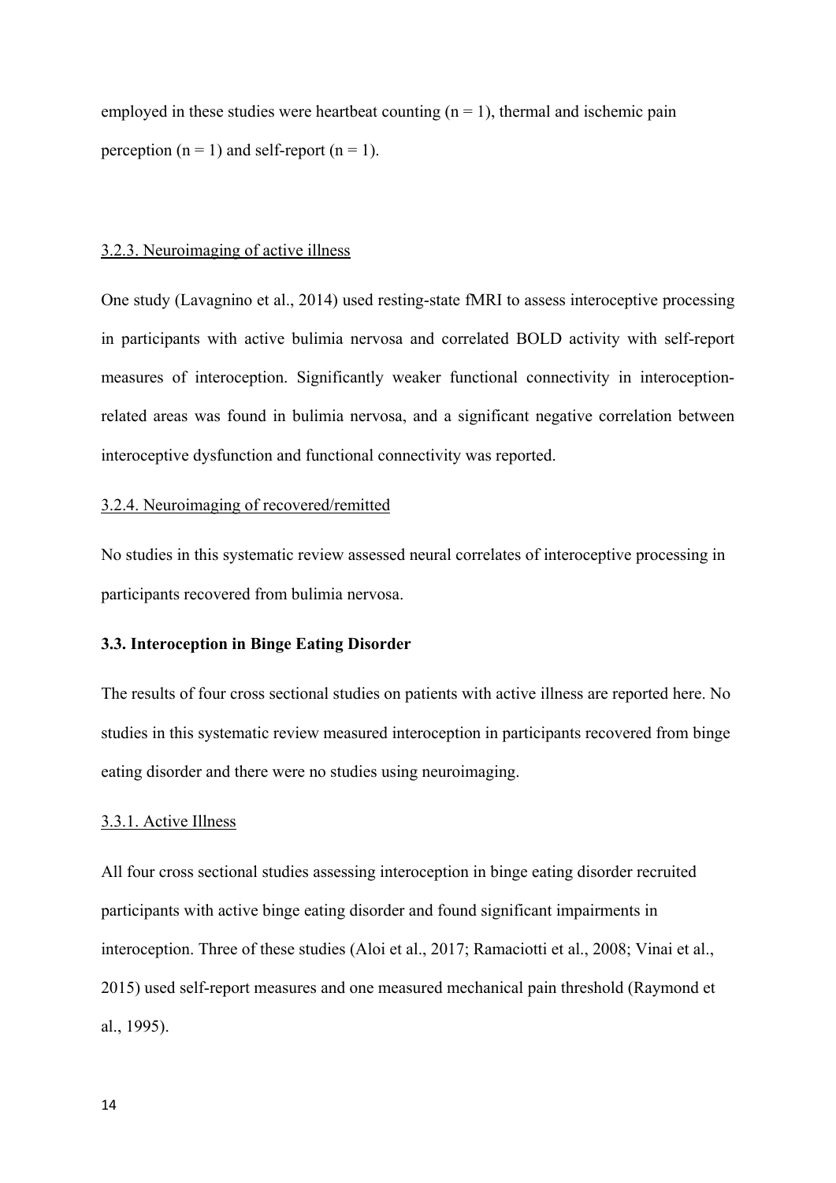employed in these studies were heartbeat counting (n = 1), thermal and ischemic pain perception (n = 1) and self-report (n = 1).

### 3.2.3. Neuroimaging of active illness

One study (Lavagnino et al., 2014) used resting-state fMRI to assess interoceptive processing in participants with active bulimia nervosa and correlated BOLD activity with self-report measures of interoception. Significantly weaker functional connectivity in interoception-related areas was found in bulimia nervosa, and a significant negative correlation between interoceptive dysfunction and functional connectivity was reported.

### 3.2.4. Neuroimaging of recovered/remitted

No studies in this systematic review assessed neural correlates of interoceptive processing in participants recovered from bulimia nervosa.

## 3.3. Interoception in Binge Eating Disorder

The results of four cross sectional studies on patients with active illness are reported here. No studies in this systematic review measured interoception in participants recovered from binge eating disorder and there were no studies using neuroimaging.

### 3.3.1. Active Illness

All four cross sectional studies assessing interoception in binge eating disorder recruited participants with active binge eating disorder and found significant impairments in interoception. Three of these studies (Aloi et al., 2017; Ramacciotti et al., 2008; Vinai et al., 2015) used self-report measures and one measured mechanical pain threshold (Raymond et al., 1995).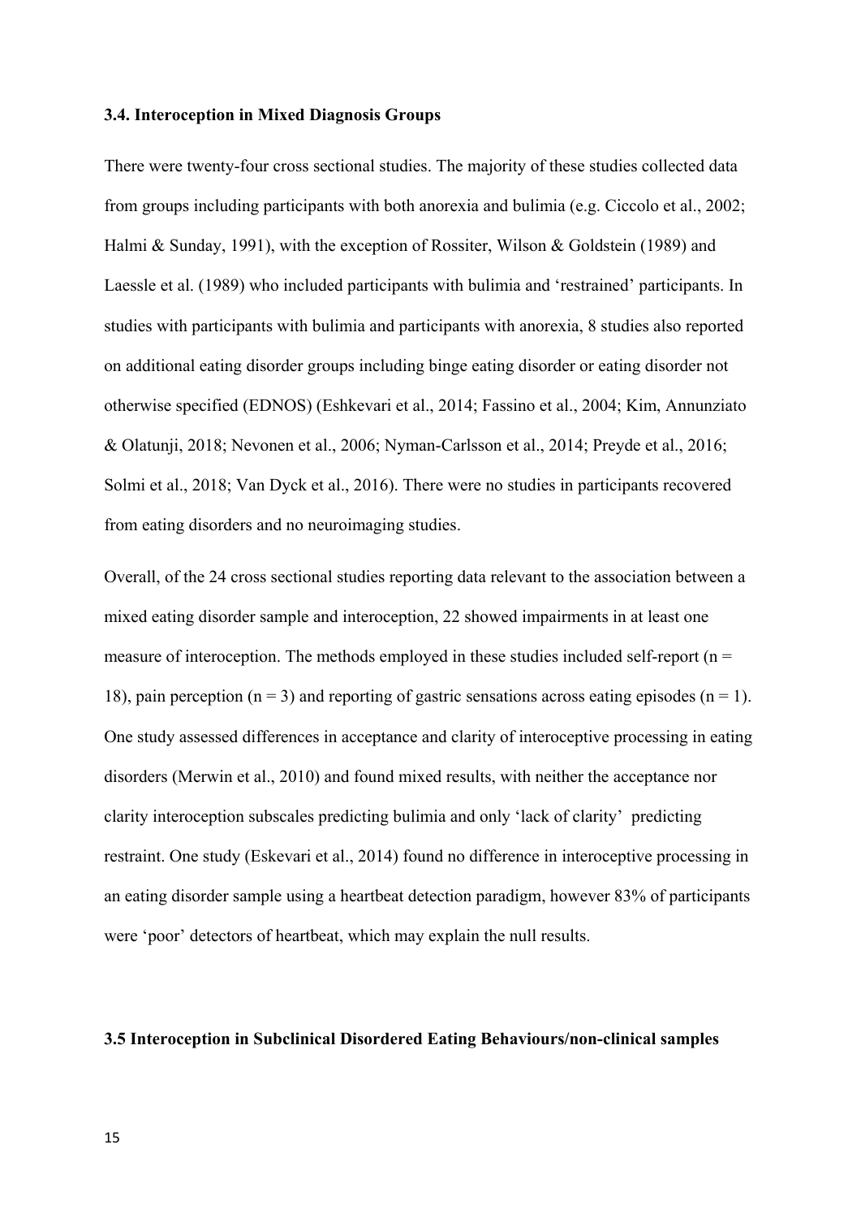### 3.4. Interoception in Mixed Diagnosis Groups

There were twenty-four cross sectional studies. The majority of these studies collected data from groups including participants with both anorexia and bulimia (e.g. Ciccolo et al., 2002; Halmi & Sunday, 1991), with the exception of Rossiter, Wilson & Goldstein (1989) and Laessle et al. (1989) who included participants with bulimia and 'restrained' participants. In studies with participants with bulimia and participants with anorexia, 8 studies also reported on additional eating disorder groups including binge eating disorder or eating disorder not otherwise specified (EDNOS) (Eshkevari et al., 2014; Fassino et al., 2004; Kim, Annunziato & Olatunji, 2018; Nevonen et al., 2006; Nyman-Carlsson et al., 2014; Preyde et al., 2016; Solmi et al., 2018; Van Dyck et al., 2016). There were no studies in participants recovered from eating disorders and no neuroimaging studies.

Overall, of the 24 cross sectional studies reporting data relevant to the association between a mixed eating disorder sample and interoception, 22 showed impairments in at least one measure of interoception. The methods employed in these studies included self-report (n = 18), pain perception (n = 3) and reporting of gastric sensations across eating episodes (n = 1). One study assessed differences in acceptance and clarity of interoceptive processing in eating disorders (Merwin et al., 2010) and found mixed results, with neither the acceptance nor clarity interoception subscales predicting bulimia and only 'lack of clarity' predicting restraint. One study (Eskevari et al., 2014) found no difference in interoceptive processing in an eating disorder sample using a heartbeat detection paradigm, however 83% of participants were 'poor' detectors of heartbeat, which may explain the null results.

### 3.5 Interoception in Subclinical Disordered Eating Behaviours/non-clinical samples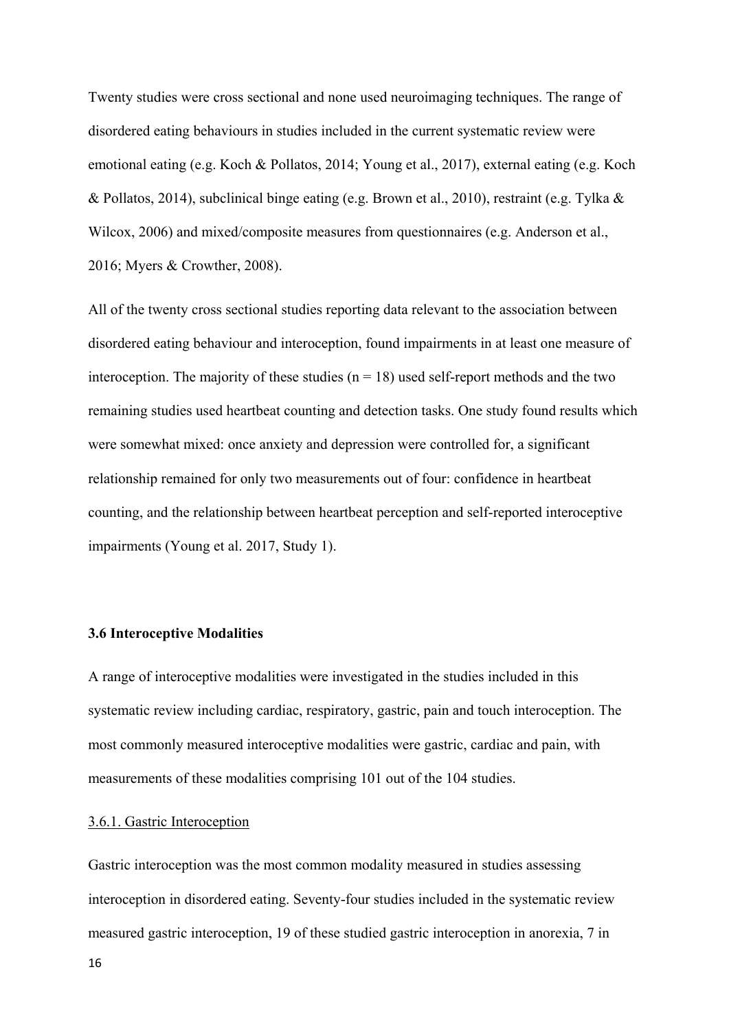Twenty studies were cross sectional and none used neuroimaging techniques. The range of disordered eating behaviours in studies included in the current systematic review were emotional eating (e.g. Koch & Pollatos, 2014; Young et al., 2017), external eating (e.g. Koch & Pollatos, 2014), subclinical binge eating (e.g. Brown et al., 2010), restraint (e.g. Tylka & Wilcox, 2006) and mixed/composite measures from questionnaires (e.g. Anderson et al., 2016; Myers & Crowther, 2008).

All of the twenty cross sectional studies reporting data relevant to the association between disordered eating behaviour and interoception, found impairments in at least one measure of interoception. The majority of these studies ($n = 18$) used self-report methods and the two remaining studies used heartbeat counting and detection tasks. One study found results which were somewhat mixed: once anxiety and depression were controlled for, a significant relationship remained for only two measurements out of four: confidence in heartbeat counting, and the relationship between heartbeat perception and self-reported interoceptive impairments (Young et al. 2017, Study 1).

### 3.6 Interoceptive Modalities

A range of interoceptive modalities were investigated in the studies included in this systematic review including cardiac, respiratory, gastric, pain and touch interoception. The most commonly measured interoceptive modalities were gastric, cardiac and pain, with measurements of these modalities comprising 101 out of the 104 studies.

#### 3.6.1. Gastric Interoception

Gastric interoception was the most common modality measured in studies assessing interoception in disordered eating. Seventy-four studies included in the systematic review measured gastric interoception, 19 of these studied gastric interoception in anorexia, 7 in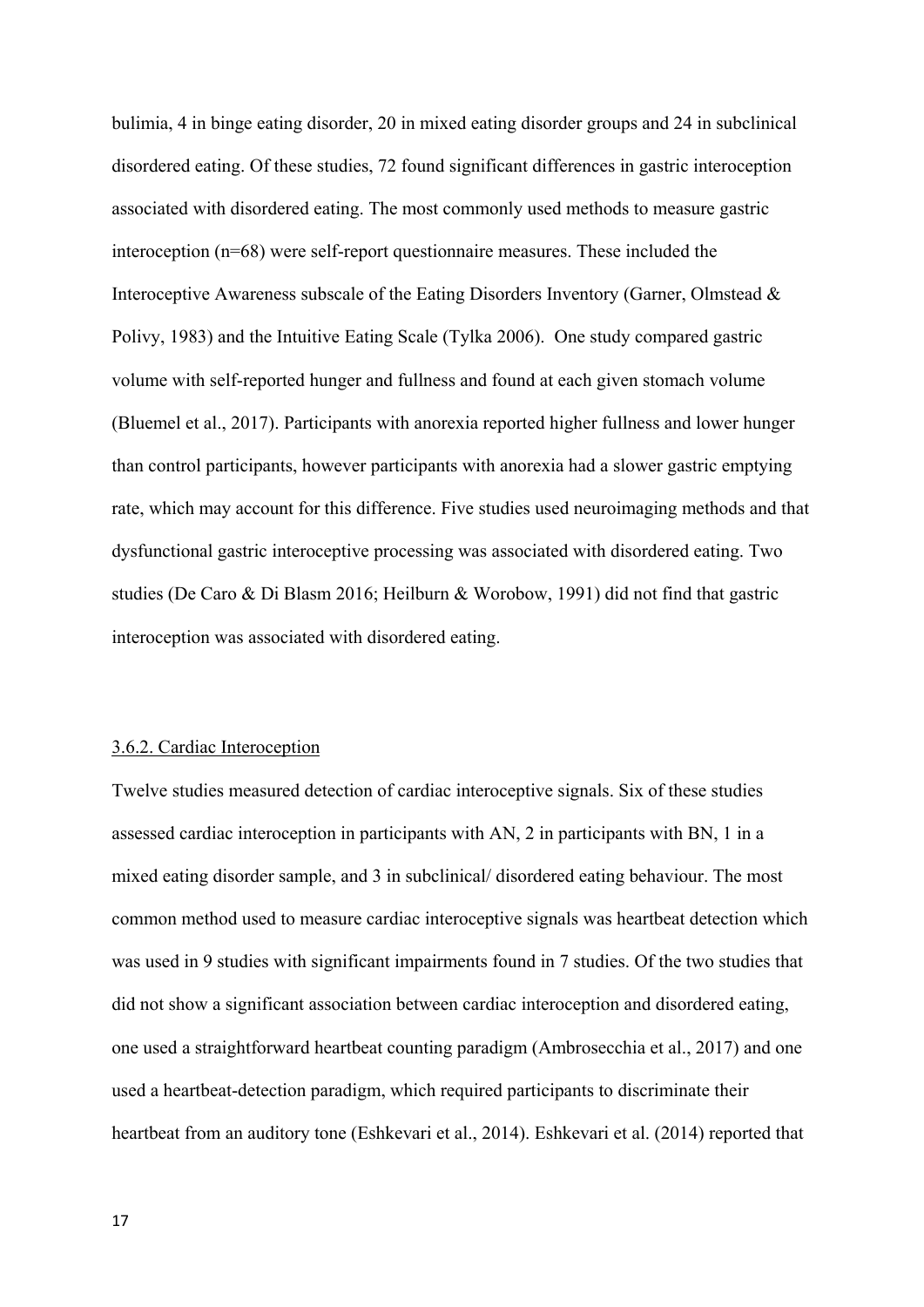bulimia, 4 in binge eating disorder, 20 in mixed eating disorder groups and 24 in subclinical disordered eating. Of these studies, 72 found significant differences in gastric interoception associated with disordered eating. The most commonly used methods to measure gastric interoception (n=68) were self-report questionnaire measures. These included the Interoceptive Awareness subscale of the Eating Disorders Inventory (Garner, Olmstead & Polivy, 1983) and the Intuitive Eating Scale (Tylka 2006). One study compared gastric volume with self-reported hunger and fullness and found at each given stomach volume (Bluemel et al., 2017). Participants with anorexia reported higher fullness and lower hunger than control participants, however participants with anorexia had a slower gastric emptying rate, which may account for this difference. Five studies used neuroimaging methods and that dysfunctional gastric interoceptive processing was associated with disordered eating. Two studies (De Caro & Di Blasm 2016; Heilburn & Worobow, 1991) did not find that gastric interoception was associated with disordered eating.

### 3.6.2. Cardiac Interoception

Twelve studies measured detection of cardiac interoceptive signals. Six of these studies assessed cardiac interoception in participants with AN, 2 in participants with BN, 1 in a mixed eating disorder sample, and 3 in subclinical/ disordered eating behaviour. The most common method used to measure cardiac interoceptive signals was heartbeat detection which was used in 9 studies with significant impairments found in 7 studies. Of the two studies that did not show a significant association between cardiac interoception and disordered eating, one used a straightforward heartbeat counting paradigm (Ambrosecchia et al., 2017) and one used a heartbeat-detection paradigm, which required participants to discriminate their heartbeat from an auditory tone (Eshkevari et al., 2014). Eshkevari et al. (2014) reported that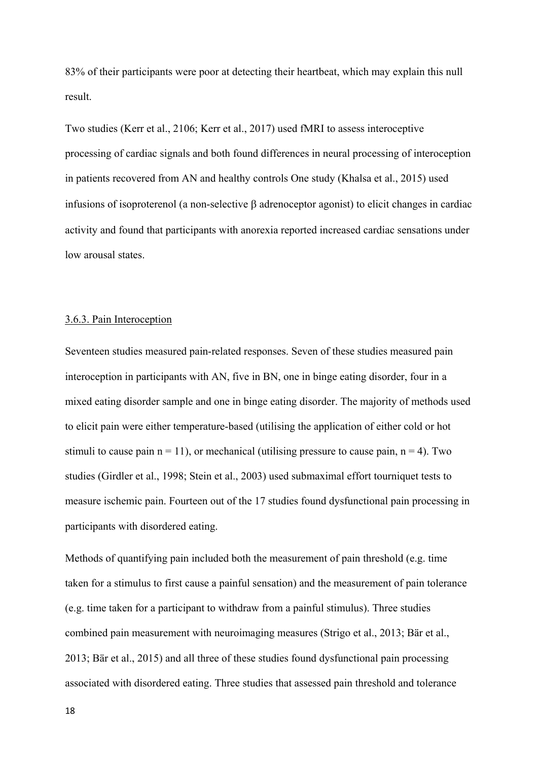83% of their participants were poor at detecting their heartbeat, which may explain this null result.

Two studies (Kerr et al., 2106; Kerr et al., 2017) used fMRI to assess interoceptive processing of cardiac signals and both found differences in neural processing of interoception in patients recovered from AN and healthy controls One study (Khalsa et al., 2015) used infusions of isoproterenol (a non-selective β adrenoceptor agonist) to elicit changes in cardiac activity and found that participants with anorexia reported increased cardiac sensations under low arousal states.

### 3.6.3. Pain Interoception

Seventeen studies measured pain-related responses. Seven of these studies measured pain interoception in participants with AN, five in BN, one in binge eating disorder, four in a mixed eating disorder sample and one in binge eating disorder. The majority of methods used to elicit pain were either temperature-based (utilising the application of either cold or hot stimuli to cause pain n = 11), or mechanical (utilising pressure to cause pain, n = 4). Two studies (Girdler et al., 1998; Stein et al., 2003) used submaximal effort tourniquet tests to measure ischemic pain. Fourteen out of the 17 studies found dysfunctional pain processing in participants with disordered eating.

Methods of quantifying pain included both the measurement of pain threshold (e.g. time taken for a stimulus to first cause a painful sensation) and the measurement of pain tolerance (e.g. time taken for a participant to withdraw from a painful stimulus). Three studies combined pain measurement with neuroimaging measures (Strigo et al., 2013; Bär et al., 2013; Bär et al., 2015) and all three of these studies found dysfunctional pain processing associated with disordered eating. Three studies that assessed pain threshold and tolerance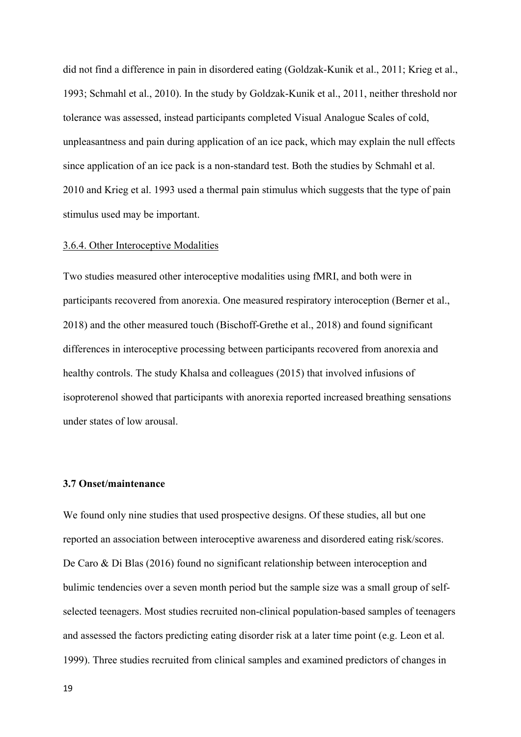did not find a difference in pain in disordered eating (Goldzak-Kunik et al., 2011; Krieg et al., 1993; Schmahl et al., 2010). In the study by Goldzak-Kunik et al., 2011, neither threshold nor tolerance was assessed, instead participants completed Visual Analogue Scales of cold, unpleasantness and pain during application of an ice pack, which may explain the null effects since application of an ice pack is a non-standard test. Both the studies by Schmahl et al. 2010 and Krieg et al. 1993 used a thermal pain stimulus which suggests that the type of pain stimulus used may be important.

#### 3.6.4. Other Interoceptive Modalities

Two studies measured other interoceptive modalities using fMRI, and both were in participants recovered from anorexia. One measured respiratory interoception (Berner et al., 2018) and the other measured touch (Bischoff-Grethe et al., 2018) and found significant differences in interoceptive processing between participants recovered from anorexia and healthy controls. The study Khalsa and colleagues (2015) that involved infusions of isoproterenol showed that participants with anorexia reported increased breathing sensations under states of low arousal.

### 3.7 Onset/maintenance

We found only nine studies that used prospective designs. Of these studies, all but one reported an association between interoceptive awareness and disordered eating risk/scores. De Caro & Di Blas (2016) found no significant relationship between interoception and bulimic tendencies over a seven month period but the sample size was a small group of self-selected teenagers. Most studies recruited non-clinical population-based samples of teenagers and assessed the factors predicting eating disorder risk at a later time point (e.g. Leon et al. 1999). Three studies recruited from clinical samples and examined predictors of changes in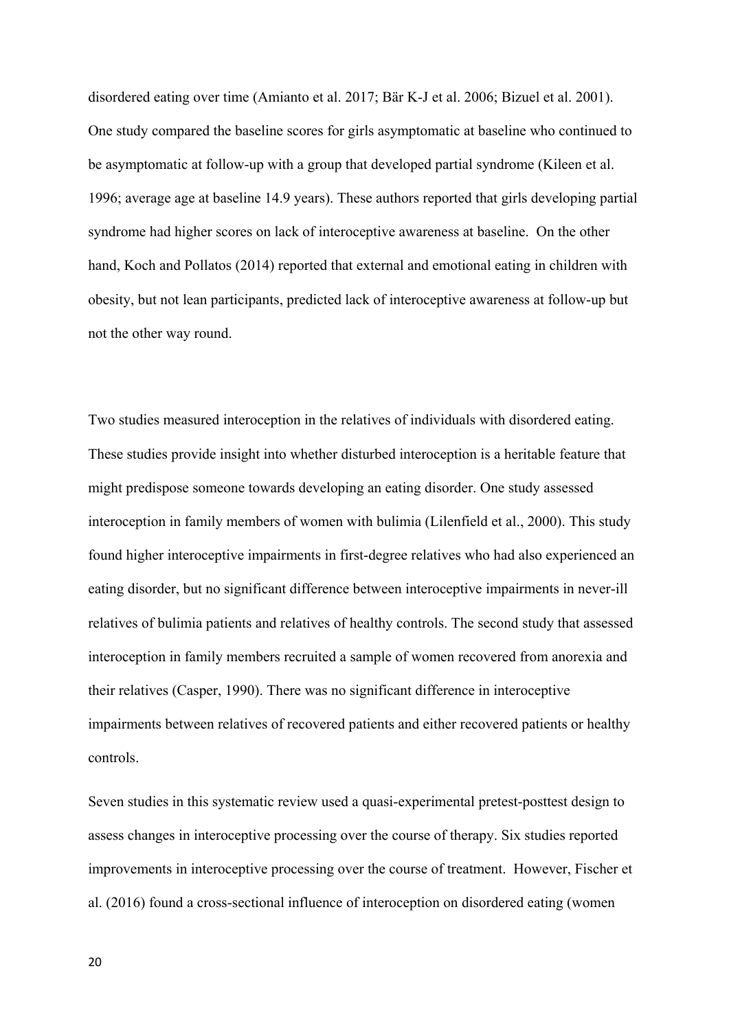disordered eating over time (Amianto et al. 2017; Bär K-J et al. 2006; Bizuel et al. 2001). One study compared the baseline scores for girls asymptomatic at baseline who continued to be asymptomatic at follow-up with a group that developed partial syndrome (Kileen et al. 1996; average age at baseline 14.9 years). These authors reported that girls developing partial syndrome had higher scores on lack of interoceptive awareness at baseline. On the other hand, Koch and Pollatos (2014) reported that external and emotional eating in children with obesity, but not lean participants, predicted lack of interoceptive awareness at follow-up but not the other way round.

Two studies measured interoception in the relatives of individuals with disordered eating. These studies provide insight into whether disturbed interoception is a heritable feature that might predispose someone towards developing an eating disorder. One study assessed interoception in family members of women with bulimia (Lilenfield et al., 2000). This study found higher interoceptive impairments in first-degree relatives who had also experienced an eating disorder, but no significant difference between interoceptive impairments in never-ill relatives of bulimia patients and relatives of healthy controls. The second study that assessed interoception in family members recruited a sample of women recovered from anorexia and their relatives (Casper, 1990). There was no significant difference in interoceptive impairments between relatives of recovered patients and either recovered patients or healthy controls.

Seven studies in this systematic review used a quasi-experimental pretest-posttest design to assess changes in interoceptive processing over the course of therapy. Six studies reported improvements in interoceptive processing over the course of treatment. However, Fischer et al. (2016) found a cross-sectional influence of interoception on disordered eating (women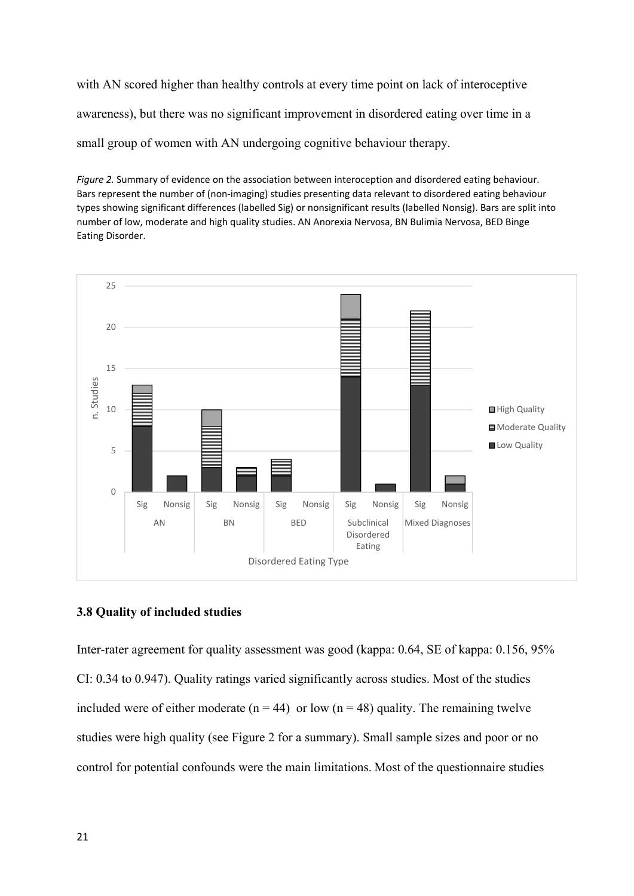with AN scored higher than healthy controls at every time point on lack of interoceptive awareness), but there was no significant improvement in disordered eating over time in a small group of women with AN undergoing cognitive behaviour therapy.

*Figure 2.* Summary of evidence on the association between interoception and disordered eating behaviour. Bars represent the number of (non-imaging) studies presenting data relevant to disordered eating behaviour types showing significant differences (labelled Sig) or nonsignificant results (labelled Nonsig). Bars are split into number of low, moderate and high quality studies. AN Anorexia Nervosa, BN Bulimia Nervosa, BED Binge Eating Disorder.

### 3.8 Quality of included studies

Inter-rater agreement for quality assessment was good (kappa: 0.64, SE of kappa: 0.156, 95% CI: 0.34 to 0.947). Quality ratings varied significantly across studies. Most of the studies included were of either moderate ($n = 44$) or low ($n = 48$) quality. The remaining twelve studies were high quality (see Figure 2 for a summary). Small sample sizes and poor or no control for potential confounds were the main limitations. Most of the questionnaire studies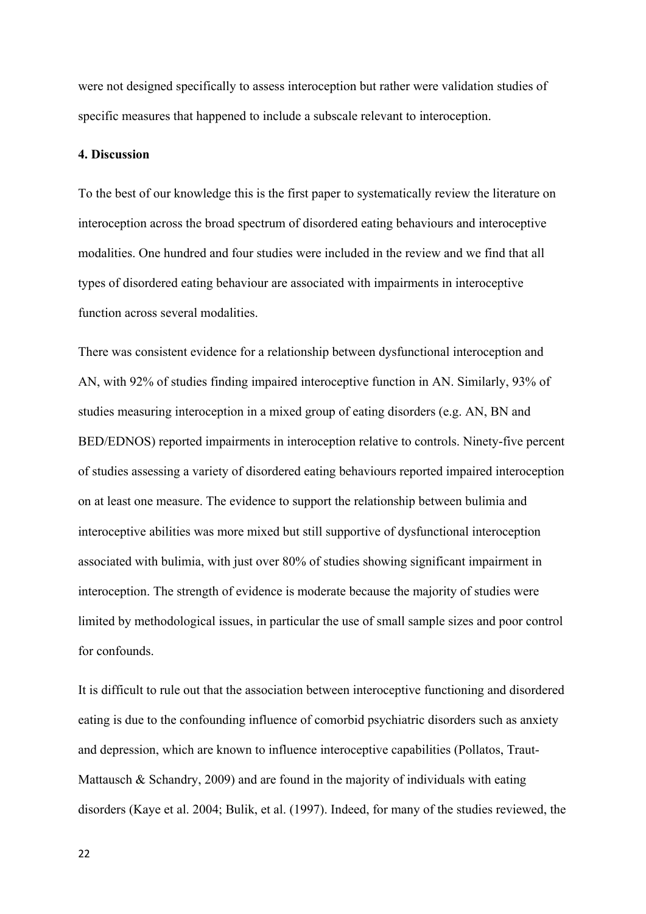were not designed specifically to assess interoception but rather were validation studies of specific measures that happened to include a subscale relevant to interoception.

## 4. Discussion

To the best of our knowledge this is the first paper to systematically review the literature on interoception across the broad spectrum of disordered eating behaviours and interoceptive modalities. One hundred and four studies were included in the review and we find that all types of disordered eating behaviour are associated with impairments in interoceptive function across several modalities.

There was consistent evidence for a relationship between dysfunctional interoception and AN, with 92% of studies finding impaired interoceptive function in AN. Similarly, 93% of studies measuring interoception in a mixed group of eating disorders (e.g. AN, BN and BED/EDNOS) reported impairments in interoception relative to controls. Ninety-five percent of studies assessing a variety of disordered eating behaviours reported impaired interoception on at least one measure. The evidence to support the relationship between bulimia and interoceptive abilities was more mixed but still supportive of dysfunctional interoception associated with bulimia, with just over 80% of studies showing significant impairment in interoception. The strength of evidence is moderate because the majority of studies were limited by methodological issues, in particular the use of small sample sizes and poor control for confounds.

It is difficult to rule out that the association between interoceptive functioning and disordered eating is due to the confounding influence of comorbid psychiatric disorders such as anxiety and depression, which are known to influence interoceptive capabilities (Pollatos, Traut-Mattausch & Schandry, 2009) and are found in the majority of individuals with eating disorders (Kaye et al. 2004; Bulik, et al. (1997). Indeed, for many of the studies reviewed, the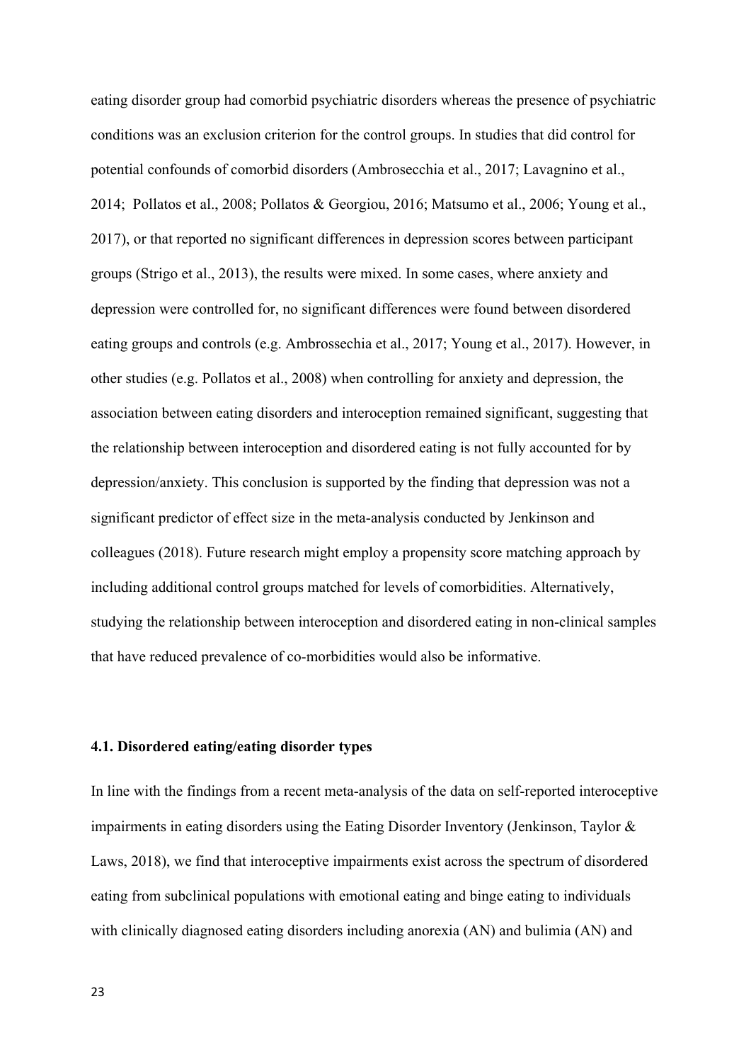eating disorder group had comorbid psychiatric disorders whereas the presence of psychiatric conditions was an exclusion criterion for the control groups. In studies that did control for potential confounds of comorbid disorders (Ambrosecchia et al., 2017; Lavagnino et al., 2014; Pollatos et al., 2008; Pollatos & Georgiou, 2016; Matsumo et al., 2006; Young et al., 2017), or that reported no significant differences in depression scores between participant groups (Strigo et al., 2013), the results were mixed. In some cases, where anxiety and depression were controlled for, no significant differences were found between disordered eating groups and controls (e.g. Ambrossechia et al., 2017; Young et al., 2017). However, in other studies (e.g. Pollatos et al., 2008) when controlling for anxiety and depression, the association between eating disorders and interoception remained significant, suggesting that the relationship between interoception and disordered eating is not fully accounted for by depression/anxiety. This conclusion is supported by the finding that depression was not a significant predictor of effect size in the meta-analysis conducted by Jenkinson and colleagues (2018). Future research might employ a propensity score matching approach by including additional control groups matched for levels of comorbidities. Alternatively, studying the relationship between interoception and disordered eating in non-clinical samples that have reduced prevalence of co-morbidities would also be informative.

### 4.1. Disordered eating/eating disorder types

In line with the findings from a recent meta-analysis of the data on self-reported interoceptive impairments in eating disorders using the Eating Disorder Inventory (Jenkinson, Taylor & Laws, 2018), we find that interoceptive impairments exist across the spectrum of disordered eating from subclinical populations with emotional eating and binge eating to individuals with clinically diagnosed eating disorders including anorexia (AN) and bulimia (AN) and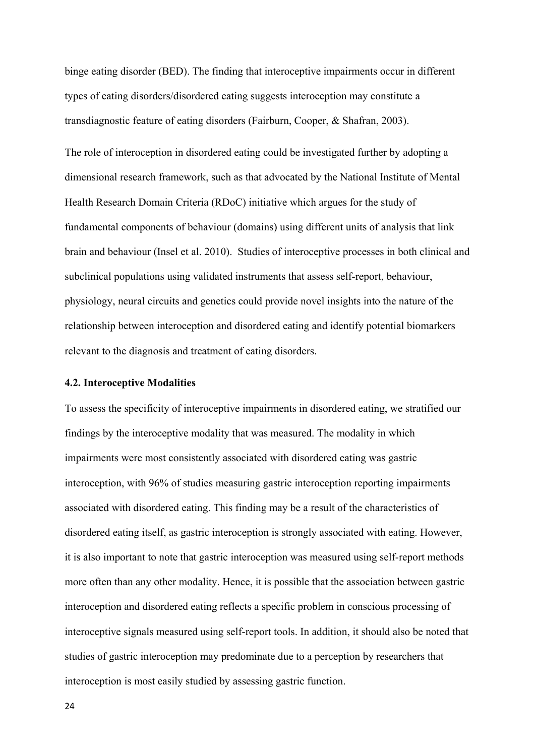binge eating disorder (BED). The finding that interoceptive impairments occur in different types of eating disorders/disordered eating suggests interoception may constitute a transdiagnostic feature of eating disorders (Fairburn, Cooper, & Shafran, 2003).

The role of interoception in disordered eating could be investigated further by adopting a dimensional research framework, such as that advocated by the National Institute of Mental Health Research Domain Criteria (RDoC) initiative which argues for the study of fundamental components of behaviour (domains) using different units of analysis that link brain and behaviour (Insel et al. 2010). Studies of interoceptive processes in both clinical and subclinical populations using validated instruments that assess self-report, behaviour, physiology, neural circuits and genetics could provide novel insights into the nature of the relationship between interoception and disordered eating and identify potential biomarkers relevant to the diagnosis and treatment of eating disorders.

### 4.2. Interoceptive Modalities

To assess the specificity of interoceptive impairments in disordered eating, we stratified our findings by the interoceptive modality that was measured. The modality in which impairments were most consistently associated with disordered eating was gastric interoception, with 96% of studies measuring gastric interoception reporting impairments associated with disordered eating. This finding may be a result of the characteristics of disordered eating itself, as gastric interoception is strongly associated with eating. However, it is also important to note that gastric interoception was measured using self-report methods more often than any other modality. Hence, it is possible that the association between gastric interoception and disordered eating reflects a specific problem in conscious processing of interoceptive signals measured using self-report tools. In addition, it should also be noted that studies of gastric interoception may predominate due to a perception by researchers that interoception is most easily studied by assessing gastric function.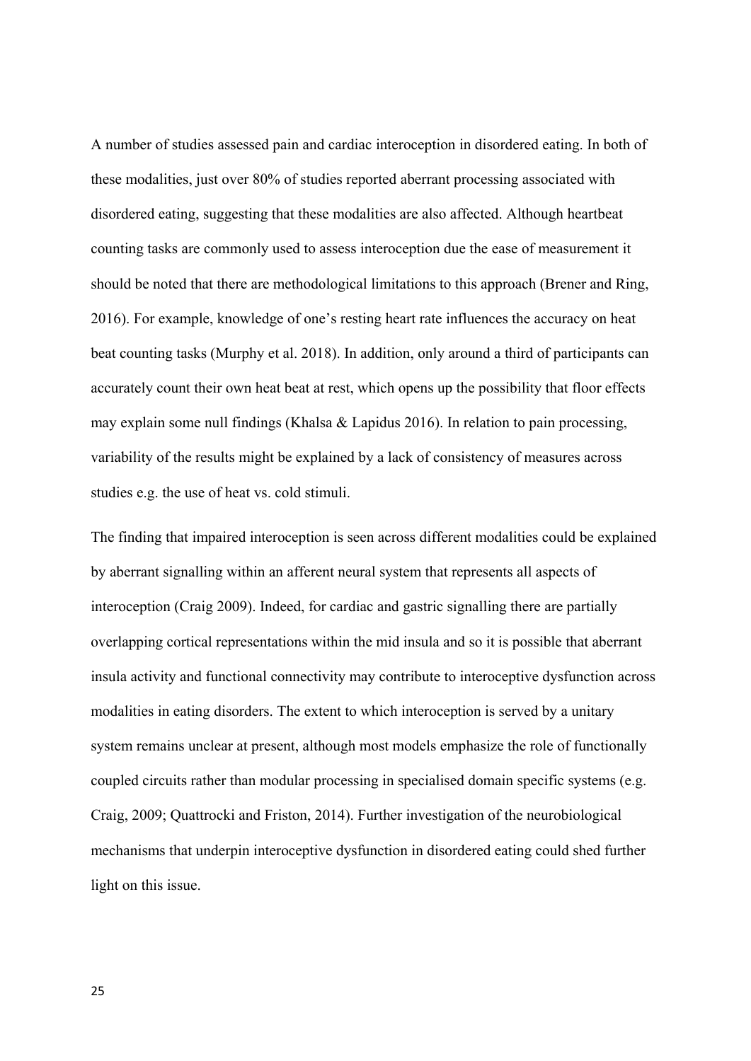A number of studies assessed pain and cardiac interoception in disordered eating. In both of these modalities, just over 80% of studies reported aberrant processing associated with disordered eating, suggesting that these modalities are also affected. Although heartbeat counting tasks are commonly used to assess interoception due the ease of measurement it should be noted that there are methodological limitations to this approach (Brener and Ring, 2016). For example, knowledge of one's resting heart rate influences the accuracy on heat beat counting tasks (Murphy et al. 2018). In addition, only around a third of participants can accurately count their own heat beat at rest, which opens up the possibility that floor effects may explain some null findings (Khalsa & Lapidus 2016). In relation to pain processing, variability of the results might be explained by a lack of consistency of measures across studies e.g. the use of heat vs. cold stimuli.

The finding that impaired interoception is seen across different modalities could be explained by aberrant signalling within an afferent neural system that represents all aspects of interoception (Craig 2009). Indeed, for cardiac and gastric signalling there are partially overlapping cortical representations within the mid insula and so it is possible that aberrant insula activity and functional connectivity may contribute to interoceptive dysfunction across modalities in eating disorders. The extent to which interoception is served by a unitary system remains unclear at present, although most models emphasize the role of functionally coupled circuits rather than modular processing in specialised domain specific systems (e.g. Craig, 2009; Quattrocki and Friston, 2014). Further investigation of the neurobiological mechanisms that underpin interoceptive dysfunction in disordered eating could shed further light on this issue.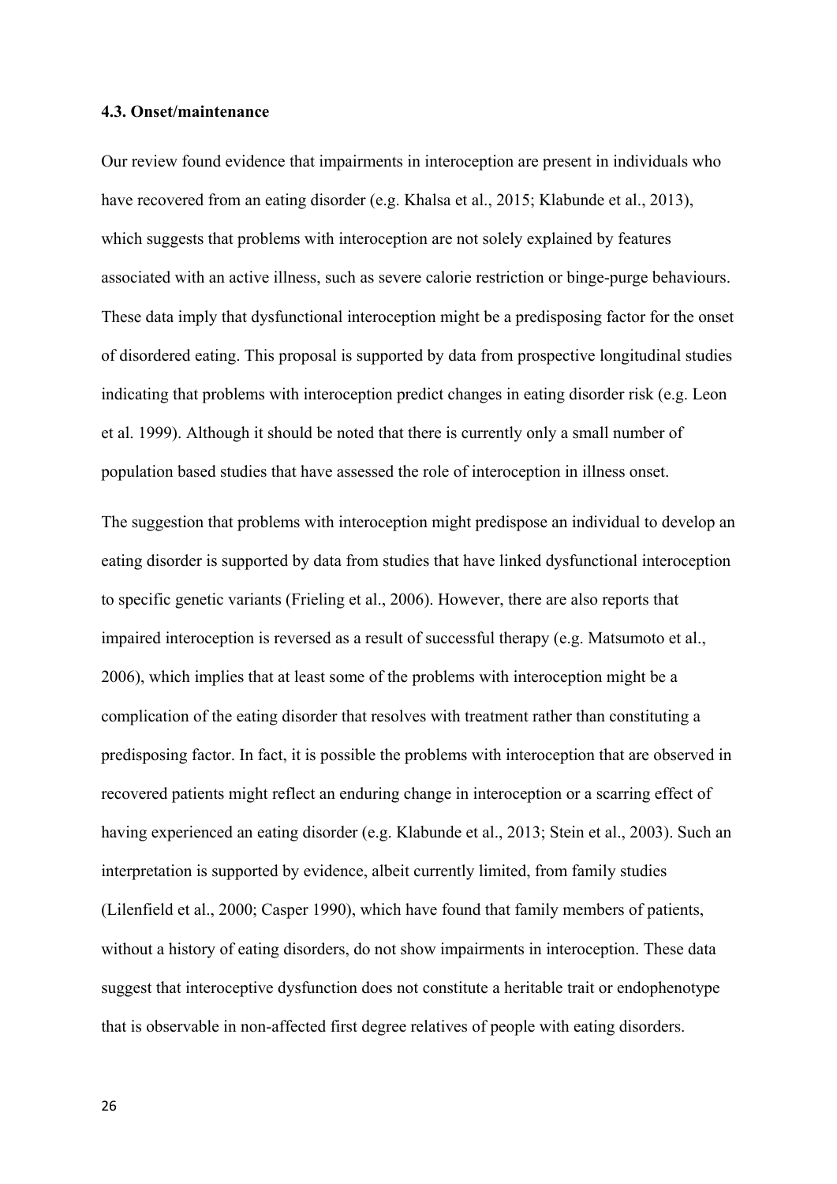### 4.3. Onset/maintenance

Our review found evidence that impairments in interoception are present in individuals who have recovered from an eating disorder (e.g. Khalsa et al., 2015; Klabunde et al., 2013), which suggests that problems with interoception are not solely explained by features associated with an active illness, such as severe calorie restriction or binge-purge behaviours. These data imply that dysfunctional interoception might be a predisposing factor for the onset of disordered eating. This proposal is supported by data from prospective longitudinal studies indicating that problems with interoception predict changes in eating disorder risk (e.g. Leon et al. 1999). Although it should be noted that there is currently only a small number of population based studies that have assessed the role of interoception in illness onset.

The suggestion that problems with interoception might predispose an individual to develop an eating disorder is supported by data from studies that have linked dysfunctional interoception to specific genetic variants (Frieling et al., 2006). However, there are also reports that impaired interoception is reversed as a result of successful therapy (e.g. Matsumoto et al., 2006), which implies that at least some of the problems with interoception might be a complication of the eating disorder that resolves with treatment rather than constituting a predisposing factor. In fact, it is possible the problems with interoception that are observed in recovered patients might reflect an enduring change in interoception or a scarring effect of having experienced an eating disorder (e.g. Klabunde et al., 2013; Stein et al., 2003). Such an interpretation is supported by evidence, albeit currently limited, from family studies (Lilenfield et al., 2000; Casper 1990), which have found that family members of patients, without a history of eating disorders, do not show impairments in interoception. These data suggest that interoceptive dysfunction does not constitute a heritable trait or endophenotype that is observable in non-affected first degree relatives of people with eating disorders.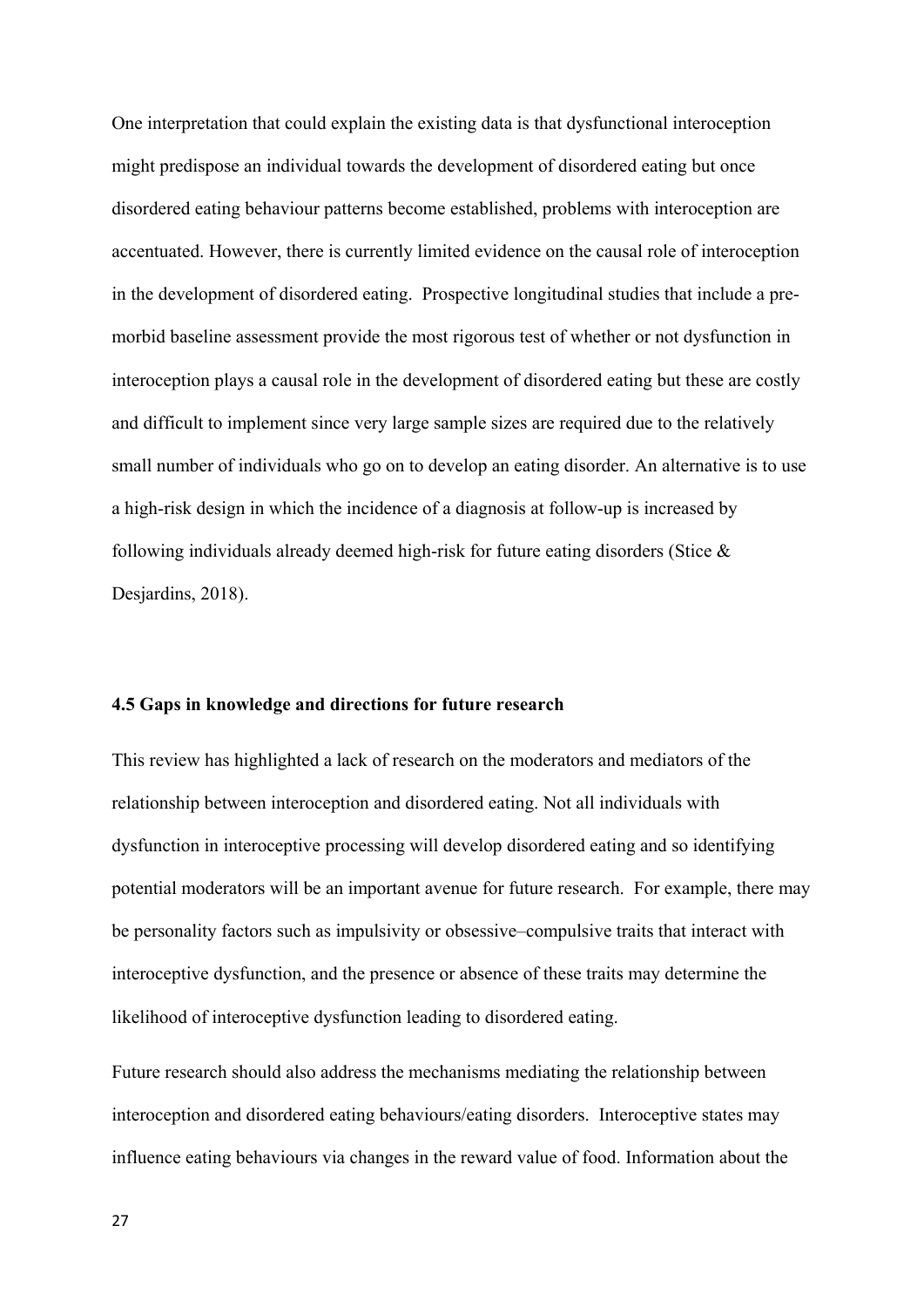One interpretation that could explain the existing data is that dysfunctional interoception might predispose an individual towards the development of disordered eating but once disordered eating behaviour patterns become established, problems with interoception are accentuated. However, there is currently limited evidence on the causal role of interoception in the development of disordered eating. Prospective longitudinal studies that include a pre-morbid baseline assessment provide the most rigorous test of whether or not dysfunction in interoception plays a causal role in the development of disordered eating but these are costly and difficult to implement since very large sample sizes are required due to the relatively small number of individuals who go on to develop an eating disorder. An alternative is to use a high-risk design in which the incidence of a diagnosis at follow-up is increased by following individuals already deemed high-risk for future eating disorders (Stice & Desjardins, 2018).

### 4.5 Gaps in knowledge and directions for future research

This review has highlighted a lack of research on the moderators and mediators of the relationship between interoception and disordered eating. Not all individuals with dysfunction in interoceptive processing will develop disordered eating and so identifying potential moderators will be an important avenue for future research. For example, there may be personality factors such as impulsivity or obsessive–compulsive traits that interact with interoceptive dysfunction, and the presence or absence of these traits may determine the likelihood of interoceptive dysfunction leading to disordered eating.

Future research should also address the mechanisms mediating the relationship between interoception and disordered eating behaviours/eating disorders. Interoceptive states may influence eating behaviours via changes in the reward value of food. Information about the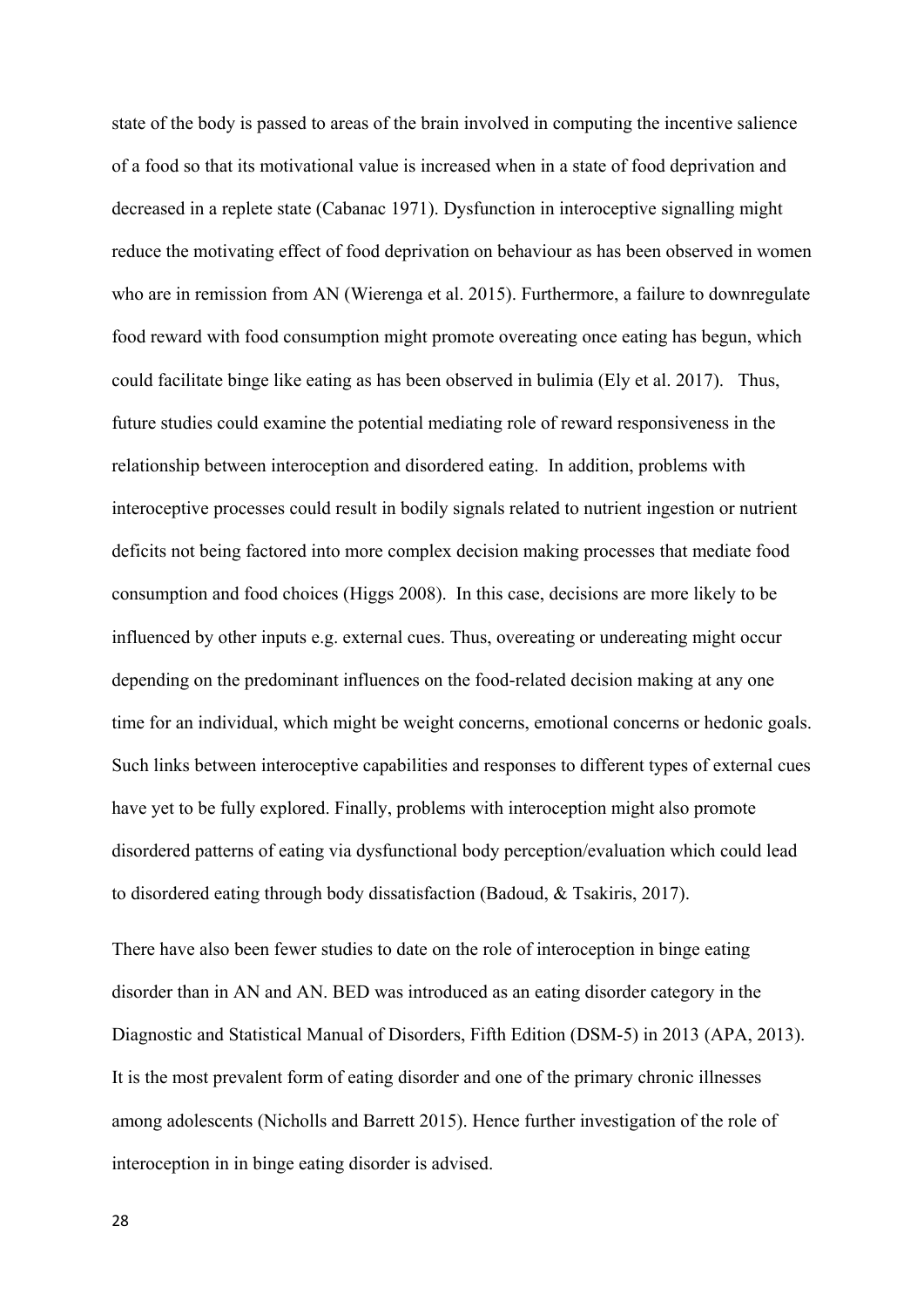state of the body is passed to areas of the brain involved in computing the incentive salience of a food so that its motivational value is increased when in a state of food deprivation and decreased in a replete state (Cabanac 1971). Dysfunction in interoceptive signalling might reduce the motivating effect of food deprivation on behaviour as has been observed in women who are in remission from AN (Wierenga et al. 2015). Furthermore, a failure to downregulate food reward with food consumption might promote overeating once eating has begun, which could facilitate binge like eating as has been observed in bulimia (Ely et al. 2017). Thus, future studies could examine the potential mediating role of reward responsiveness in the relationship between interoception and disordered eating. In addition, problems with interoceptive processes could result in bodily signals related to nutrient ingestion or nutrient deficits not being factored into more complex decision making processes that mediate food consumption and food choices (Higgs 2008). In this case, decisions are more likely to be influenced by other inputs e.g. external cues. Thus, overeating or undereating might occur depending on the predominant influences on the food-related decision making at any one time for an individual, which might be weight concerns, emotional concerns or hedonic goals. Such links between interoceptive capabilities and responses to different types of external cues have yet to be fully explored. Finally, problems with interoception might also promote disordered patterns of eating via dysfunctional body perception/evaluation which could lead to disordered eating through body dissatisfaction (Badoud, & Tsakiris, 2017).

There have also been fewer studies to date on the role of interoception in binge eating disorder than in AN and AN. BED was introduced as an eating disorder category in the Diagnostic and Statistical Manual of Disorders, Fifth Edition (DSM-5) in 2013 (APA, 2013). It is the most prevalent form of eating disorder and one of the primary chronic illnesses among adolescents (Nicholls and Barrett 2015). Hence further investigation of the role of interoception in in binge eating disorder is advised.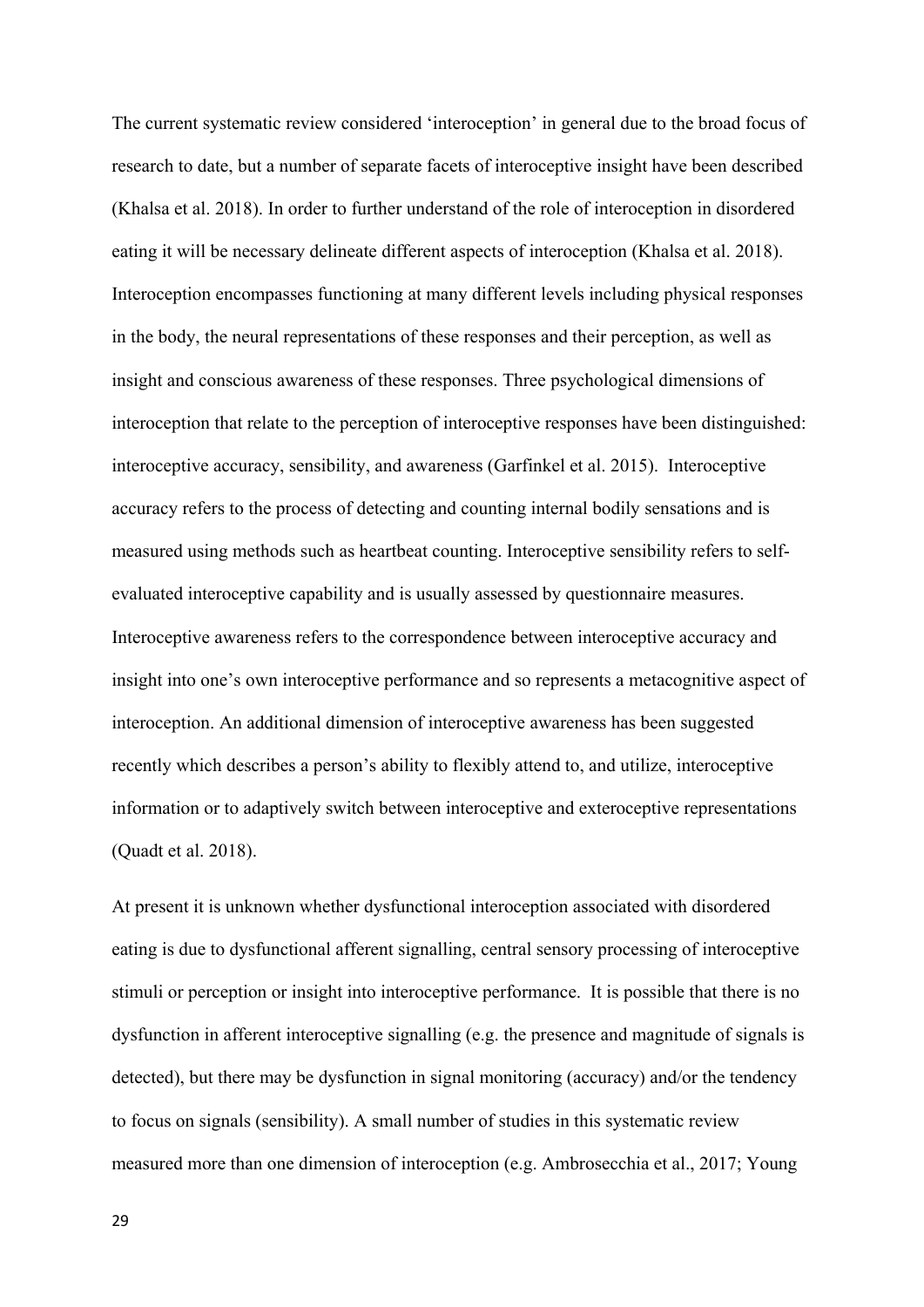The current systematic review considered 'interoception' in general due to the broad focus of research to date, but a number of separate facets of interoceptive insight have been described (Khalsa et al. 2018). In order to further understand of the role of interoception in disordered eating it will be necessary delineate different aspects of interoception (Khalsa et al. 2018). Interoception encompasses functioning at many different levels including physical responses in the body, the neural representations of these responses and their perception, as well as insight and conscious awareness of these responses. Three psychological dimensions of interoception that relate to the perception of interoceptive responses have been distinguished: interoceptive accuracy, sensibility, and awareness (Garfinkel et al. 2015). Interoceptive accuracy refers to the process of detecting and counting internal bodily sensations and is measured using methods such as heartbeat counting. Interoceptive sensibility refers to self-evaluated interoceptive capability and is usually assessed by questionnaire measures. Interoceptive awareness refers to the correspondence between interoceptive accuracy and insight into one's own interoceptive performance and so represents a metacognitive aspect of interoception. An additional dimension of interoceptive awareness has been suggested recently which describes a person's ability to flexibly attend to, and utilize, interoceptive information or to adaptively switch between interoceptive and exteroceptive representations (Quadt et al. 2018).

At present it is unknown whether dysfunctional interoception associated with disordered eating is due to dysfunctional afferent signalling, central sensory processing of interoceptive stimuli or perception or insight into interoceptive performance. It is possible that there is no dysfunction in afferent interoceptive signalling (e.g. the presence and magnitude of signals is detected), but there may be dysfunction in signal monitoring (accuracy) and/or the tendency to focus on signals (sensibility). A small number of studies in this systematic review measured more than one dimension of interoception (e.g. Ambrosecchia et al., 2017; Young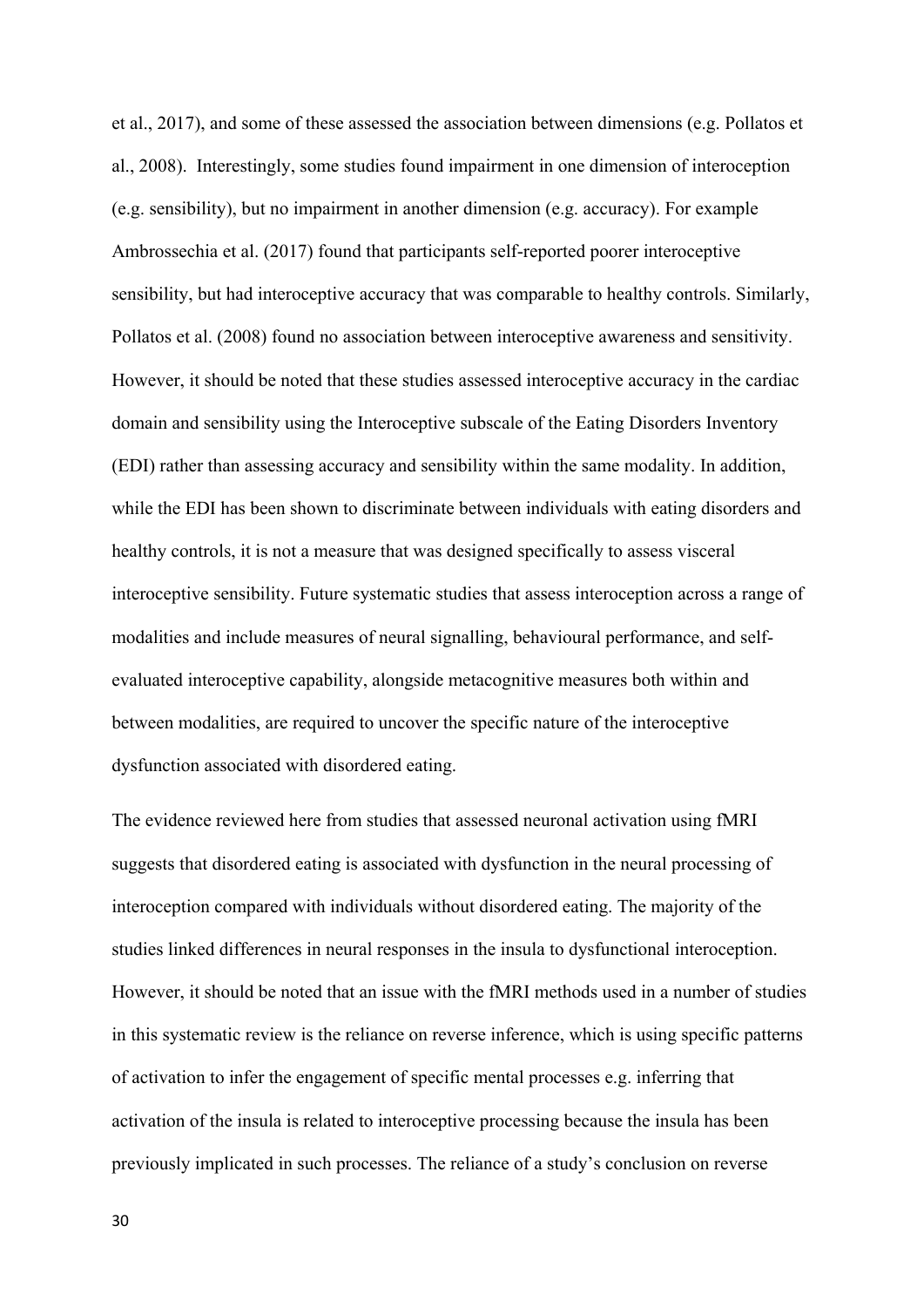et al., 2017), and some of these assessed the association between dimensions (e.g. Pollatos et al., 2008). Interestingly, some studies found impairment in one dimension of interoception (e.g. sensibility), but no impairment in another dimension (e.g. accuracy). For example Ambrossechia et al. (2017) found that participants self-reported poorer interoceptive sensibility, but had interoceptive accuracy that was comparable to healthy controls. Similarly, Pollatos et al. (2008) found no association between interoceptive awareness and sensitivity. However, it should be noted that these studies assessed interoceptive accuracy in the cardiac domain and sensibility using the Interoceptive subscale of the Eating Disorders Inventory (EDI) rather than assessing accuracy and sensibility within the same modality. In addition, while the EDI has been shown to discriminate between individuals with eating disorders and healthy controls, it is not a measure that was designed specifically to assess visceral interoceptive sensibility. Future systematic studies that assess interoception across a range of modalities and include measures of neural signalling, behavioural performance, and self-evaluated interoceptive capability, alongside metacognitive measures both within and between modalities, are required to uncover the specific nature of the interoceptive dysfunction associated with disordered eating.

The evidence reviewed here from studies that assessed neuronal activation using fMRI suggests that disordered eating is associated with dysfunction in the neural processing of interoception compared with individuals without disordered eating. The majority of the studies linked differences in neural responses in the insula to dysfunctional interoception. However, it should be noted that an issue with the fMRI methods used in a number of studies in this systematic review is the reliance on reverse inference, which is using specific patterns of activation to infer the engagement of specific mental processes e.g. inferring that activation of the insula is related to interoceptive processing because the insula has been previously implicated in such processes. The reliance of a study's conclusion on reverse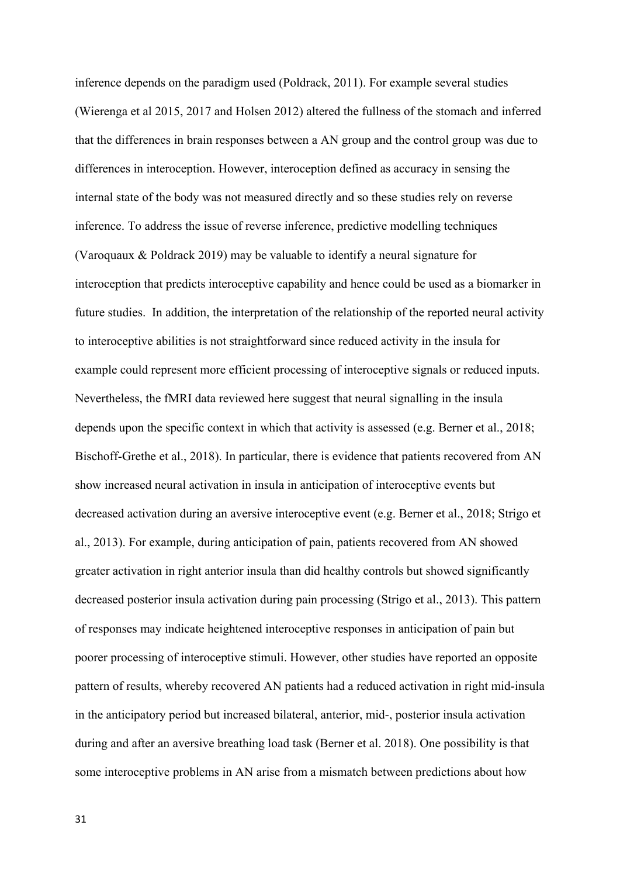inference depends on the paradigm used (Poldrack, 2011). For example several studies (Wierenga et al 2015, 2017 and Holsen 2012) altered the fullness of the stomach and inferred that the differences in brain responses between a AN group and the control group was due to differences in interoception. However, interoception defined as accuracy in sensing the internal state of the body was not measured directly and so these studies rely on reverse inference. To address the issue of reverse inference, predictive modelling techniques (Varoquaux & Poldrack 2019) may be valuable to identify a neural signature for interoception that predicts interoceptive capability and hence could be used as a biomarker in future studies. In addition, the interpretation of the relationship of the reported neural activity to interoceptive abilities is not straightforward since reduced activity in the insula for example could represent more efficient processing of interoceptive signals or reduced inputs. Nevertheless, the fMRI data reviewed here suggest that neural signalling in the insula depends upon the specific context in which that activity is assessed (e.g. Berner et al., 2018; Bischoff-Grethe et al., 2018). In particular, there is evidence that patients recovered from AN show increased neural activation in insula in anticipation of interoceptive events but decreased activation during an aversive interoceptive event (e.g. Berner et al., 2018; Strigo et al., 2013). For example, during anticipation of pain, patients recovered from AN showed greater activation in right anterior insula than did healthy controls but showed significantly decreased posterior insula activation during pain processing (Strigo et al., 2013). This pattern of responses may indicate heightened interoceptive responses in anticipation of pain but poorer processing of interoceptive stimuli. However, other studies have reported an opposite pattern of results, whereby recovered AN patients had a reduced activation in right mid-insula in the anticipatory period but increased bilateral, anterior, mid-, posterior insula activation during and after an aversive breathing load task (Berner et al. 2018). One possibility is that some interoceptive problems in AN arise from a mismatch between predictions about how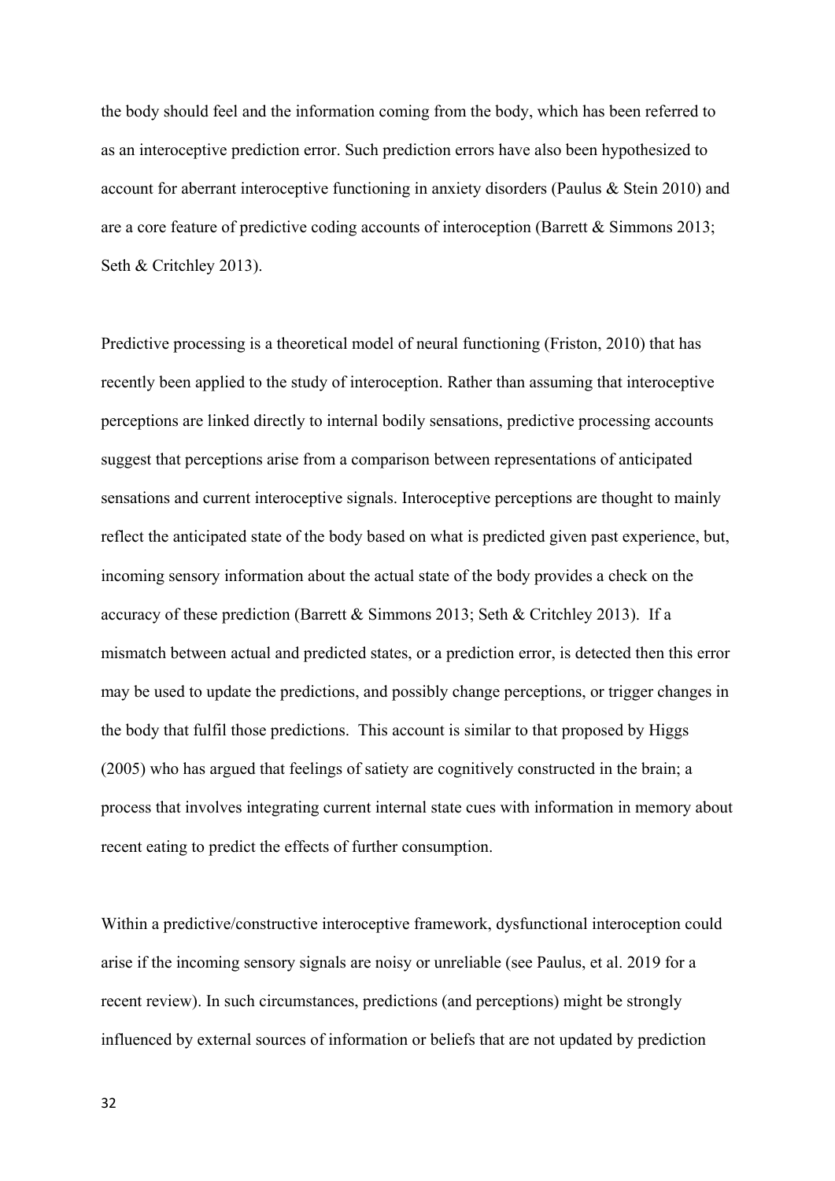the body should feel and the information coming from the body, which has been referred to as an interoceptive prediction error. Such prediction errors have also been hypothesized to account for aberrant interoceptive functioning in anxiety disorders (Paulus & Stein 2010) and are a core feature of predictive coding accounts of interoception (Barrett & Simmons 2013; Seth & Critchley 2013).

Predictive processing is a theoretical model of neural functioning (Friston, 2010) that has recently been applied to the study of interoception. Rather than assuming that interoceptive perceptions are linked directly to internal bodily sensations, predictive processing accounts suggest that perceptions arise from a comparison between representations of anticipated sensations and current interoceptive signals. Interoceptive perceptions are thought to mainly reflect the anticipated state of the body based on what is predicted given past experience, but, incoming sensory information about the actual state of the body provides a check on the accuracy of these prediction (Barrett & Simmons 2013; Seth & Critchley 2013). If a mismatch between actual and predicted states, or a prediction error, is detected then this error may be used to update the predictions, and possibly change perceptions, or trigger changes in the body that fulfil those predictions. This account is similar to that proposed by Higgs (2005) who has argued that feelings of satiety are cognitively constructed in the brain; a process that involves integrating current internal state cues with information in memory about recent eating to predict the effects of further consumption.

Within a predictive/constructive interoceptive framework, dysfunctional interoception could arise if the incoming sensory signals are noisy or unreliable (see Paulus, et al. 2019 for a recent review). In such circumstances, predictions (and perceptions) might be strongly influenced by external sources of information or beliefs that are not updated by prediction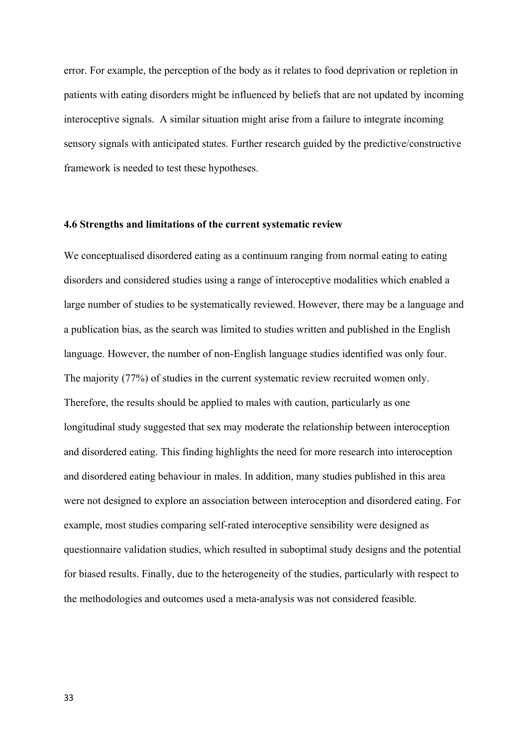error. For example, the perception of the body as it relates to food deprivation or repletion in patients with eating disorders might be influenced by beliefs that are not updated by incoming interoceptive signals. A similar situation might arise from a failure to integrate incoming sensory signals with anticipated states. Further research guided by the predictive/constructive framework is needed to test these hypotheses.

### 4.6 Strengths and limitations of the current systematic review

We conceptualised disordered eating as a continuum ranging from normal eating to eating disorders and considered studies using a range of interoceptive modalities which enabled a large number of studies to be systematically reviewed. However, there may be a language and a publication bias, as the search was limited to studies written and published in the English language. However, the number of non-English language studies identified was only four. The majority (77%) of studies in the current systematic review recruited women only. Therefore, the results should be applied to males with caution, particularly as one longitudinal study suggested that sex may moderate the relationship between interoception and disordered eating. This finding highlights the need for more research into interoception and disordered eating behaviour in males. In addition, many studies published in this area were not designed to explore an association between interoception and disordered eating. For example, most studies comparing self-rated interoceptive sensibility were designed as questionnaire validation studies, which resulted in suboptimal study designs and the potential for biased results. Finally, due to the heterogeneity of the studies, particularly with respect to the methodologies and outcomes used a meta-analysis was not considered feasible.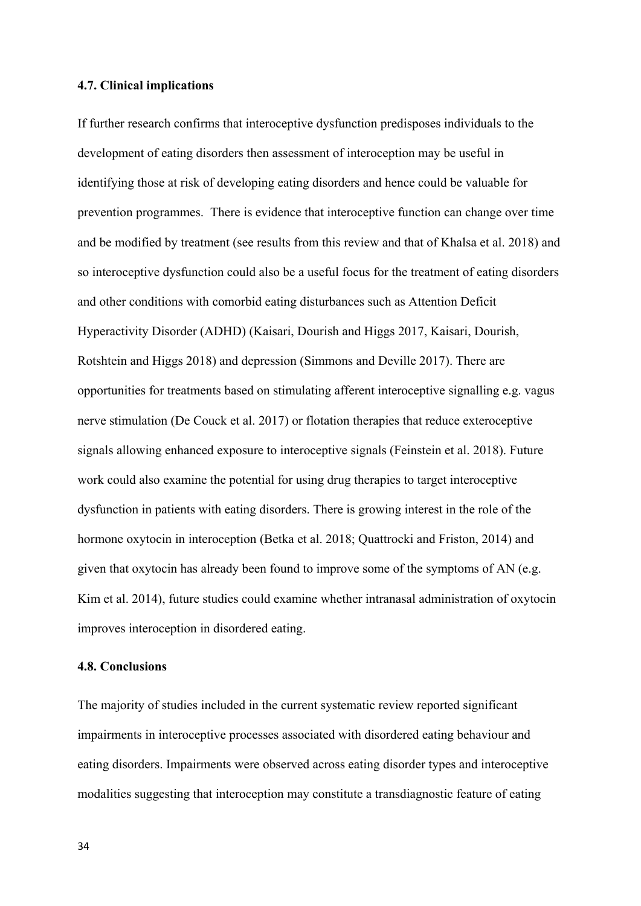### 4.7. Clinical implications

If further research confirms that interoceptive dysfunction predisposes individuals to the development of eating disorders then assessment of interoception may be useful in identifying those at risk of developing eating disorders and hence could be valuable for prevention programmes. There is evidence that interoceptive function can change over time and be modified by treatment (see results from this review and that of Khalsa et al. 2018) and so interoceptive dysfunction could also be a useful focus for the treatment of eating disorders and other conditions with comorbid eating disturbances such as Attention Deficit Hyperactivity Disorder (ADHD) (Kaisari, Dourish and Higgs 2017, Kaisari, Dourish, Rotshtein and Higgs 2018) and depression (Simmons and Deville 2017). There are opportunities for treatments based on stimulating afferent interoceptive signalling e.g. vagus nerve stimulation (De Couck et al. 2017) or flotation therapies that reduce exteroceptive signals allowing enhanced exposure to interoceptive signals (Feinstein et al. 2018). Future work could also examine the potential for using drug therapies to target interoceptive dysfunction in patients with eating disorders. There is growing interest in the role of the hormone oxytocin in interoception (Betka et al. 2018; Quattrocki and Friston, 2014) and given that oxytocin has already been found to improve some of the symptoms of AN (e.g. Kim et al. 2014), future studies could examine whether intranasal administration of oxytocin improves interoception in disordered eating.

### 4.8. Conclusions

The majority of studies included in the current systematic review reported significant impairments in interoceptive processes associated with disordered eating behaviour and eating disorders. Impairments were observed across eating disorder types and interoceptive modalities suggesting that interoception may constitute a transdiagnostic feature of eating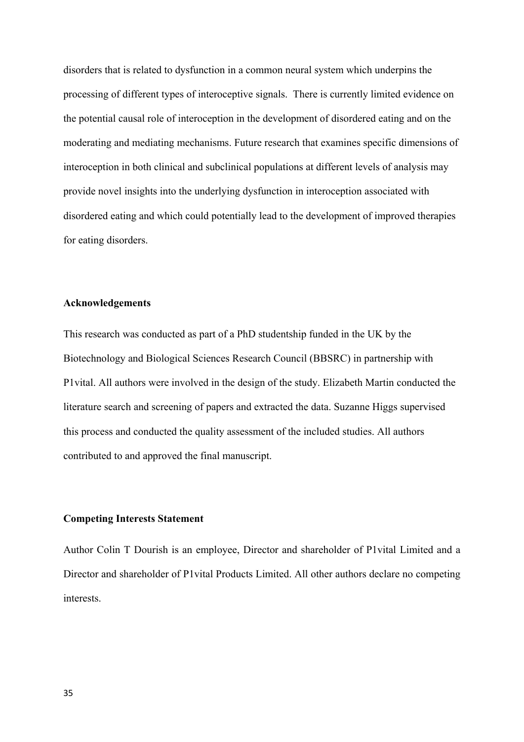disorders that is related to dysfunction in a common neural system which underpins the processing of different types of interoceptive signals. There is currently limited evidence on the potential causal role of interoception in the development of disordered eating and on the moderating and mediating mechanisms. Future research that examines specific dimensions of interoception in both clinical and subclinical populations at different levels of analysis may provide novel insights into the underlying dysfunction in interoception associated with disordered eating and which could potentially lead to the development of improved therapies for eating disorders.

**Acknowledgements**

This research was conducted as part of a PhD studentship funded in the UK by the Biotechnology and Biological Sciences Research Council (BBSRC) in partnership with P1vital. All authors were involved in the design of the study. Elizabeth Martin conducted the literature search and screening of papers and extracted the data. Suzanne Higgs supervised this process and conducted the quality assessment of the included studies. All authors contributed to and approved the final manuscript.

**Competing Interests Statement**

Author Colin T Dourish is an employee, Director and shareholder of P1vital Limited and a Director and shareholder of P1vital Products Limited. All other authors declare no competing interests.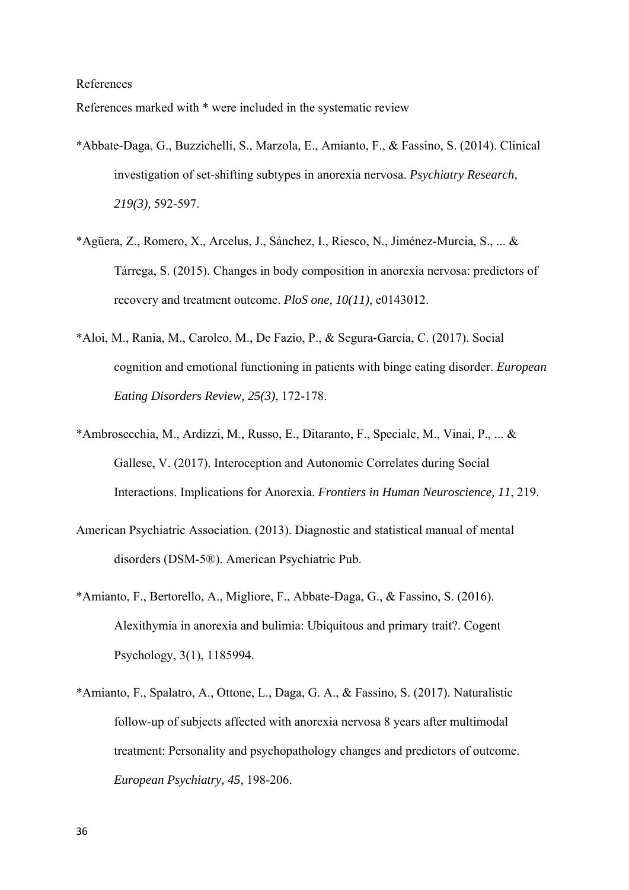References

References marked with * were included in the systematic review

*Abbate-Daga, G., Buzzichelli, S., Marzola, E., Amianto, F., & Fassino, S. (2014). Clinical investigation of set-shifting subtypes in anorexia nervosa. *Psychiatry Research, 219(3),* 592-597.

*Agüera, Z., Romero, X., Arcelus, J., Sánchez, I., Riesco, N., Jiménez-Murcia, S., ... & Tárrega, S. (2015). Changes in body composition in anorexia nervosa: predictors of recovery and treatment outcome. *PloS one, 10(11),* e0143012.

*Aloi, M., Rania, M., Caroleo, M., De Fazio, P., & Segura-García, C. (2017). Social cognition and emotional functioning in patients with binge eating disorder. *European Eating Disorders Review, 25(3)*, 172-178.

*Ambrosecchia, M., Ardizzi, M., Russo, E., Ditaranto, F., Speciale, M., Vinai, P., ... & Gallese, V. (2017). Interoception and Autonomic Correlates during Social Interactions. Implications for Anorexia. *Frontiers in Human Neuroscience, 11*, 219.

American Psychiatric Association. (2013). Diagnostic and statistical manual of mental disorders (DSM-5®). American Psychiatric Pub.

*Amianto, F., Bertorello, A., Migliore, F., Abbate-Daga, G., & Fassino, S. (2016). Alexithymia in anorexia and bulimia: Ubiquitous and primary trait?. Cogent Psychology, 3(1), 1185994.

*Amianto, F., Spalatro, A., Ottone, L., Daga, G. A., & Fassino, S. (2017). Naturalistic follow-up of subjects affected with anorexia nervosa 8 years after multimodal treatment: Personality and psychopathology changes and predictors of outcome. *European Psychiatry, 45,* 198-206.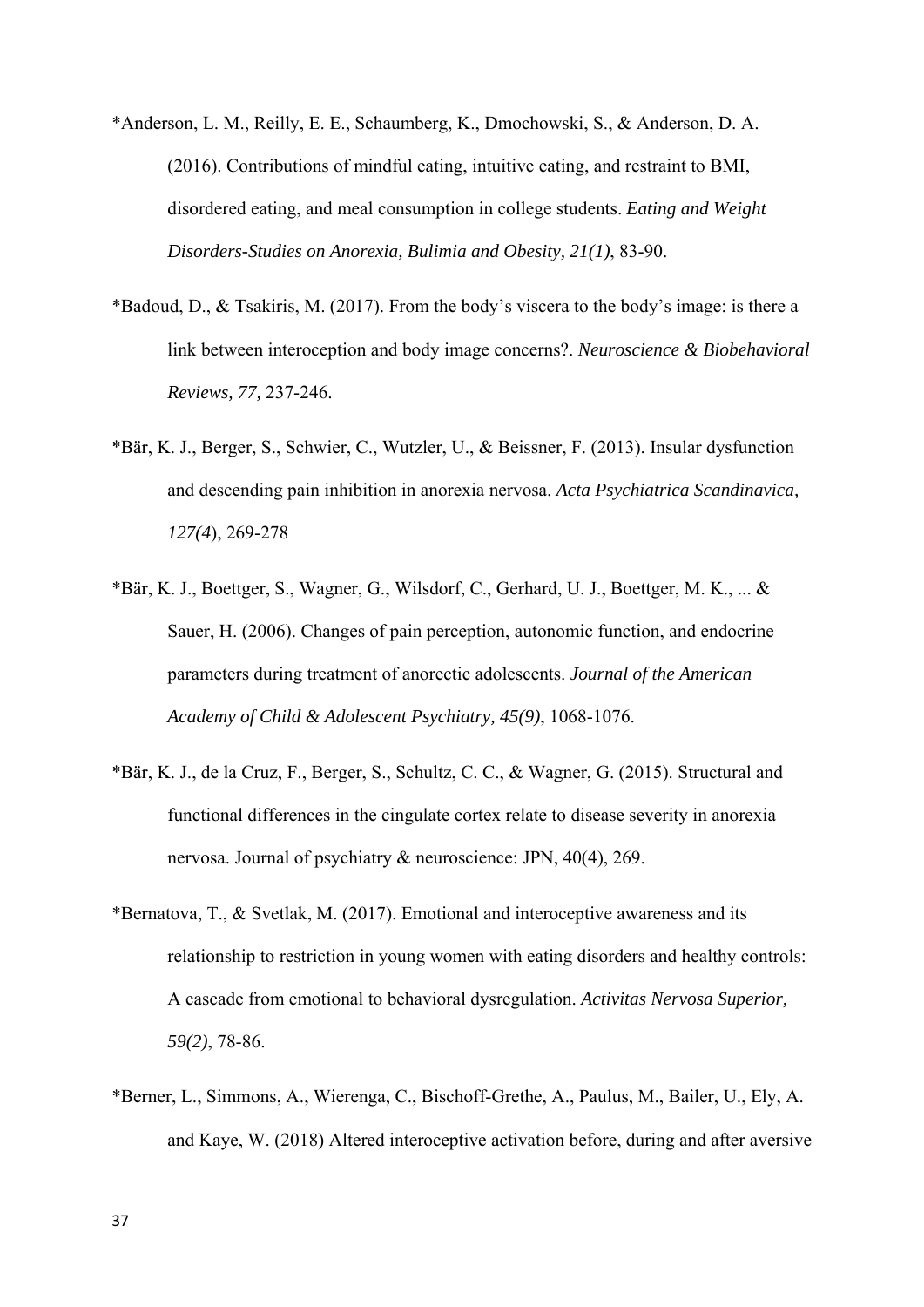*Anderson, L. M., Reilly, E. E., Schaumberg, K., Dmochowski, S., & Anderson, D. A. (2016). Contributions of mindful eating, intuitive eating, and restraint to BMI, disordered eating, and meal consumption in college students. *Eating and Weight Disorders-Studies on Anorexia, Bulimia and Obesity, 21(1)*, 83-90.

*Badoud, D., & Tsakiris, M. (2017). From the body's viscera to the body's image: is there a link between interoception and body image concerns?. *Neuroscience & Biobehavioral Reviews, 77,* 237-246.

*Bär, K. J., Berger, S., Schwier, C., Wutzler, U., & Beissner, F. (2013). Insular dysfunction and descending pain inhibition in anorexia nervosa. *Acta Psychiatrica Scandinavica, 127(4*), 269-278

*Bär, K. J., Boettger, S., Wagner, G., Wilsdorf, C., Gerhard, U. J., Boettger, M. K., ... & Sauer, H. (2006). Changes of pain perception, autonomic function, and endocrine parameters during treatment of anorectic adolescents. *Journal of the American Academy of Child & Adolescent Psychiatry, 45(9)*, 1068-1076.

*Bär, K. J., de la Cruz, F., Berger, S., Schultz, C. C., & Wagner, G. (2015). Structural and functional differences in the cingulate cortex relate to disease severity in anorexia nervosa. Journal of psychiatry & neuroscience: JPN, 40(4), 269.

*Bernatova, T., & Svetlak, M. (2017). Emotional and interoceptive awareness and its relationship to restriction in young women with eating disorders and healthy controls: A cascade from emotional to behavioral dysregulation. *Activitas Nervosa Superior, 59(2)*, 78-86.

*Berner, L., Simmons, A., Wierenga, C., Bischoff-Grethe, A., Paulus, M., Bailer, U., Ely, A. and Kaye, W. (2018) Altered interoceptive activation before, during and after aversive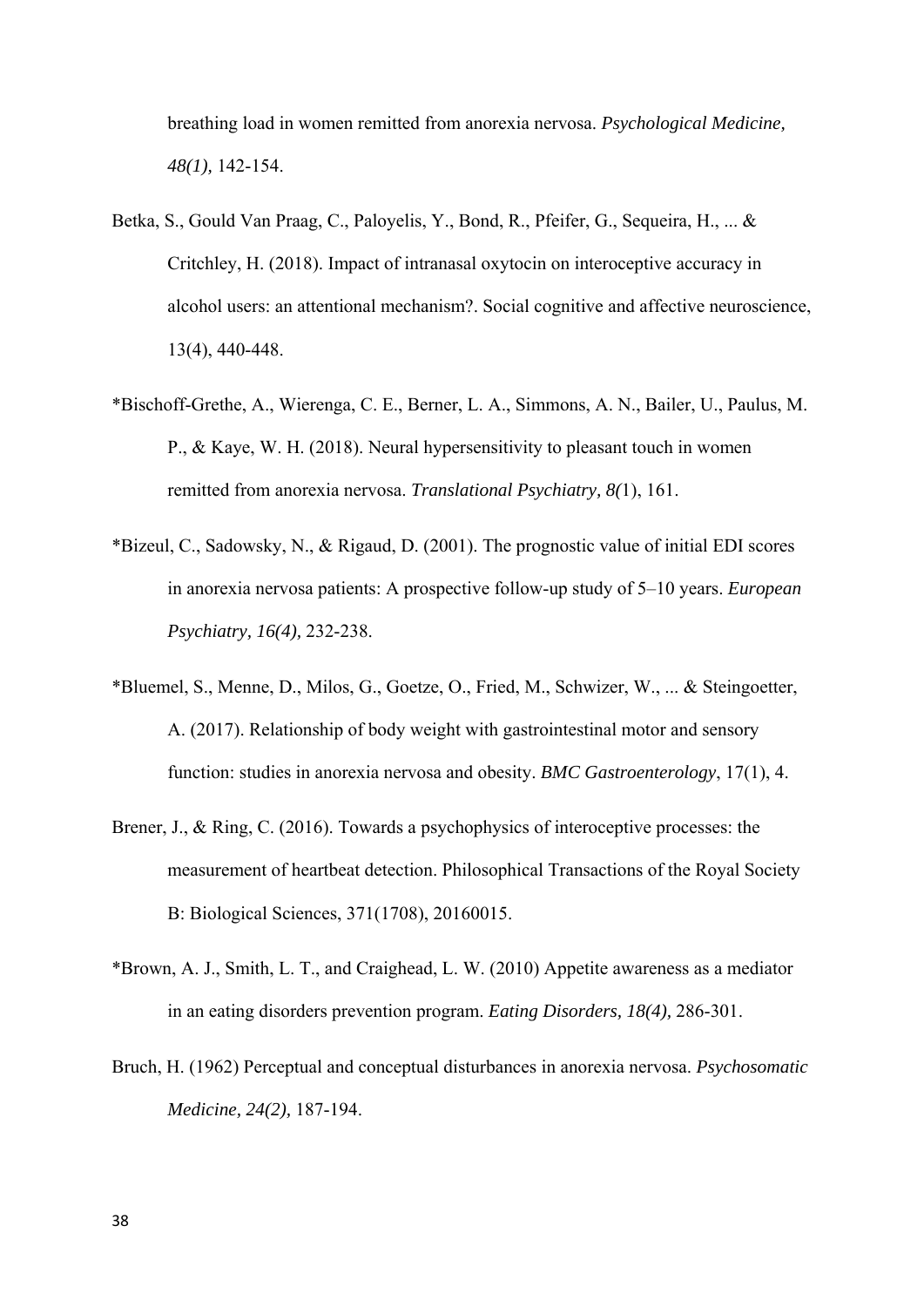breathing load in women remitted from anorexia nervosa. *Psychological Medicine, 48(1),* 142-154.

Betka, S., Gould Van Praag, C., Paloyelis, Y., Bond, R., Pfeifer, G., Sequeira, H., ... & Critchley, H. (2018). Impact of intranasal oxytocin on interoceptive accuracy in alcohol users: an attentional mechanism?. Social cognitive and affective neuroscience, 13(4), 440-448.

*Bischoff-Grethe, A., Wierenga, C. E., Berner, L. A., Simmons, A. N., Bailer, U., Paulus, M. P., & Kaye, W. H. (2018). Neural hypersensitivity to pleasant touch in women remitted from anorexia nervosa. *Translational Psychiatry, 8(*1), 161.

*Bizeul, C., Sadowsky, N., & Rigaud, D. (2001). The prognostic value of initial EDI scores in anorexia nervosa patients: A prospective follow-up study of 5–10 years. *European Psychiatry, 16(4),* 232-238.

*Bluemel, S., Menne, D., Milos, G., Goetze, O., Fried, M., Schwizer, W., ... & Steingoetter, A. (2017). Relationship of body weight with gastrointestinal motor and sensory function: studies in anorexia nervosa and obesity. *BMC Gastroenterology*, 17(1), 4.

Brener, J., & Ring, C. (2016). Towards a psychophysics of interoceptive processes: the measurement of heartbeat detection. Philosophical Transactions of the Royal Society B: Biological Sciences, 371(1708), 20160015.

*Brown, A. J., Smith, L. T., and Craighead, L. W. (2010) Appetite awareness as a mediator in an eating disorders prevention program. *Eating Disorders, 18(4),* 286-301.

Bruch, H. (1962) Perceptual and conceptual disturbances in anorexia nervosa. *Psychosomatic Medicine, 24(2),* 187-194.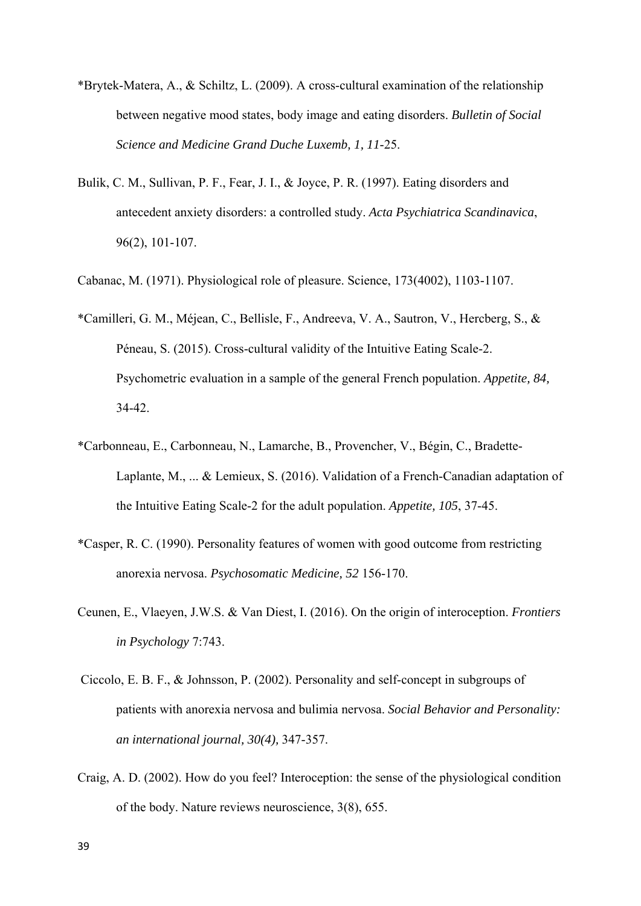*Brytek-Matera, A., & Schiltz, L. (2009). A cross-cultural examination of the relationship between negative mood states, body image and eating disorders. *Bulletin of Social Science and Medicine Grand Duche Luxemb, 1, 11*-25.

Bulik, C. M., Sullivan, P. F., Fear, J. I., & Joyce, P. R. (1997). Eating disorders and antecedent anxiety disorders: a controlled study. *Acta Psychiatrica Scandinavica*, 96(2), 101-107.

Cabanac, M. (1971). Physiological role of pleasure. Science, 173(4002), 1103-1107.

*Camilleri, G. M., Méjean, C., Bellisle, F., Andreeva, V. A., Sautron, V., Hercberg, S., & Péneau, S. (2015). Cross-cultural validity of the Intuitive Eating Scale-2. Psychometric evaluation in a sample of the general French population. *Appetite, 84,* 34-42.

*Carbonneau, E., Carbonneau, N., Lamarche, B., Provencher, V., Bégin, C., Bradette-Laplante, M., ... & Lemieux, S. (2016). Validation of a French-Canadian adaptation of the Intuitive Eating Scale-2 for the adult population. *Appetite, 105*, 37-45.

*Casper, R. C. (1990). Personality features of women with good outcome from restricting anorexia nervosa. *Psychosomatic Medicine, 52* 156-170.

Ceunen, E., Vlaeyen, J.W.S. & Van Diest, I. (2016). On the origin of interoception. *Frontiers in Psychology* 7:743.

Ciccolo, E. B. F., & Johnsson, P. (2002). Personality and self-concept in subgroups of patients with anorexia nervosa and bulimia nervosa. *Social Behavior and Personality: an international journal, 30(4),* 347-357.

Craig, A. D. (2002). How do you feel? Interoception: the sense of the physiological condition of the body. Nature reviews neuroscience, 3(8), 655.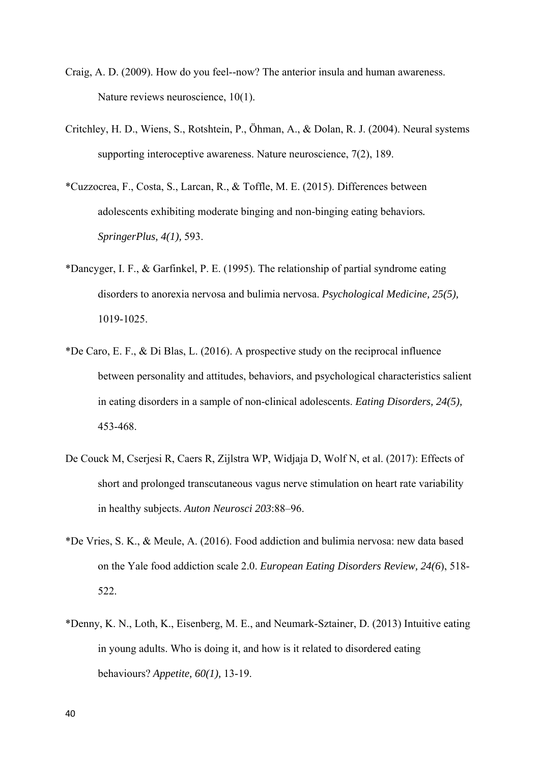Craig, A. D. (2009). How do you feel--now? The anterior insula and human awareness. Nature reviews neuroscience, 10(1).

Critchley, H. D., Wiens, S., Rotshtein, P., Öhman, A., & Dolan, R. J. (2004). Neural systems supporting interoceptive awareness. Nature neuroscience, 7(2), 189.

*Cuzzocrea, F., Costa, S., Larcan, R., & Toffle, M. E. (2015). Differences between adolescents exhibiting moderate binging and non-binging eating behaviors. *SpringerPlus, 4(1),* 593.

*Dancyger, I. F., & Garfinkel, P. E. (1995). The relationship of partial syndrome eating disorders to anorexia nervosa and bulimia nervosa. *Psychological Medicine, 25(5),* 1019-1025.

*De Caro, E. F., & Di Blas, L. (2016). A prospective study on the reciprocal influence between personality and attitudes, behaviors, and psychological characteristics salient in eating disorders in a sample of non-clinical adolescents. *Eating Disorders, 24(5),* 453-468.

De Couck M, Cserjesi R, Caers R, Zijlstra WP, Widjaja D, Wolf N, et al. (2017): Effects of short and prolonged transcutaneous vagus nerve stimulation on heart rate variability in healthy subjects. *Auton Neurosci 203*:88–96.

*De Vries, S. K., & Meule, A. (2016). Food addiction and bulimia nervosa: new data based on the Yale food addiction scale 2.0. *European Eating Disorders Review, 24(6*), 518-522.

*Denny, K. N., Loth, K., Eisenberg, M. E., and Neumark-Sztainer, D. (2013) Intuitive eating in young adults. Who is doing it, and how is it related to disordered eating behaviours? *Appetite, 60(1),* 13-19.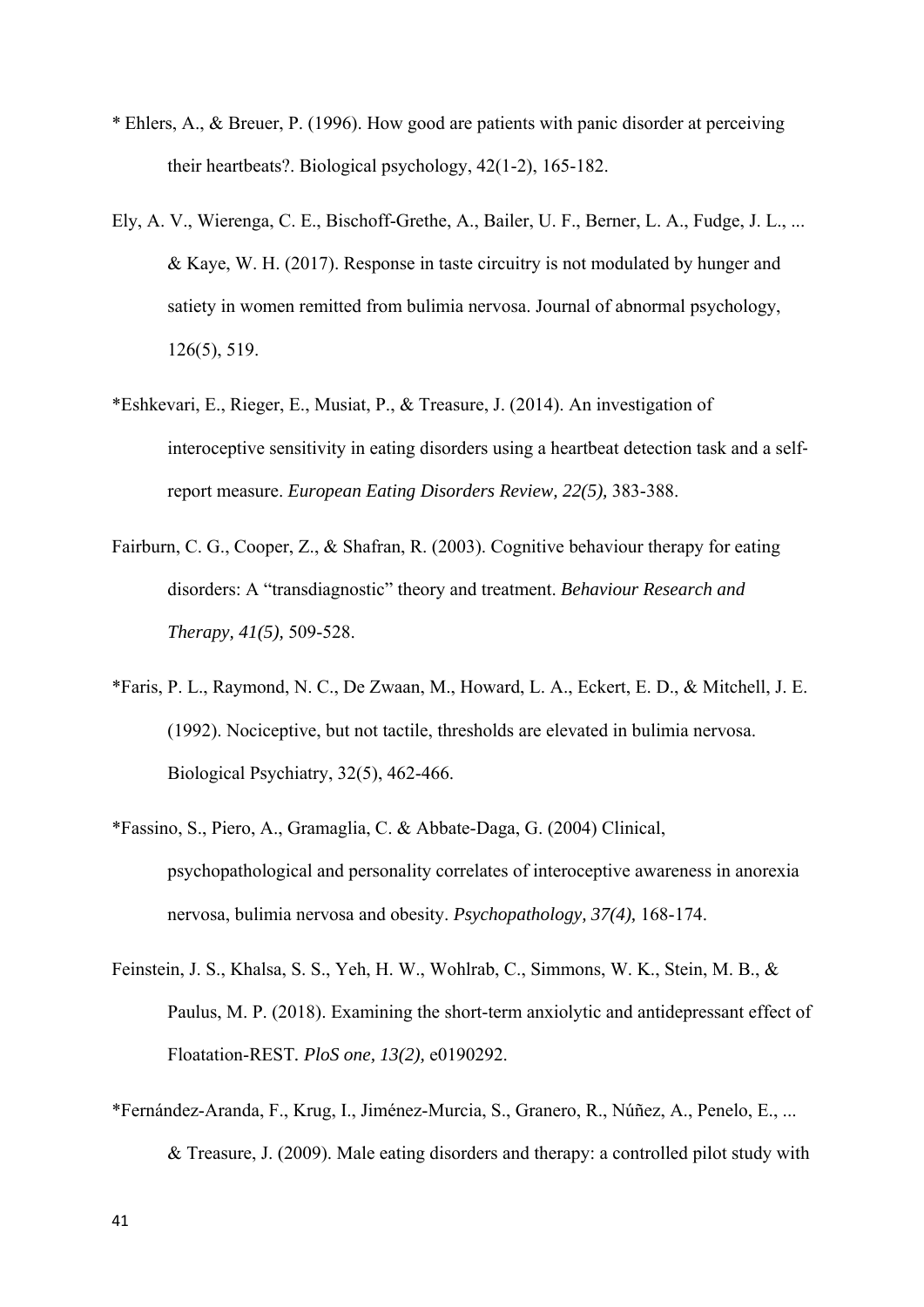* Ehlers, A., & Breuer, P. (1996). How good are patients with panic disorder at perceiving their heartbeats?. Biological psychology, 42(1-2), 165-182.

Ely, A. V., Wierenga, C. E., Bischoff-Grethe, A., Bailer, U. F., Berner, L. A., Fudge, J. L., ... & Kaye, W. H. (2017). Response in taste circuitry is not modulated by hunger and satiety in women remitted from bulimia nervosa. Journal of abnormal psychology, 126(5), 519.

*Eshkevari, E., Rieger, E., Musiat, P., & Treasure, J. (2014). An investigation of interoceptive sensitivity in eating disorders using a heartbeat detection task and a self-report measure. *European Eating Disorders Review, 22(5),* 383-388.

Fairburn, C. G., Cooper, Z., & Shafran, R. (2003). Cognitive behaviour therapy for eating disorders: A "transdiagnostic" theory and treatment. *Behaviour Research and Therapy, 41(5),* 509-528.

*Faris, P. L., Raymond, N. C., De Zwaan, M., Howard, L. A., Eckert, E. D., & Mitchell, J. E. (1992). Nociceptive, but not tactile, thresholds are elevated in bulimia nervosa. Biological Psychiatry, 32(5), 462-466.

*Fassino, S., Piero, A., Gramaglia, C. & Abbate-Daga, G. (2004) Clinical, psychopathological and personality correlates of interoceptive awareness in anorexia nervosa, bulimia nervosa and obesity. *Psychopathology, 37(4),* 168-174.

Feinstein, J. S., Khalsa, S. S., Yeh, H. W., Wohlrab, C., Simmons, W. K., Stein, M. B., & Paulus, M. P. (2018). Examining the short-term anxiolytic and antidepressant effect of Floatation-REST. *PloS one, 13(2),* e0190292.

*Fernández-Aranda, F., Krug, I., Jiménez-Murcia, S., Granero, R., Núñez, A., Penelo, E., ... & Treasure, J. (2009). Male eating disorders and therapy: a controlled pilot study with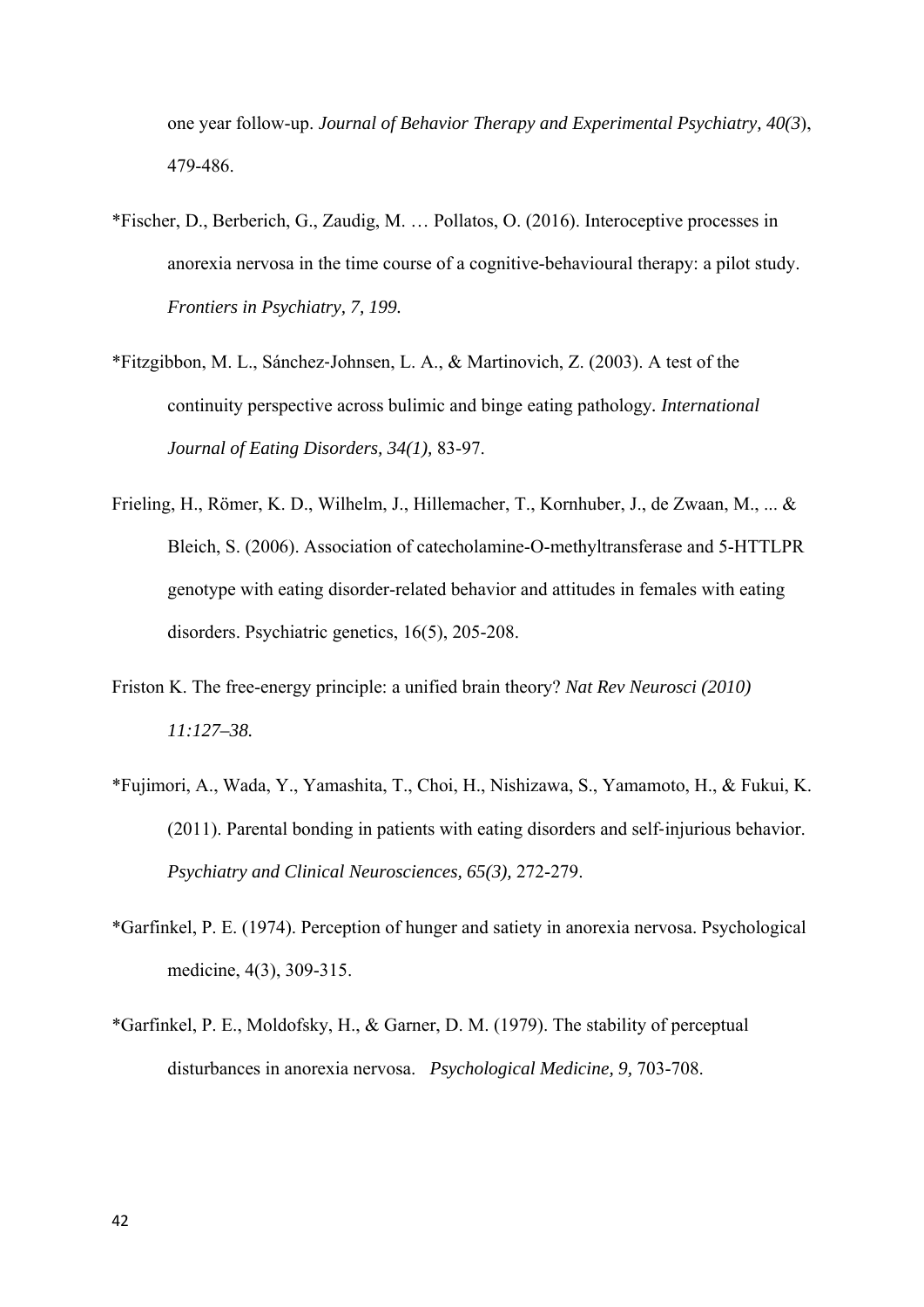one year follow-up. *Journal of Behavior Therapy and Experimental Psychiatry, 40(3*), 479-486.

*Fischer, D., Berberich, G., Zaudig, M. … Pollatos, O. (2016). Interoceptive processes in anorexia nervosa in the time course of a cognitive-behavioural therapy: a pilot study. *Frontiers in Psychiatry, 7, 199.*

*Fitzgibbon, M. L., Sánchez-Johnsen, L. A., & Martinovich, Z. (2003). A test of the continuity perspective across bulimic and binge eating pathology. *International Journal of Eating Disorders, 34(1),* 83-97.

Frieling, H., Römer, K. D., Wilhelm, J., Hillemacher, T., Kornhuber, J., de Zwaan, M., ... & Bleich, S. (2006). Association of catecholamine-O-methyltransferase and 5-HTTLPR genotype with eating disorder-related behavior and attitudes in females with eating disorders. Psychiatric genetics, 16(5), 205-208.

Friston K. The free-energy principle: a unified brain theory? *Nat Rev Neurosci (2010) 11:127–38.*

*Fujimori, A., Wada, Y., Yamashita, T., Choi, H., Nishizawa, S., Yamamoto, H., & Fukui, K. (2011). Parental bonding in patients with eating disorders and self-injurious behavior. *Psychiatry and Clinical Neurosciences, 65(3),* 272-279.

*Garfinkel, P. E. (1974). Perception of hunger and satiety in anorexia nervosa. Psychological medicine, 4(3), 309-315.

*Garfinkel, P. E., Moldofsky, H., & Garner, D. M. (1979). The stability of perceptual disturbances in anorexia nervosa. *Psychological Medicine, 9,* 703-708.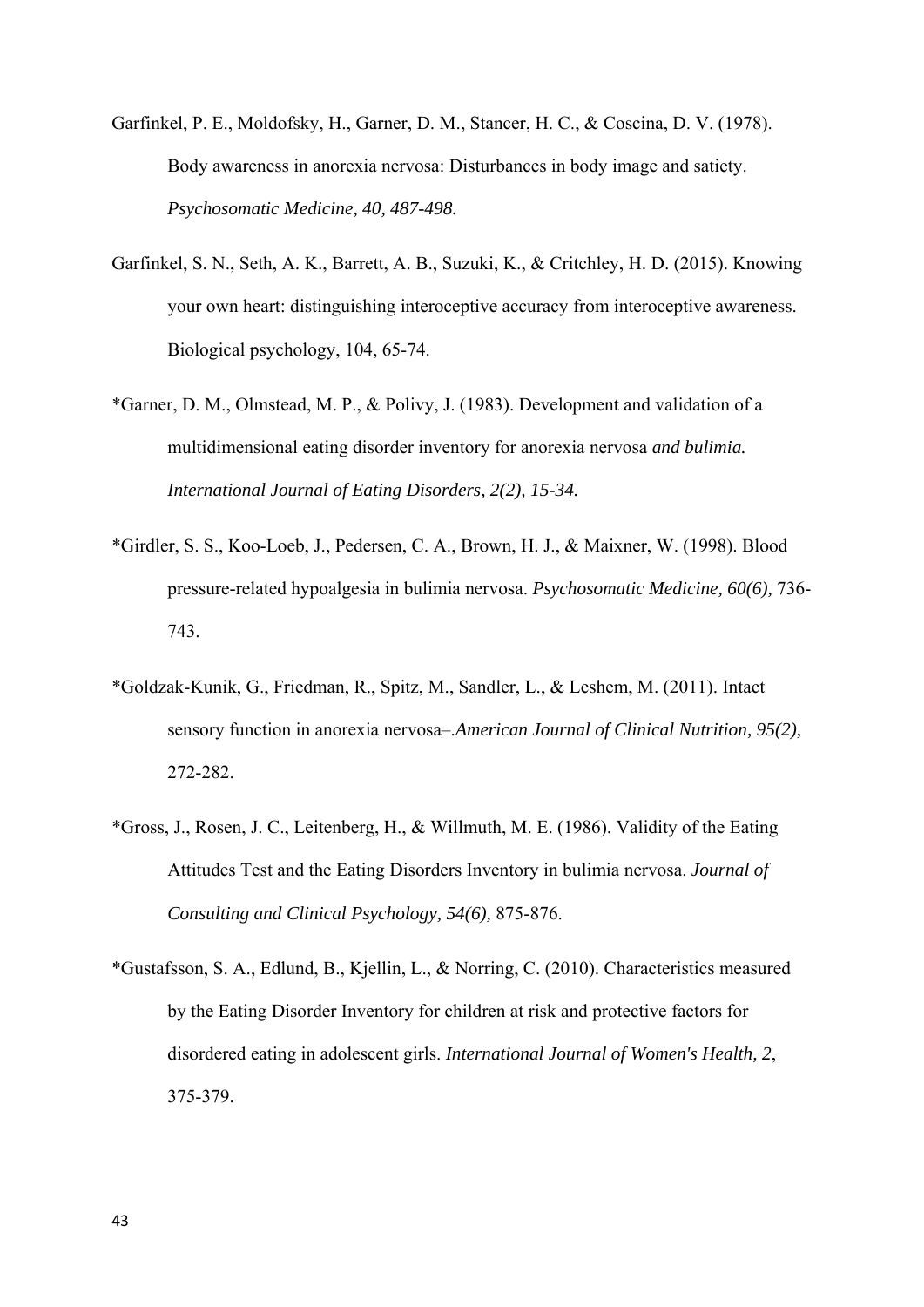Garfinkel, P. E., Moldofsky, H., Garner, D. M., Stancer, H. C., & Coscina, D. V. (1978). Body awareness in anorexia nervosa: Disturbances in body image and satiety. *Psychosomatic Medicine, 40, 487-498.*

Garfinkel, S. N., Seth, A. K., Barrett, A. B., Suzuki, K., & Critchley, H. D. (2015). Knowing your own heart: distinguishing interoceptive accuracy from interoceptive awareness. Biological psychology, 104, 65-74.

*Garner, D. M., Olmstead, M. P., & Polivy, J. (1983). Development and validation of a multidimensional eating disorder inventory for anorexia nervosa *and bulimia. International Journal of Eating Disorders, 2(2), 15-34.*

*Girdler, S. S., Koo-Loeb, J., Pedersen, C. A., Brown, H. J., & Maixner, W. (1998). Blood pressure-related hypoalgesia in bulimia nervosa. *Psychosomatic Medicine, 60(6),* 736-743.

*Goldzak-Kunik, G., Friedman, R., Spitz, M., Sandler, L., & Leshem, M. (2011). Intact sensory function in anorexia nervosa–.*American Journal of Clinical Nutrition, 95(2),* 272-282.

*Gross, J., Rosen, J. C., Leitenberg, H., & Willmuth, M. E. (1986). Validity of the Eating Attitudes Test and the Eating Disorders Inventory in bulimia nervosa. *Journal of Consulting and Clinical Psychology, 54(6),* 875-876.

*Gustafsson, S. A., Edlund, B., Kjellin, L., & Norring, C. (2010). Characteristics measured by the Eating Disorder Inventory for children at risk and protective factors for disordered eating in adolescent girls. *International Journal of Women's Health, 2*, 375-379.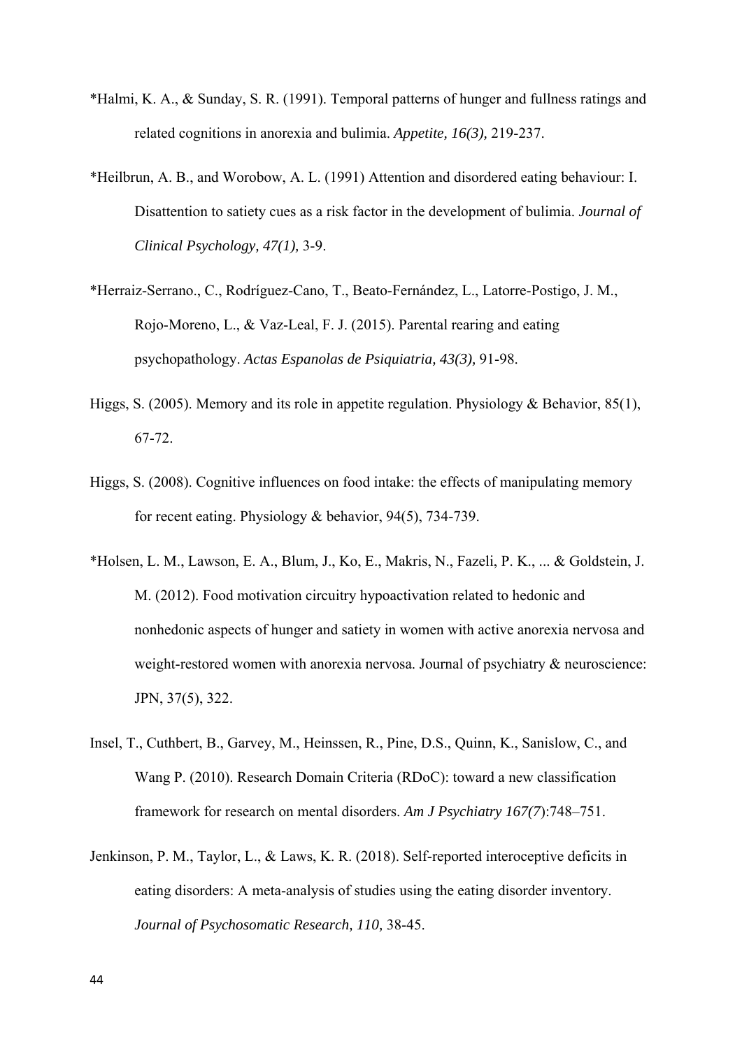*Halmi, K. A., & Sunday, S. R. (1991). Temporal patterns of hunger and fullness ratings and related cognitions in anorexia and bulimia. *Appetite, 16(3),* 219-237.

*Heilbrun, A. B., and Worobow, A. L. (1991) Attention and disordered eating behaviour: I. Disattention to satiety cues as a risk factor in the development of bulimia. *Journal of Clinical Psychology, 47(1),* 3-9.

*Herraiz-Serrano., C., Rodríguez-Cano, T., Beato-Fernández, L., Latorre-Postigo, J. M., Rojo-Moreno, L., & Vaz-Leal, F. J. (2015). Parental rearing and eating psychopathology. *Actas Espanolas de Psiquiatria, 43(3),* 91-98.

Higgs, S. (2005). Memory and its role in appetite regulation. Physiology & Behavior, 85(1), 67-72.

Higgs, S. (2008). Cognitive influences on food intake: the effects of manipulating memory for recent eating. Physiology & behavior, 94(5), 734-739.

*Holsen, L. M., Lawson, E. A., Blum, J., Ko, E., Makris, N., Fazeli, P. K., ... & Goldstein, J. M. (2012). Food motivation circuitry hypoactivation related to hedonic and nonhedonic aspects of hunger and satiety in women with active anorexia nervosa and weight-restored women with anorexia nervosa. Journal of psychiatry & neuroscience: JPN, 37(5), 322.

Insel, T., Cuthbert, B., Garvey, M., Heinssen, R., Pine, D.S., Quinn, K., Sanislow, C., and Wang P. (2010). Research Domain Criteria (RDoC): toward a new classification framework for research on mental disorders. *Am J Psychiatry 167(7)*:748–751.

Jenkinson, P. M., Taylor, L., & Laws, K. R. (2018). Self-reported interoceptive deficits in eating disorders: A meta-analysis of studies using the eating disorder inventory. *Journal of Psychosomatic Research, 110,* 38-45.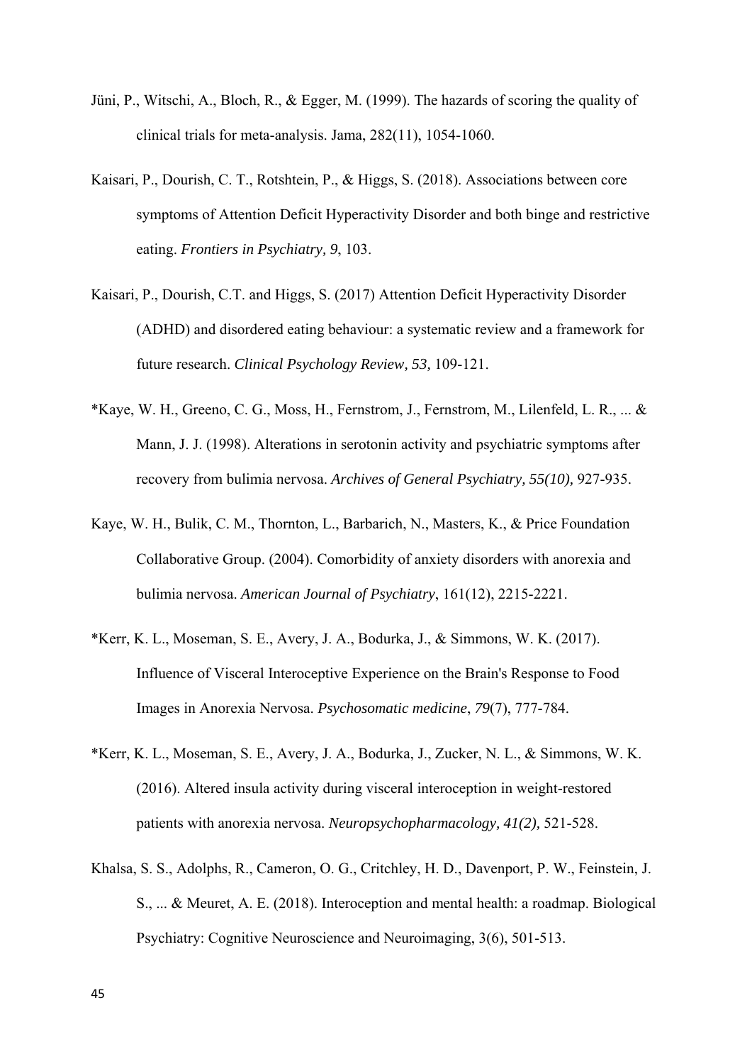Jüni, P., Witschi, A., Bloch, R., & Egger, M. (1999). The hazards of scoring the quality of clinical trials for meta-analysis. Jama, 282(11), 1054-1060.

Kaisari, P., Dourish, C. T., Rotshtein, P., & Higgs, S. (2018). Associations between core symptoms of Attention Deficit Hyperactivity Disorder and both binge and restrictive eating. *Frontiers in Psychiatry, 9*, 103.

Kaisari, P., Dourish, C.T. and Higgs, S. (2017) Attention Deficit Hyperactivity Disorder (ADHD) and disordered eating behaviour: a systematic review and a framework for future research. *Clinical Psychology Review, 53,* 109-121.

*Kaye, W. H., Greeno, C. G., Moss, H., Fernstrom, J., Fernstrom, M., Lilenfeld, L. R., ... & Mann, J. J. (1998). Alterations in serotonin activity and psychiatric symptoms after recovery from bulimia nervosa. *Archives of General Psychiatry, 55(10),* 927-935.

Kaye, W. H., Bulik, C. M., Thornton, L., Barbarich, N., Masters, K., & Price Foundation Collaborative Group. (2004). Comorbidity of anxiety disorders with anorexia and bulimia nervosa. *American Journal of Psychiatry*, 161(12), 2215-2221.

*Kerr, K. L., Moseman, S. E., Avery, J. A., Bodurka, J., & Simmons, W. K. (2017). Influence of Visceral Interoceptive Experience on the Brain's Response to Food Images in Anorexia Nervosa. *Psychosomatic medicine*, *79*(7), 777-784.

*Kerr, K. L., Moseman, S. E., Avery, J. A., Bodurka, J., Zucker, N. L., & Simmons, W. K. (2016). Altered insula activity during visceral interoception in weight-restored patients with anorexia nervosa. *Neuropsychopharmacology, 41(2),* 521-528.

Khalsa, S. S., Adolphs, R., Cameron, O. G., Critchley, H. D., Davenport, P. W., Feinstein, J. S., ... & Meuret, A. E. (2018). Interoception and mental health: a roadmap. Biological Psychiatry: Cognitive Neuroscience and Neuroimaging, 3(6), 501-513.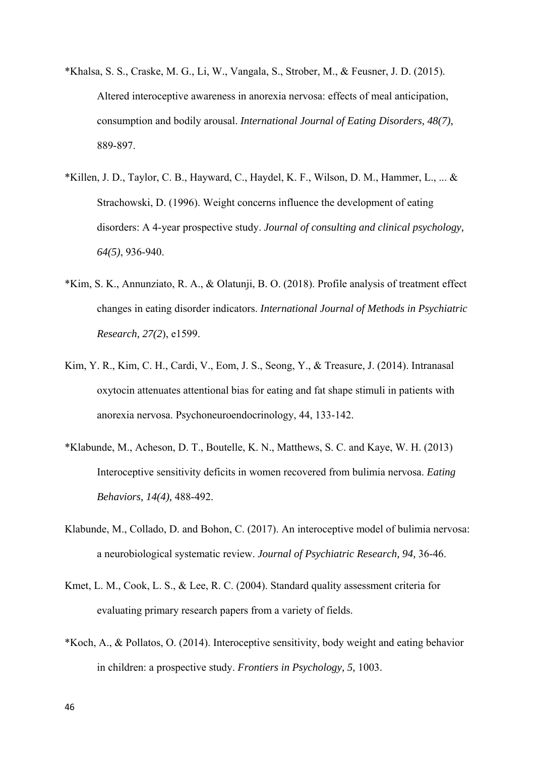*Khalsa, S. S., Craske, M. G., Li, W., Vangala, S., Strober, M., & Feusner, J. D. (2015). Altered interoceptive awareness in anorexia nervosa: effects of meal anticipation, consumption and bodily arousal. *International Journal of Eating Disorders, 48(7),* 889-897.

*Killen, J. D., Taylor, C. B., Hayward, C., Haydel, K. F., Wilson, D. M., Hammer, L., ... & Strachowski, D. (1996). Weight concerns influence the development of eating disorders: A 4-year prospective study. *Journal of consulting and clinical psychology, 64(5)*, 936-940.

*Kim, S. K., Annunziato, R. A., & Olatunji, B. O. (2018). Profile analysis of treatment effect changes in eating disorder indicators. *International Journal of Methods in Psychiatric Research, 27(2*), e1599.

Kim, Y. R., Kim, C. H., Cardi, V., Eom, J. S., Seong, Y., & Treasure, J. (2014). Intranasal oxytocin attenuates attentional bias for eating and fat shape stimuli in patients with anorexia nervosa. Psychoneuroendocrinology, 44, 133-142.

*Klabunde, M., Acheson, D. T., Boutelle, K. N., Matthews, S. C. and Kaye, W. H. (2013) Interoceptive sensitivity deficits in women recovered from bulimia nervosa. *Eating Behaviors, 14(4),* 488-492.

Klabunde, M., Collado, D. and Bohon, C. (2017). An interoceptive model of bulimia nervosa: a neurobiological systematic review. *Journal of Psychiatric Research, 94,* 36-46.

Kmet, L. M., Cook, L. S., & Lee, R. C. (2004). Standard quality assessment criteria for evaluating primary research papers from a variety of fields.

*Koch, A., & Pollatos, O. (2014). Interoceptive sensitivity, body weight and eating behavior in children: a prospective study. *Frontiers in Psychology, 5,* 1003.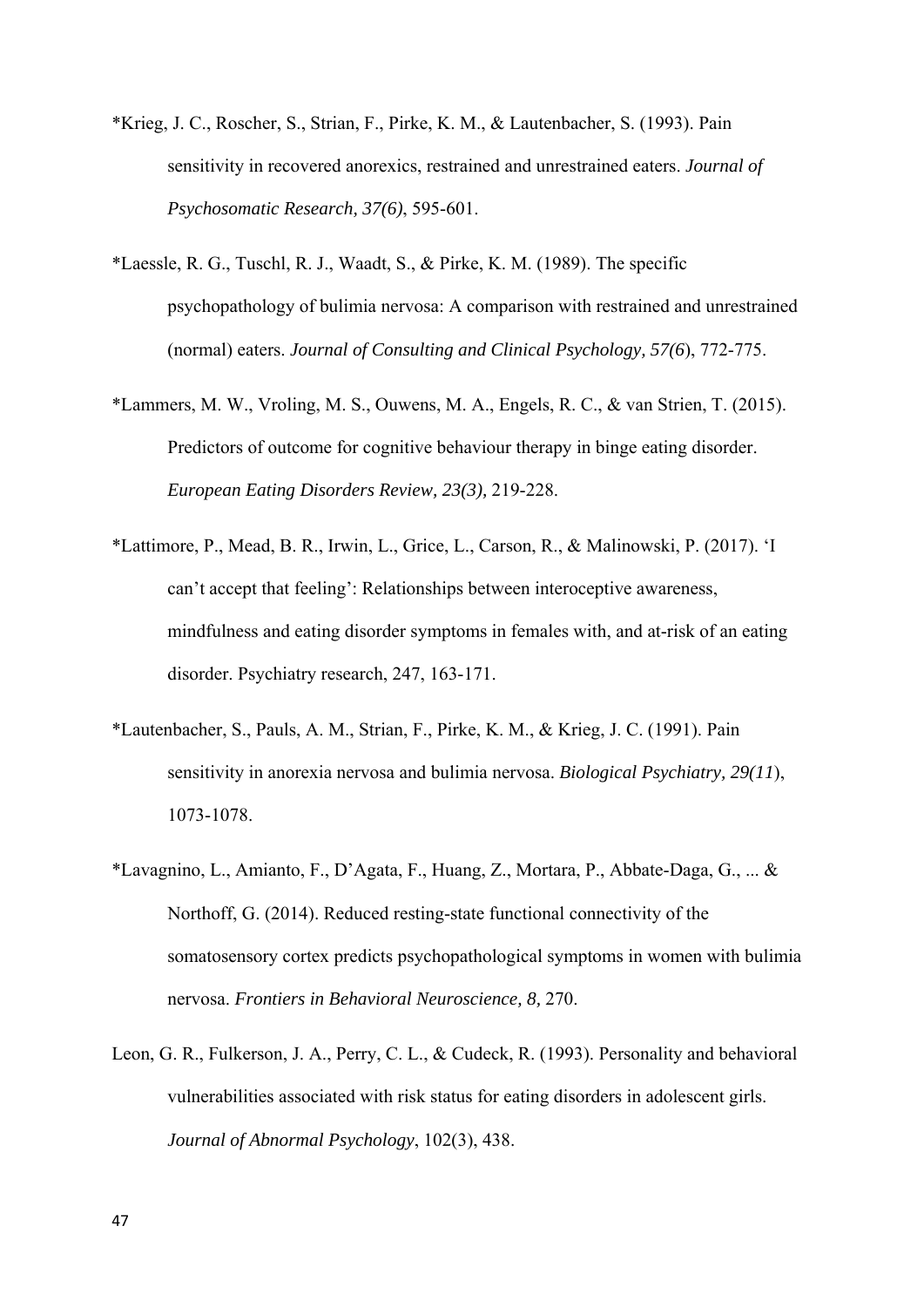*Krieg, J. C., Roscher, S., Strian, F., Pirke, K. M., & Lautenbacher, S. (1993). Pain sensitivity in recovered anorexics, restrained and unrestrained eaters. *Journal of Psychosomatic Research, 37(6)*, 595-601.

*Laessle, R. G., Tuschl, R. J., Waadt, S., & Pirke, K. M. (1989). The specific psychopathology of bulimia nervosa: A comparison with restrained and unrestrained (normal) eaters. *Journal of Consulting and Clinical Psychology, 57(6*), 772-775.

*Lammers, M. W., Vroling, M. S., Ouwens, M. A., Engels, R. C., & van Strien, T. (2015). Predictors of outcome for cognitive behaviour therapy in binge eating disorder. *European Eating Disorders Review, 23(3),* 219-228.

*Lattimore, P., Mead, B. R., Irwin, L., Grice, L., Carson, R., & Malinowski, P. (2017). 'I can't accept that feeling': Relationships between interoceptive awareness, mindfulness and eating disorder symptoms in females with, and at-risk of an eating disorder. Psychiatry research, 247, 163-171.

*Lautenbacher, S., Pauls, A. M., Strian, F., Pirke, K. M., & Krieg, J. C. (1991). Pain sensitivity in anorexia nervosa and bulimia nervosa. *Biological Psychiatry, 29(11*), 1073-1078.

*Lavagnino, L., Amianto, F., D'Agata, F., Huang, Z., Mortara, P., Abbate-Daga, G., ... & Northoff, G. (2014). Reduced resting-state functional connectivity of the somatosensory cortex predicts psychopathological symptoms in women with bulimia nervosa. *Frontiers in Behavioral Neuroscience, 8,* 270.

Leon, G. R., Fulkerson, J. A., Perry, C. L., & Cudeck, R. (1993). Personality and behavioral vulnerabilities associated with risk status for eating disorders in adolescent girls. *Journal of Abnormal Psychology*, 102(3), 438.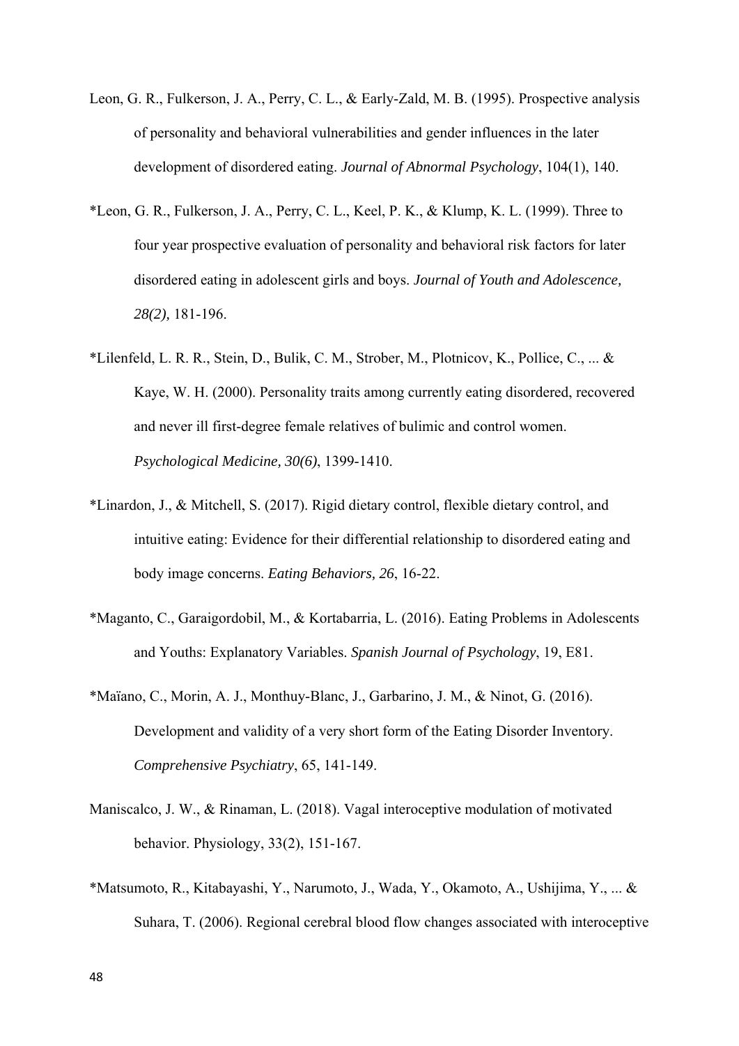Leon, G. R., Fulkerson, J. A., Perry, C. L., & Early-Zald, M. B. (1995). Prospective analysis of personality and behavioral vulnerabilities and gender influences in the later development of disordered eating. *Journal of Abnormal Psychology*, 104(1), 140.

*Leon, G. R., Fulkerson, J. A., Perry, C. L., Keel, P. K., & Klump, K. L. (1999). Three to four year prospective evaluation of personality and behavioral risk factors for later disordered eating in adolescent girls and boys. *Journal of Youth and Adolescence, 28(2),* 181-196.

*Lilenfeld, L. R. R., Stein, D., Bulik, C. M., Strober, M., Plotnicov, K., Pollice, C., ... & Kaye, W. H. (2000). Personality traits among currently eating disordered, recovered and never ill first-degree female relatives of bulimic and control women. *Psychological Medicine, 30(6)*, 1399-1410.

*Linardon, J., & Mitchell, S. (2017). Rigid dietary control, flexible dietary control, and intuitive eating: Evidence for their differential relationship to disordered eating and body image concerns. *Eating Behaviors, 26*, 16-22.

*Maganto, C., Garaigordobil, M., & Kortabarria, L. (2016). Eating Problems in Adolescents and Youths: Explanatory Variables. *Spanish Journal of Psychology*, 19, E81.

*Maïano, C., Morin, A. J., Monthuy-Blanc, J., Garbarino, J. M., & Ninot, G. (2016). Development and validity of a very short form of the Eating Disorder Inventory. *Comprehensive Psychiatry*, 65, 141-149.

Maniscalco, J. W., & Rinaman, L. (2018). Vagal interoceptive modulation of motivated behavior. Physiology, 33(2), 151-167.

*Matsumoto, R., Kitabayashi, Y., Narumoto, J., Wada, Y., Okamoto, A., Ushijima, Y., ... & Suhara, T. (2006). Regional cerebral blood flow changes associated with interoceptive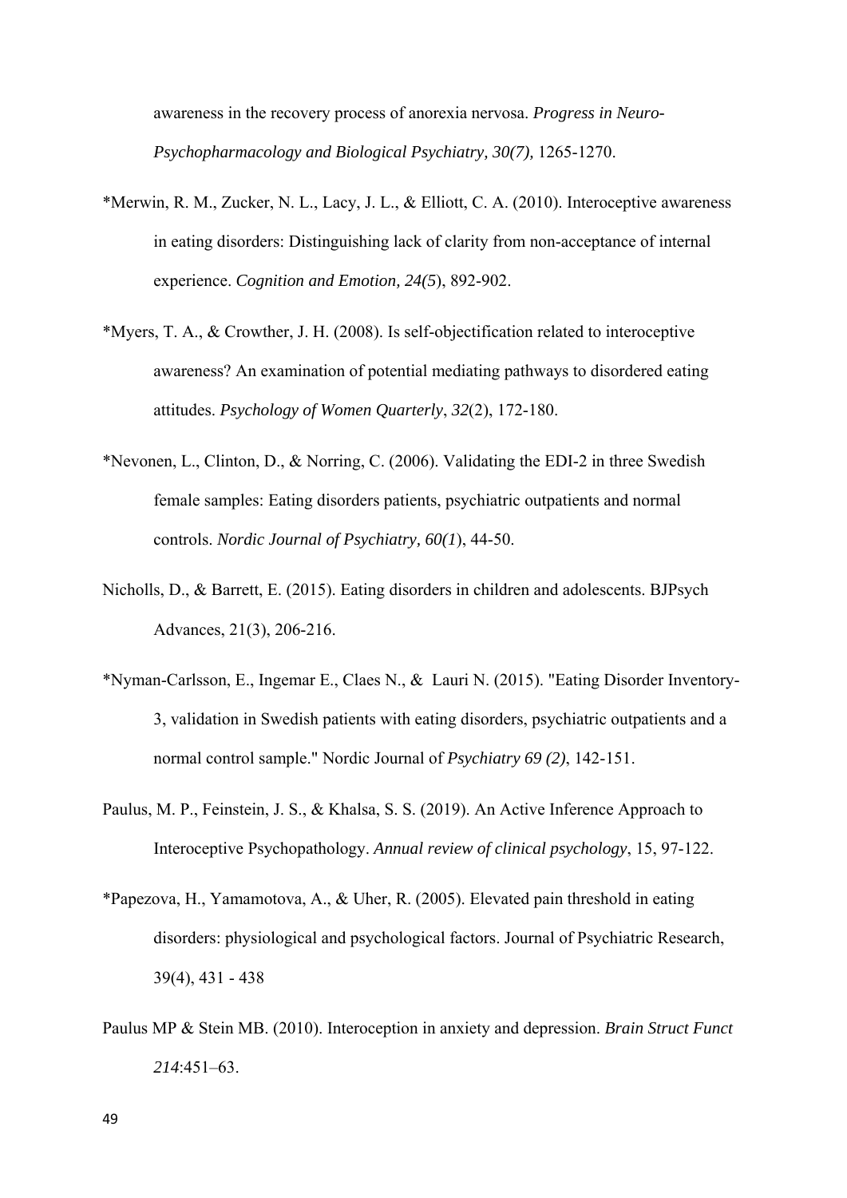awareness in the recovery process of anorexia nervosa. *Progress in Neuro-Psychopharmacology and Biological Psychiatry, 30(7),* 1265-1270.

*Merwin, R. M., Zucker, N. L., Lacy, J. L., & Elliott, C. A. (2010). Interoceptive awareness in eating disorders: Distinguishing lack of clarity from non-acceptance of internal experience. *Cognition and Emotion, 24(5*), 892-902.

*Myers, T. A., & Crowther, J. H. (2008). Is self-objectification related to interoceptive awareness? An examination of potential mediating pathways to disordered eating attitudes. *Psychology of Women Quarterly*, *32*(2), 172-180.

*Nevonen, L., Clinton, D., & Norring, C. (2006). Validating the EDI-2 in three Swedish female samples: Eating disorders patients, psychiatric outpatients and normal controls. *Nordic Journal of Psychiatry, 60(1*), 44-50.

Nicholls, D., & Barrett, E. (2015). Eating disorders in children and adolescents. BJPsych Advances, 21(3), 206-216.

*Nyman-Carlsson, E., Ingemar E., Claes N., & Lauri N. (2015). "Eating Disorder Inventory-3, validation in Swedish patients with eating disorders, psychiatric outpatients and a normal control sample." Nordic Journal of *Psychiatry 69 (2)*, 142-151.

Paulus, M. P., Feinstein, J. S., & Khalsa, S. S. (2019). An Active Inference Approach to Interoceptive Psychopathology. *Annual review of clinical psychology*, 15, 97-122.

*Papezova, H., Yamamotova, A., & Uher, R. (2005). Elevated pain threshold in eating disorders: physiological and psychological factors. Journal of Psychiatric Research, 39(4), 431 - 438

Paulus MP & Stein MB. (2010). Interoception in anxiety and depression. *Brain Struct Funct 214*:451–63.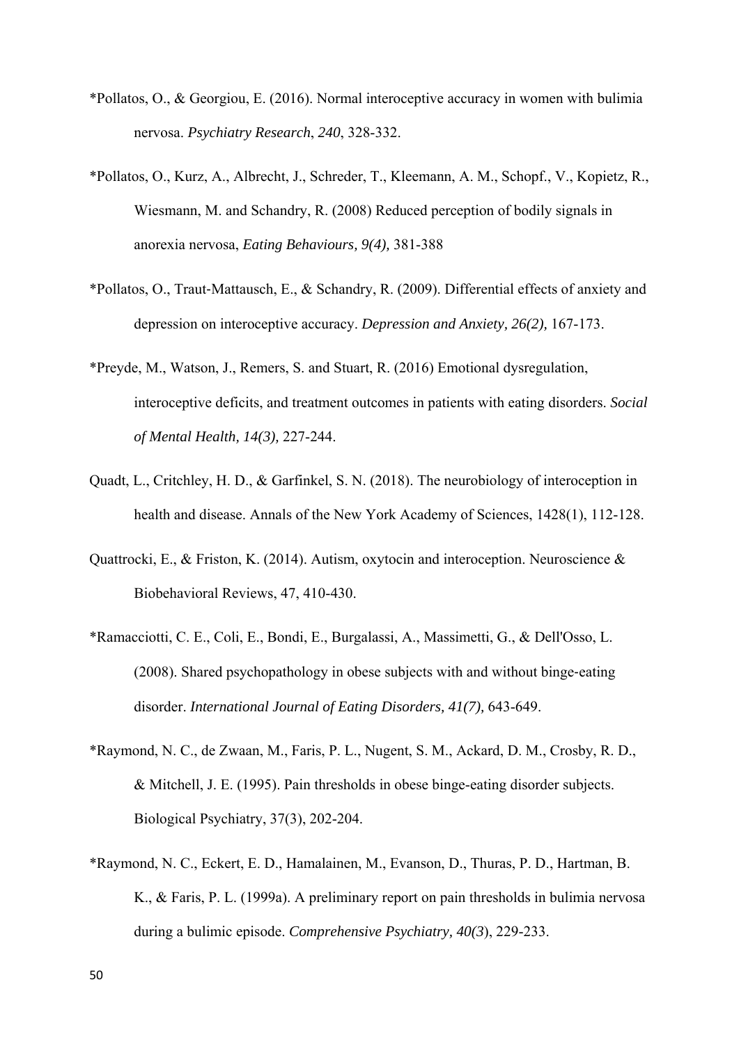*Pollatos, O., & Georgiou, E. (2016). Normal interoceptive accuracy in women with bulimia nervosa. *Psychiatry Research*, *240*, 328-332.

*Pollatos, O., Kurz, A., Albrecht, J., Schreder, T., Kleemann, A. M., Schopf., V., Kopietz, R., Wiesmann, M. and Schandry, R. (2008) Reduced perception of bodily signals in anorexia nervosa, *Eating Behaviours, 9(4),* 381-388

*Pollatos, O., Traut-Mattausch, E., & Schandry, R. (2009). Differential effects of anxiety and depression on interoceptive accuracy. *Depression and Anxiety, 26(2),* 167-173.

*Preyde, M., Watson, J., Remers, S. and Stuart, R. (2016) Emotional dysregulation, interoceptive deficits, and treatment outcomes in patients with eating disorders. *Social of Mental Health, 14(3),* 227-244.

Quadt, L., Critchley, H. D., & Garfinkel, S. N. (2018). The neurobiology of interoception in health and disease. Annals of the New York Academy of Sciences, 1428(1), 112-128.

Quattrocki, E., & Friston, K. (2014). Autism, oxytocin and interoception. Neuroscience & Biobehavioral Reviews, 47, 410-430.

*Ramacciotti, C. E., Coli, E., Bondi, E., Burgalassi, A., Massimetti, G., & Dell'Osso, L. (2008). Shared psychopathology in obese subjects with and without binge-eating disorder. *International Journal of Eating Disorders, 41(7),* 643-649.

*Raymond, N. C., de Zwaan, M., Faris, P. L., Nugent, S. M., Ackard, D. M., Crosby, R. D., & Mitchell, J. E. (1995). Pain thresholds in obese binge-eating disorder subjects. Biological Psychiatry, 37(3), 202-204.

*Raymond, N. C., Eckert, E. D., Hamalainen, M., Evanson, D., Thuras, P. D., Hartman, B. K., & Faris, P. L. (1999a). A preliminary report on pain thresholds in bulimia nervosa during a bulimic episode. *Comprehensive Psychiatry, 40(3*), 229-233.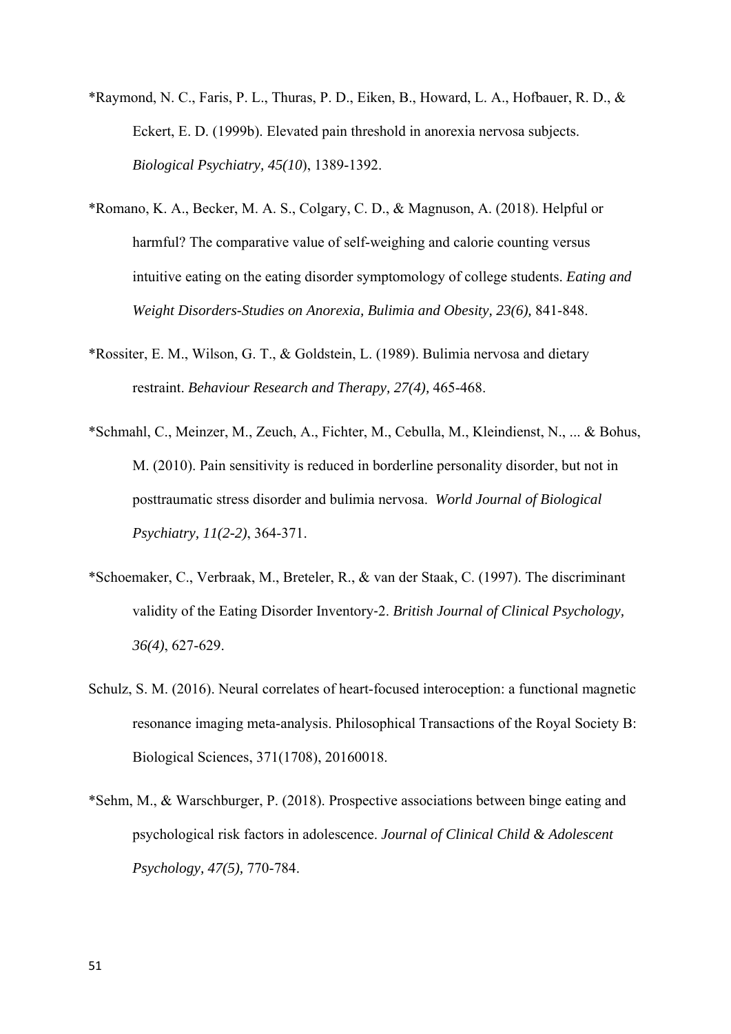*Raymond, N. C., Faris, P. L., Thuras, P. D., Eiken, B., Howard, L. A., Hofbauer, R. D., & Eckert, E. D. (1999b). Elevated pain threshold in anorexia nervosa subjects. *Biological Psychiatry, 45(10*), 1389-1392.

*Romano, K. A., Becker, M. A. S., Colgary, C. D., & Magnuson, A. (2018). Helpful or harmful? The comparative value of self-weighing and calorie counting versus intuitive eating on the eating disorder symptomology of college students. *Eating and Weight Disorders-Studies on Anorexia, Bulimia and Obesity, 23(6),* 841-848.

*Rossiter, E. M., Wilson, G. T., & Goldstein, L. (1989). Bulimia nervosa and dietary restraint. *Behaviour Research and Therapy, 27(4),* 465-468.

*Schmahl, C., Meinzer, M., Zeuch, A., Fichter, M., Cebulla, M., Kleindienst, N., ... & Bohus, M. (2010). Pain sensitivity is reduced in borderline personality disorder, but not in posttraumatic stress disorder and bulimia nervosa. *World Journal of Biological Psychiatry, 11(2-2)*, 364-371.

*Schoemaker, C., Verbraak, M., Breteler, R., & van der Staak, C. (1997). The discriminant validity of the Eating Disorder Inventory-2. *British Journal of Clinical Psychology, 36(4)*, 627-629.

Schulz, S. M. (2016). Neural correlates of heart-focused interoception: a functional magnetic resonance imaging meta-analysis. Philosophical Transactions of the Royal Society B: Biological Sciences, 371(1708), 20160018.

*Sehm, M., & Warschburger, P. (2018). Prospective associations between binge eating and psychological risk factors in adolescence. *Journal of Clinical Child & Adolescent Psychology, 47(5),* 770-784.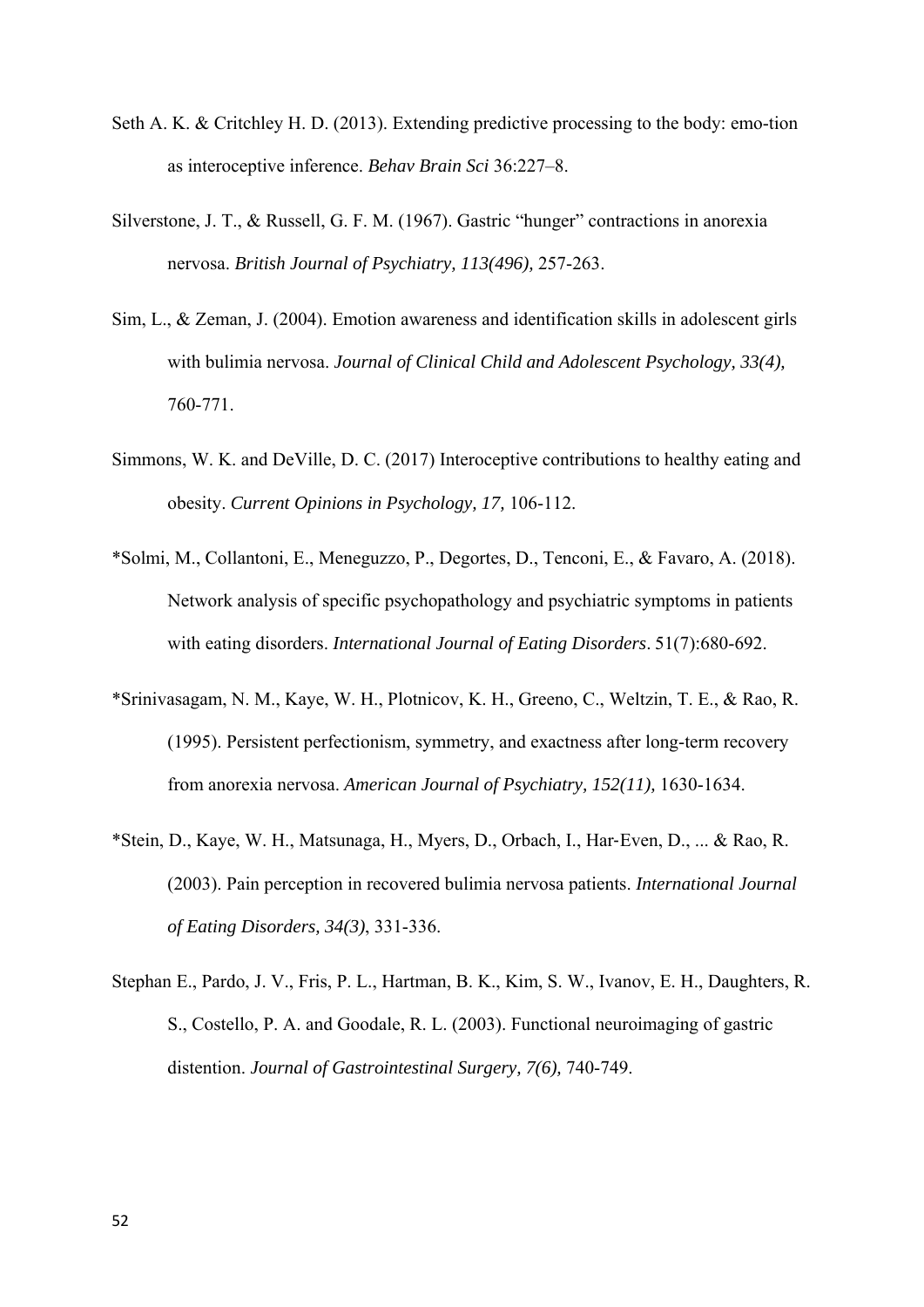Seth A. K. & Critchley H. D. (2013). Extending predictive processing to the body: emo-tion as interoceptive inference. *Behav Brain Sci* 36:227–8.

Silverstone, J. T., & Russell, G. F. M. (1967). Gastric "hunger" contractions in anorexia nervosa. *British Journal of Psychiatry, 113(496),* 257-263.

Sim, L., & Zeman, J. (2004). Emotion awareness and identification skills in adolescent girls with bulimia nervosa. *Journal of Clinical Child and Adolescent Psychology, 33(4),* 760-771.

Simmons, W. K. and DeVille, D. C. (2017) Interoceptive contributions to healthy eating and obesity. *Current Opinions in Psychology, 17,* 106-112.

*Solmi, M., Collantoni, E., Meneguzzo, P., Degortes, D., Tenconi, E., & Favaro, A. (2018). Network analysis of specific psychopathology and psychiatric symptoms in patients with eating disorders. *International Journal of Eating Disorders*. 51(7):680-692.

*Srinivasagam, N. M., Kaye, W. H., Plotnicov, K. H., Greeno, C., Weltzin, T. E., & Rao, R. (1995). Persistent perfectionism, symmetry, and exactness after long-term recovery from anorexia nervosa. *American Journal of Psychiatry, 152(11),* 1630-1634.

*Stein, D., Kaye, W. H., Matsunaga, H., Myers, D., Orbach, I., Har-Even, D., ... & Rao, R. (2003). Pain perception in recovered bulimia nervosa patients. *International Journal of Eating Disorders, 34(3)*, 331-336.

Stephan E., Pardo, J. V., Fris, P. L., Hartman, B. K., Kim, S. W., Ivanov, E. H., Daughters, R. S., Costello, P. A. and Goodale, R. L. (2003). Functional neuroimaging of gastric distention. *Journal of Gastrointestinal Surgery, 7(6),* 740-749.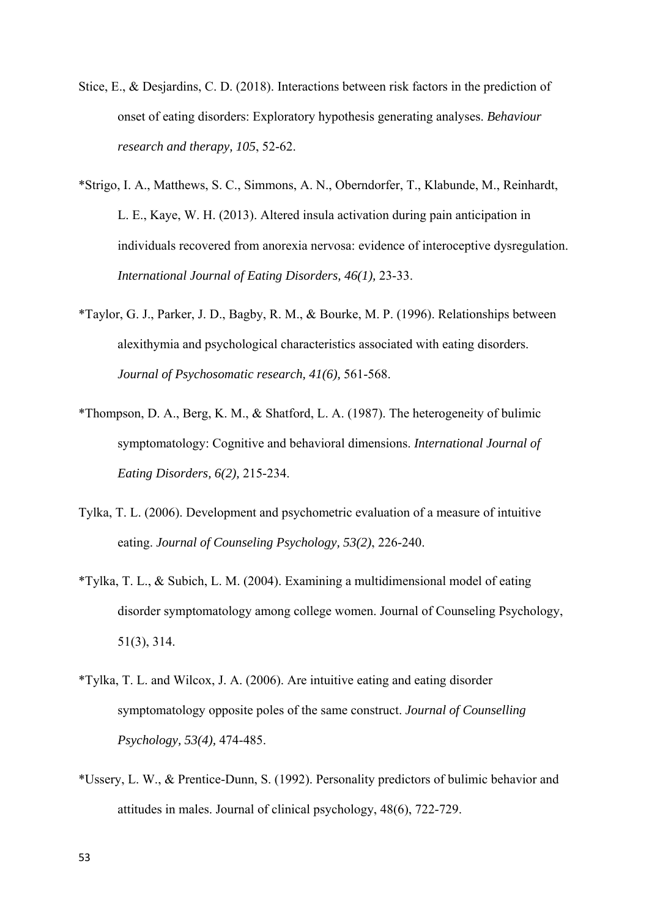Stice, E., & Desjardins, C. D. (2018). Interactions between risk factors in the prediction of onset of eating disorders: Exploratory hypothesis generating analyses. *Behaviour research and therapy, 105*, 52-62.

*Strigo, I. A., Matthews, S. C., Simmons, A. N., Oberndorfer, T., Klabunde, M., Reinhardt, L. E., Kaye, W. H. (2013). Altered insula activation during pain anticipation in individuals recovered from anorexia nervosa: evidence of interoceptive dysregulation. *International Journal of Eating Disorders, 46(1),* 23-33.

*Taylor, G. J., Parker, J. D., Bagby, R. M., & Bourke, M. P. (1996). Relationships between alexithymia and psychological characteristics associated with eating disorders. *Journal of Psychosomatic research, 41(6),* 561-568.

*Thompson, D. A., Berg, K. M., & Shatford, L. A. (1987). The heterogeneity of bulimic symptomatology: Cognitive and behavioral dimensions. *International Journal of Eating Disorders, 6(2),* 215-234.

Tylka, T. L. (2006). Development and psychometric evaluation of a measure of intuitive eating. *Journal of Counseling Psychology, 53(2)*, 226-240.

*Tylka, T. L., & Subich, L. M. (2004). Examining a multidimensional model of eating disorder symptomatology among college women. Journal of Counseling Psychology, 51(3), 314.

*Tylka, T. L. and Wilcox, J. A. (2006). Are intuitive eating and eating disorder symptomatology opposite poles of the same construct. *Journal of Counselling Psychology, 53(4),* 474-485.

*Ussery, L. W., & Prentice-Dunn, S. (1992). Personality predictors of bulimic behavior and attitudes in males. Journal of clinical psychology, 48(6), 722-729.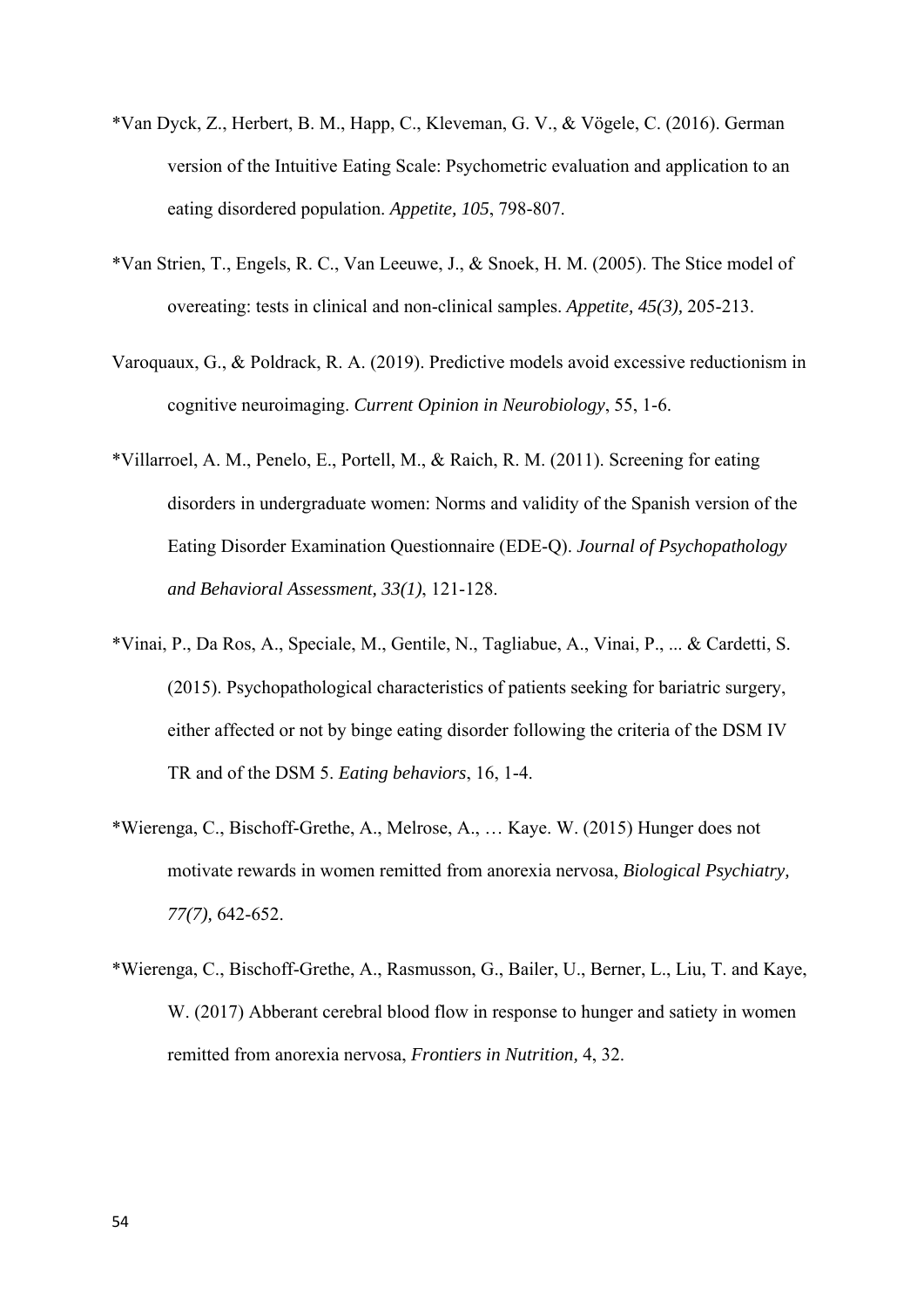*Van Dyck, Z., Herbert, B. M., Happ, C., Kleveman, G. V., & Vögele, C. (2016). German version of the Intuitive Eating Scale: Psychometric evaluation and application to an eating disordered population. *Appetite, 105*, 798-807.

*Van Strien, T., Engels, R. C., Van Leeuwe, J., & Snoek, H. M. (2005). The Stice model of overeating: tests in clinical and non-clinical samples. *Appetite, 45(3),* 205-213.

Varoquaux, G., & Poldrack, R. A. (2019). Predictive models avoid excessive reductionism in cognitive neuroimaging. *Current Opinion in Neurobiology*, 55, 1-6.

*Villarroel, A. M., Penelo, E., Portell, M., & Raich, R. M. (2011). Screening for eating disorders in undergraduate women: Norms and validity of the Spanish version of the Eating Disorder Examination Questionnaire (EDE-Q). *Journal of Psychopathology and Behavioral Assessment, 33(1)*, 121-128.

*Vinai, P., Da Ros, A., Speciale, M., Gentile, N., Tagliabue, A., Vinai, P., ... & Cardetti, S. (2015). Psychopathological characteristics of patients seeking for bariatric surgery, either affected or not by binge eating disorder following the criteria of the DSM IV TR and of the DSM 5. *Eating behaviors*, 16, 1-4.

*Wierenga, C., Bischoff-Grethe, A., Melrose, A., … Kaye. W. (2015) Hunger does not motivate rewards in women remitted from anorexia nervosa, *Biological Psychiatry, 77(7),* 642-652.

*Wierenga, C., Bischoff-Grethe, A., Rasmusson, G., Bailer, U., Berner, L., Liu, T. and Kaye, W. (2017) Abberant cerebral blood flow in response to hunger and satiety in women remitted from anorexia nervosa, *Frontiers in Nutrition,* 4, 32.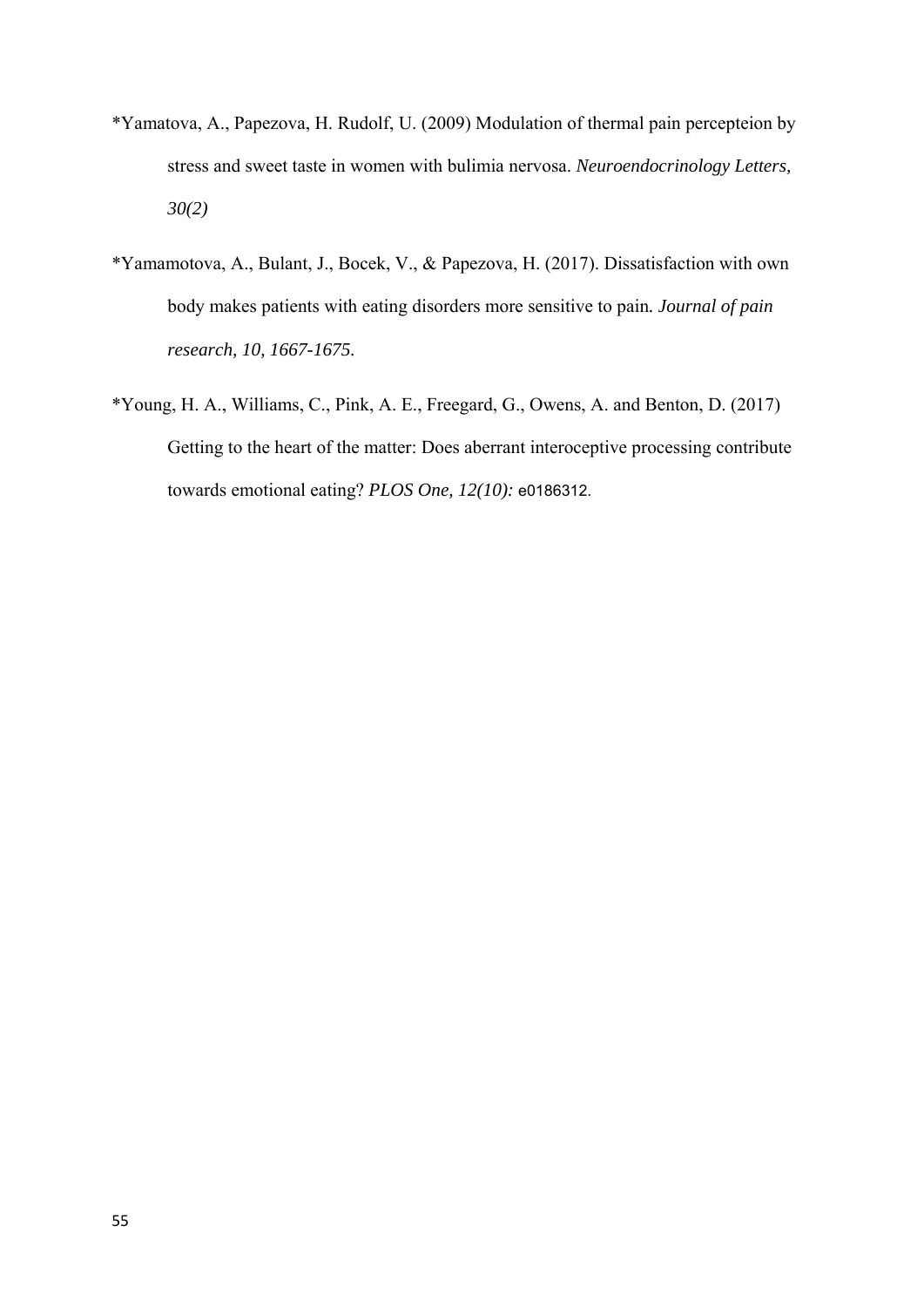*Yamatova, A., Papezova, H. Rudolf, U. (2009) Modulation of thermal pain percepteion by stress and sweet taste in women with bulimia nervosa. *Neuroendocrinology Letters, 30(2)*

*Yamamotova, A., Bulant, J., Bocek, V., & Papezova, H. (2017). Dissatisfaction with own body makes patients with eating disorders more sensitive to pain. *Journal of pain research, 10, 1667-1675.*

*Young, H. A., Williams, C., Pink, A. E., Freegard, G., Owens, A. and Benton, D. (2017) Getting to the heart of the matter: Does aberrant interoceptive processing contribute towards emotional eating? *PLOS One, 12(10):* e0186312.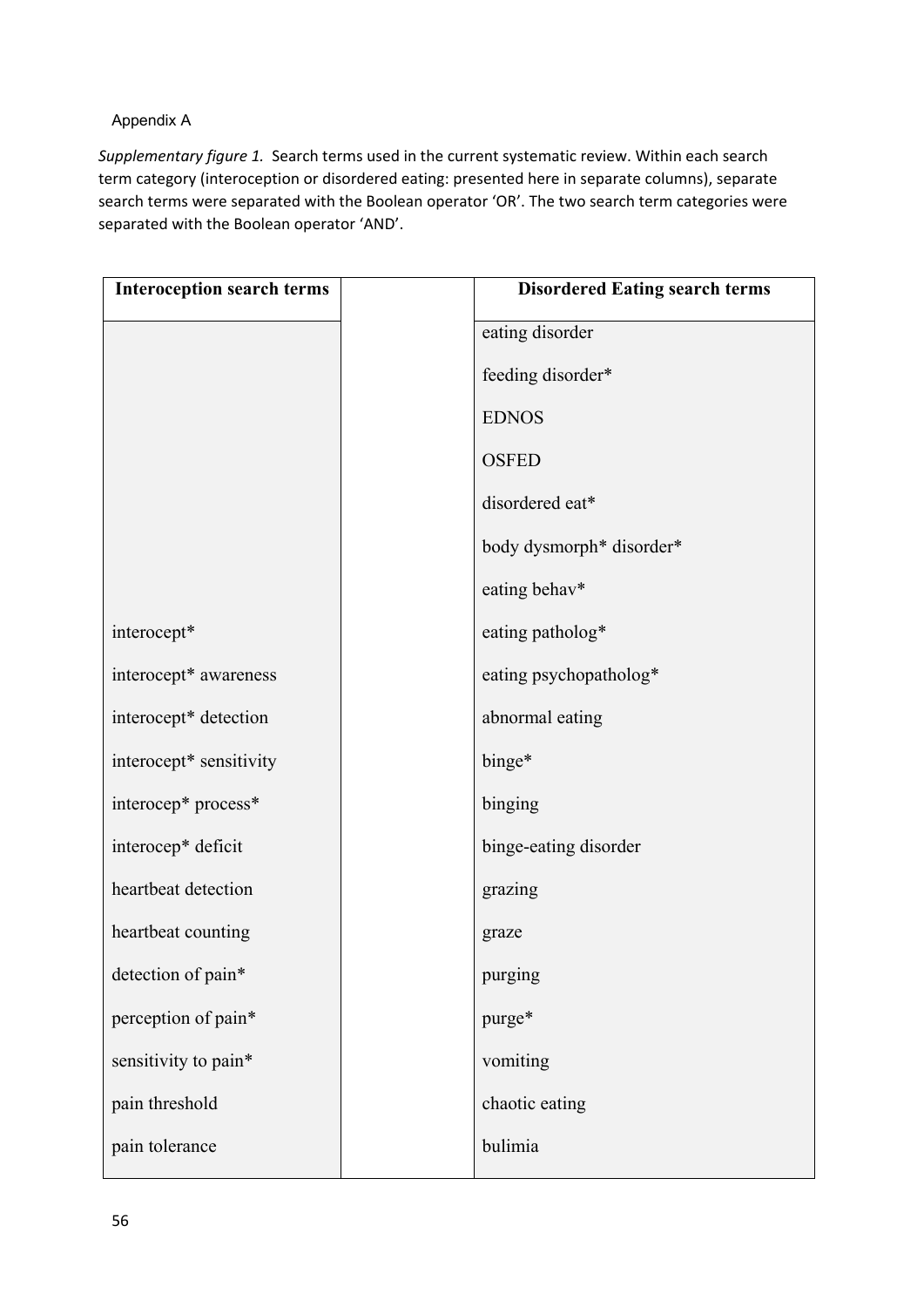Appendix A

*Supplementary figure 1.* Search terms used in the current systematic review. Within each search term category (interoception or disordered eating: presented here in separate columns), separate search terms were separated with the Boolean operator 'OR'. The two search term categories were separated with the Boolean operator 'AND'.

| **Interoception search terms** | | **Disordered Eating search terms** |
|---|---|---|
| | | eating disorder |
| | | feeding disorder* |
| | | EDNOS |
| | | OSFED |
| | | disordered eat* |
| | | body dysmorph* disorder* |
| | | eating behav* |
| interocept* | | eating patholog* |
| interocept* awareness | | eating psychopatholog* |
| interocept* detection | | abnormal eating |
| interocept* sensitivity | | binge* |
| interocep* process* | | binging |
| interocep* deficit | | binge-eating disorder |
| heartbeat detection | | grazing |
| heartbeat counting | | graze |
| detection of pain* | | purging |
| perception of pain* | | purge* |
| sensitivity to pain* | | vomiting |
| pain threshold | | chaotic eating |
| pain tolerance | | bulimia |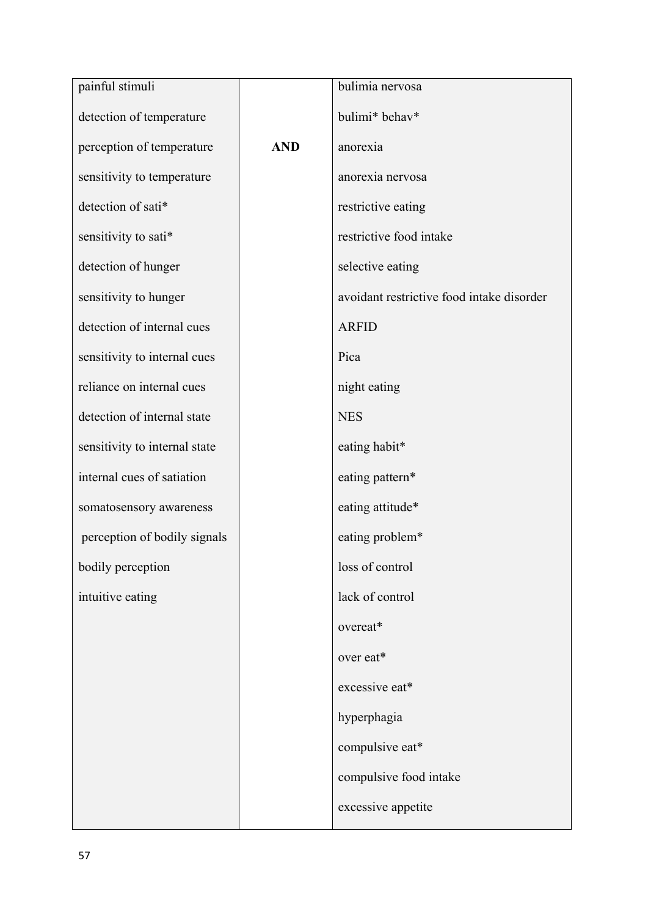| | | |
|---|---|---|
| painful stimuli | | bulimia nervosa |
| detection of temperature | | bulimi* behav* |
| perception of temperature | **AND** | anorexia |
| sensitivity to temperature | | anorexia nervosa |
| detection of sati* | | restrictive eating |
| sensitivity to sati* | | restrictive food intake |
| detection of hunger | | selective eating |
| sensitivity to hunger | | avoidant restrictive food intake disorder |
| detection of internal cues | | ARFID |
| sensitivity to internal cues | | Pica |
| reliance on internal cues | | night eating |
| detection of internal state | | NES |
| sensitivity to internal state | | eating habit* |
| internal cues of satiation | | eating pattern* |
| somatosensory awareness | | eating attitude* |
| perception of bodily signals | | eating problem* |
| bodily perception | | loss of control |
| intuitive eating | | lack of control |
| | | overeat* |
| | | over eat* |
| | | excessive eat* |
| | | hyperphagia |
| | | compulsive eat* |
| | | compulsive food intake |
| | | excessive appetite |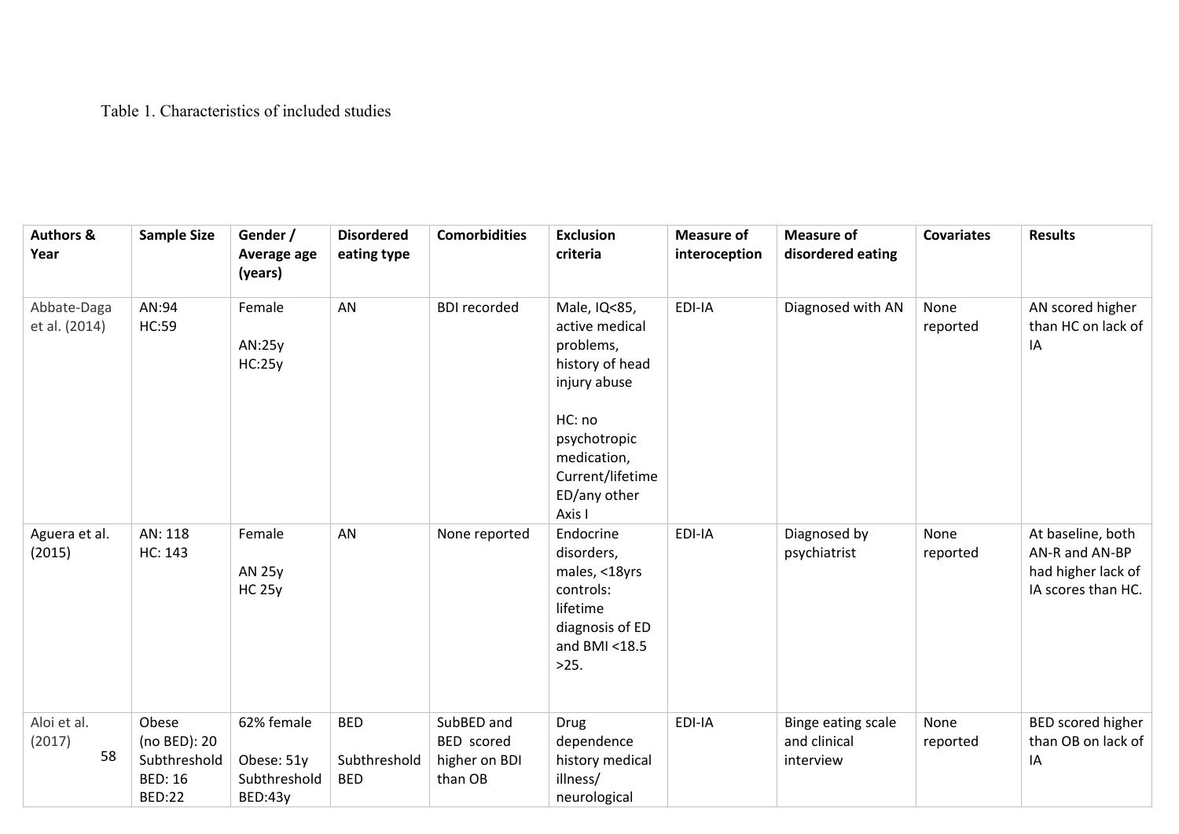Table 1. Characteristics of included studies

| Authors & Year | Sample Size | Gender / Average age (years) | Disordered eating type | Comorbidities | Exclusion criteria | Measure of interoception | Measure of disordered eating | Covariates | Results |
|---|---|---|---|---|---|---|---|---|---|
| Abbate-Daga et al. (2014) | AN:94<br>HC:59 | Female<br><br>AN:25y<br>HC:25y | AN | BDI recorded | Male, IQ<85, active medical problems, history of head injury abuse<br><br>HC: no psychotropic medication, Current/lifetime ED/any other Axis I | EDI-IA | Diagnosed with AN | None reported | AN scored higher than HC on lack of IA |
| Aguera et al. (2015) | AN: 118<br>HC: 143 | Female<br><br>AN 25y<br>HC 25y | AN | None reported | Endocrine disorders, males, <18yrs controls: lifetime diagnosis of ED and BMI <18.5 >25. | EDI-IA | Diagnosed by psychiatrist | None reported | At baseline, both AN-R and AN-BP had higher lack of IA scores than HC. |
| Aloi et al. (2017) | Obese (no BED): 20<br>Subthreshold BED: 16<br>BED:22 | 62% female<br><br>Obese: 51y<br>Subthreshold BED:43y | BED<br><br>Subthreshold BED | SubBED and BED scored higher on BDI than OB | Drug dependence history medical illness/ neurological | EDI-IA | Binge eating scale and clinical interview | None reported | BED scored higher than OB on lack of IA |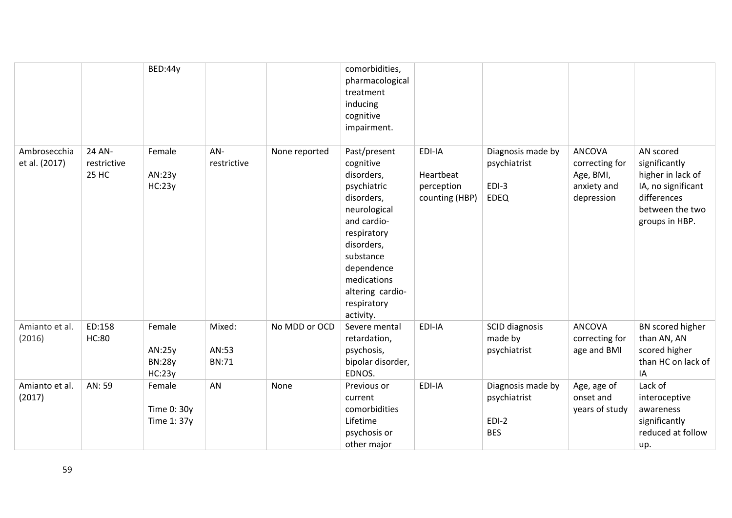| | | | | | | | | | |
|---|---|---|---|---|---|---|---|---|---|
| | | BED:44y | | | comorbidities, pharmacological treatment inducing cognitive impairment. | | | | |
| Ambrosecchia et al. (2017) | 24 AN-restrictive<br>25 HC | Female<br><br>AN:23y<br>HC:23y | AN-restrictive | None reported | Past/present cognitive disorders, psychiatric disorders, neurological and cardio-respiratory disorders, substance dependence medications altering cardio-respiratory activity. | EDI-IA<br><br>Heartbeat perception counting (HBP) | Diagnosis made by psychiatrist<br><br>EDI-3<br>EDEQ | ANCOVA correcting for Age, BMI, anxiety and depression | AN scored significantly higher in lack of IA, no significant differences between the two groups in HBP. |
| Amianto et al. (2016) | ED:158<br>HC:80 | Female<br><br>AN:25y<br>BN:28y<br>HC:23y | Mixed:<br><br>AN:53<br>BN:71 | No MDD or OCD | Severe mental retardation, psychosis, bipolar disorder, EDNOS. | EDI-IA | SCID diagnosis made by psychiatrist | ANCOVA correcting for age and BMI | BN scored higher than AN, AN scored higher than HC on lack of IA |
| Amianto et al. (2017) | AN: 59 | Female<br><br>Time 0: 30y<br>Time 1: 37y | AN | None | Previous or current comorbidities Lifetime psychosis or other major | EDI-IA | Diagnosis made by psychiatrist<br><br>EDI-2<br>BES | Age, age of onset and years of study | Lack of interoceptive awareness significantly reduced at follow up. |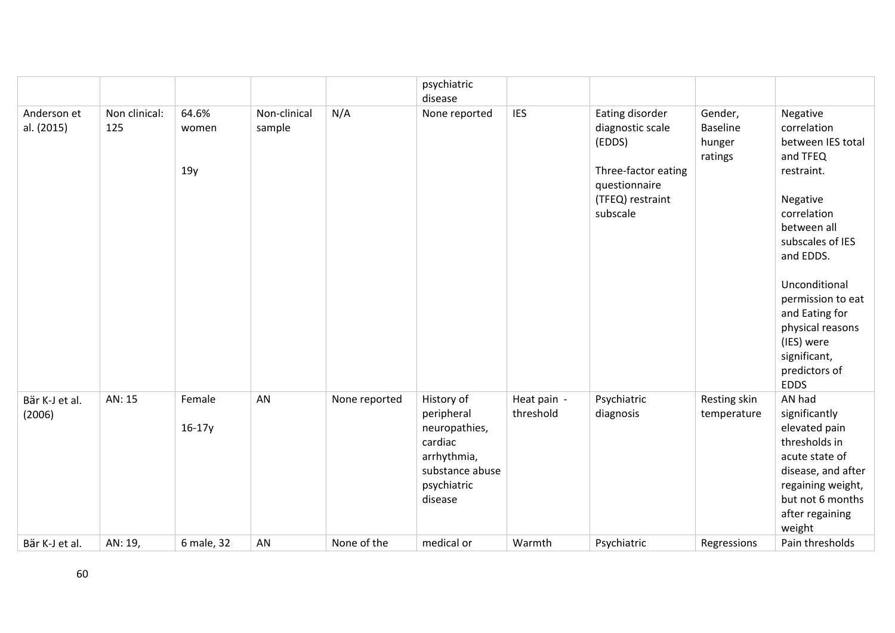|  |  |  |  |  | psychiatric disease |  |  |  |  |
|---|---|---|---|---|---|---|---|---|---|
| Anderson et al. (2015) | Non clinical: 125 | 64.6% women<br><br>19y | Non-clinical sample | N/A | None reported | IES | Eating disorder diagnostic scale (EDDS)<br><br>Three-factor eating questionnaire (TFEQ) restraint subscale | Gender, Baseline hunger ratings | Negative correlation between IES total and TFEQ restraint.<br><br>Negative correlation between all subscales of IES and EDDS.<br><br>Unconditional permission to eat and Eating for physical reasons (IES) were significant, predictors of EDDS |
| Bär K-J et al. (2006) | AN: 15 | Female<br><br>16-17y | AN | None reported | History of peripheral neuropathies, cardiac arrhythmia, substance abuse psychiatric disease | Heat pain - threshold | Psychiatric diagnosis | Resting skin temperature | AN had significantly elevated pain thresholds in acute state of disease, and after regaining weight, but not 6 months after regaining weight |
| Bär K-J et al. | AN: 19, | 6 male, 32 | AN | None of the | medical or | Warmth | Psychiatric | Regressions | Pain thresholds |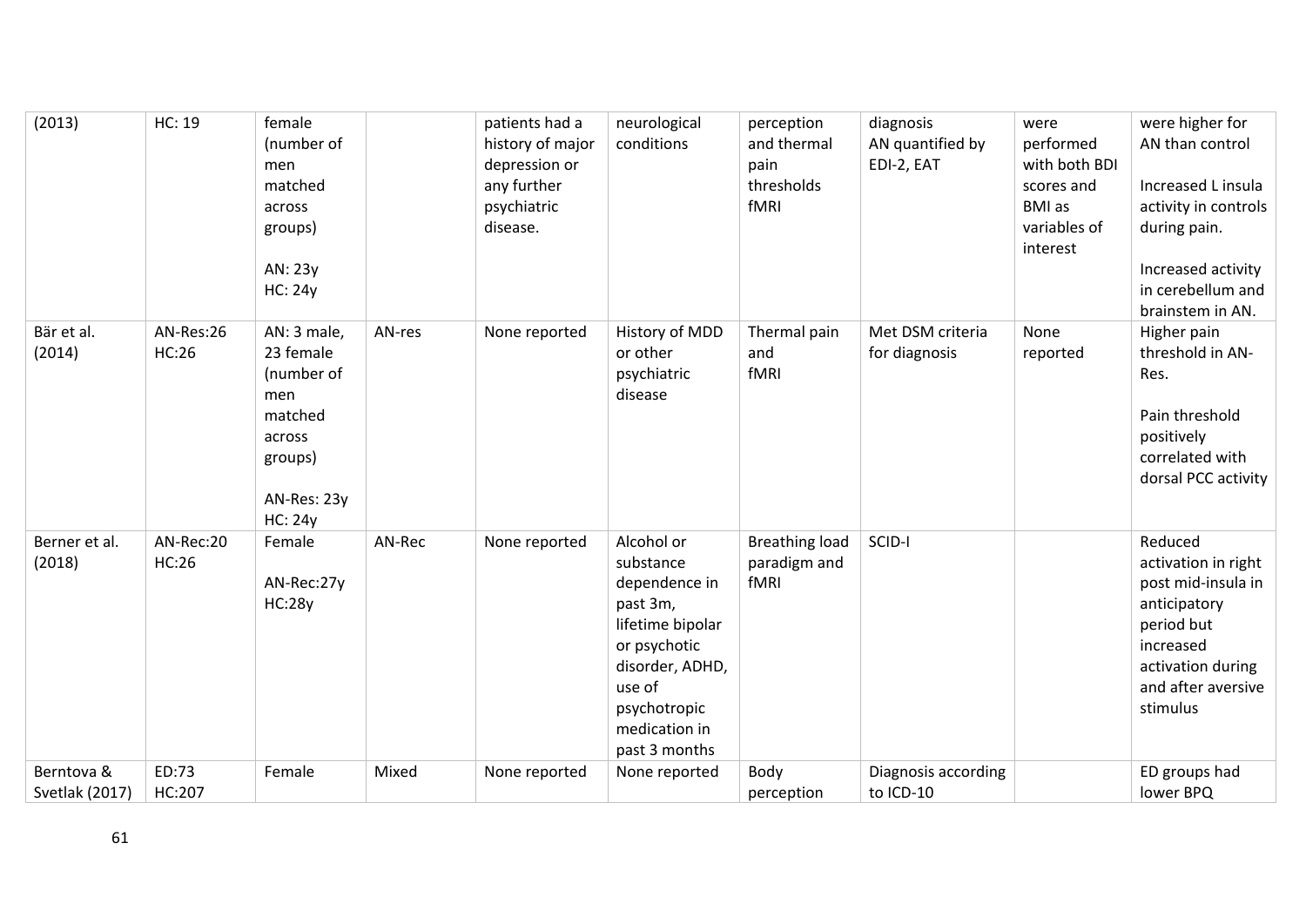| | | | | | | | | | |
|---|---|---|---|---|---|---|---|---|---|
| (2013) | HC: 19 | female (number of men matched across groups)<br><br>AN: 23y<br>HC: 24y | | patients had a history of major depression or any further psychiatric disease. | neurological conditions | perception and thermal pain thresholds fMRI | diagnosis AN quantified by EDI-2, EAT | were performed with both BDI scores and BMI as variables of interest | were higher for AN than control<br><br>Increased L insula activity in controls during pain.<br><br>Increased activity in cerebellum and brainstem in AN. |
| Bär et al. (2014) | AN-Res:26<br>HC:26 | AN: 3 male, 23 female (number of men matched across groups)<br><br>AN-Res: 23y<br>HC: 24y | AN-res | None reported | History of MDD or other psychiatric disease | Thermal pain and fMRI | Met DSM criteria for diagnosis | None reported | Higher pain threshold in AN-Res.<br><br>Pain threshold positively correlated with dorsal PCC activity |
| Berner et al. (2018) | AN-Rec:20<br>HC:26 | Female<br><br>AN-Rec:27y<br>HC:28y | AN-Rec | None reported | Alcohol or substance dependence in past 3m, lifetime bipolar or psychotic disorder, ADHD, use of psychotropic medication in past 3 months | Breathing load paradigm and fMRI | SCID-I | | Reduced activation in right post mid-insula in anticipatory period but increased activation during and after aversive stimulus |
| Berntova & Svetlak (2017) | ED:73<br>HC:207 | Female | Mixed | None reported | None reported | Body perception | Diagnosis according to ICD-10 | | ED groups had lower BPQ |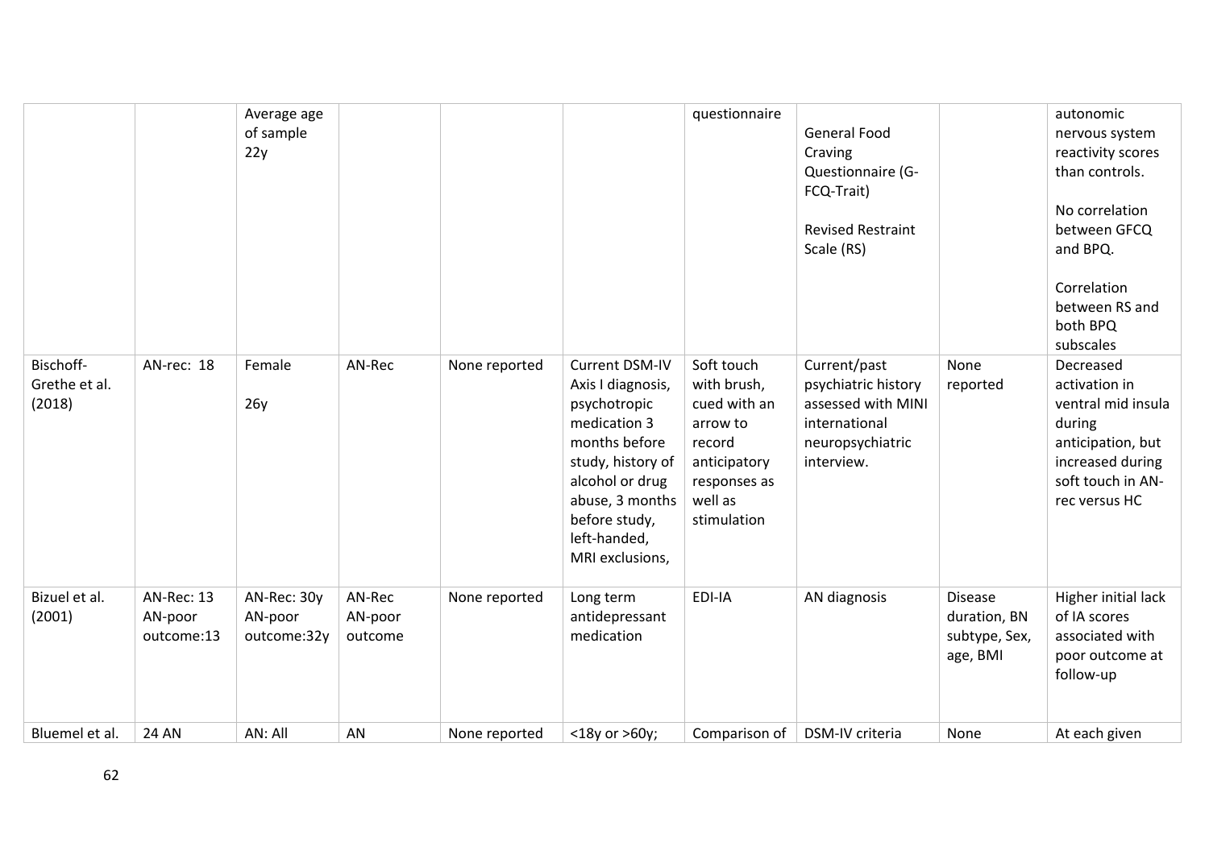| | | | | | | | | | |
|---|---|---|---|---|---|---|---|---|---|
| | | Average age of sample 22y | | | | questionnaire | General Food Craving Questionnaire (G-FCQ-Trait)<br><br>Revised Restraint Scale (RS) | | autonomic nervous system reactivity scores than controls.<br><br>No correlation between GFCQ and BPQ.<br><br>Correlation between RS and both BPQ subscales |
| Bischoff-Grethe et al. (2018) | AN-rec: 18 | Female<br><br>26y | AN-Rec | None reported | Current DSM-IV Axis I diagnosis, psychotropic medication 3 months before study, history of alcohol or drug abuse, 3 months before study, left-handed, MRI exclusions, | Soft touch with brush, cued with an arrow to record anticipatory responses as well as stimulation | Current/past psychiatric history assessed with MINI international neuropsychiatric interview. | None reported | Decreased activation in ventral mid insula during anticipation, but increased during soft touch in AN-rec versus HC |
| Bizuel et al. (2001) | AN-Rec: 13<br>AN-poor outcome:13 | AN-Rec: 30y<br>AN-poor outcome:32y | AN-Rec<br>AN-poor outcome | None reported | Long term antidepressant medication | EDI-IA | AN diagnosis | Disease duration, BN subtype, Sex, age, BMI | Higher initial lack of IA scores associated with poor outcome at follow-up |
| Bluemel et al. | 24 AN | AN: All | AN | None reported | <18y or >60y; | Comparison of | DSM-IV criteria | None | At each given |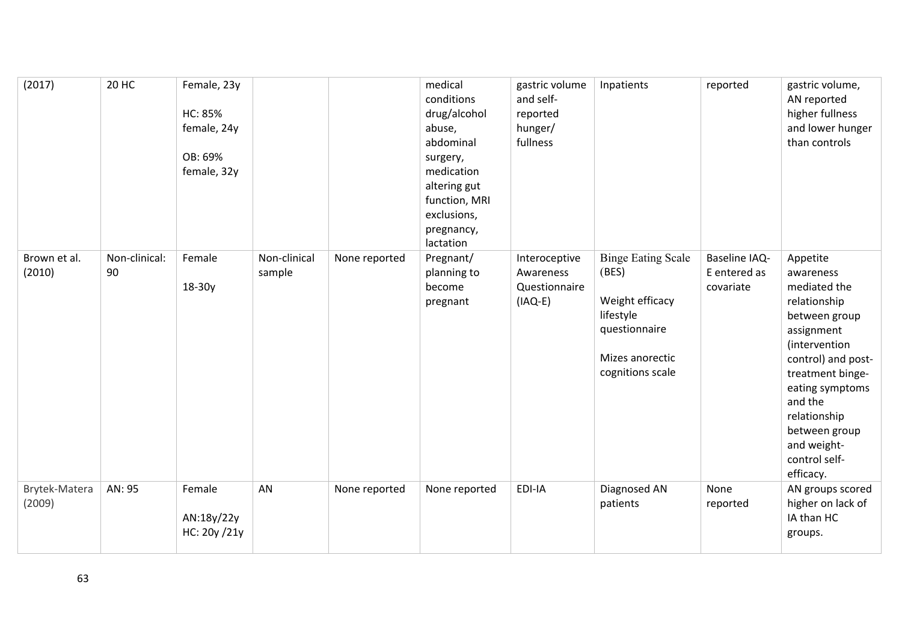| (2017) | 20 HC | Female, 23y<br><br>HC: 85% female, 24y<br><br>OB: 69% female, 32y | | | medical conditions drug/alcohol abuse, abdominal surgery, medication altering gut function, MRI exclusions, pregnancy, lactation | gastric volume and self-reported hunger/ fullness | Inpatients | reported | gastric volume, AN reported higher fullness and lower hunger than controls |
|---|---|---|---|---|---|---|---|---|---|
| Brown et al. (2010) | Non-clinical: 90 | Female<br><br>18-30y | Non-clinical sample | None reported | Pregnant/ planning to become pregnant | Interoceptive Awareness Questionnaire (IAQ-E) | Binge Eating Scale (BES)<br><br>Weight efficacy lifestyle questionnaire<br><br>Mizes anorectic cognitions scale | Baseline IAQ-E entered as covariate | Appetite awareness mediated the relationship between group assignment (intervention control) and post-treatment binge-eating symptoms and the relationship between group and weight-control self-efficacy. |
| Brytek-Matera (2009) | AN: 95 | Female<br><br>AN:18y/22y<br>HC: 20y /21y | AN | None reported | None reported | EDI-IA | Diagnosed AN patients | None reported | AN groups scored higher on lack of IA than HC groups. |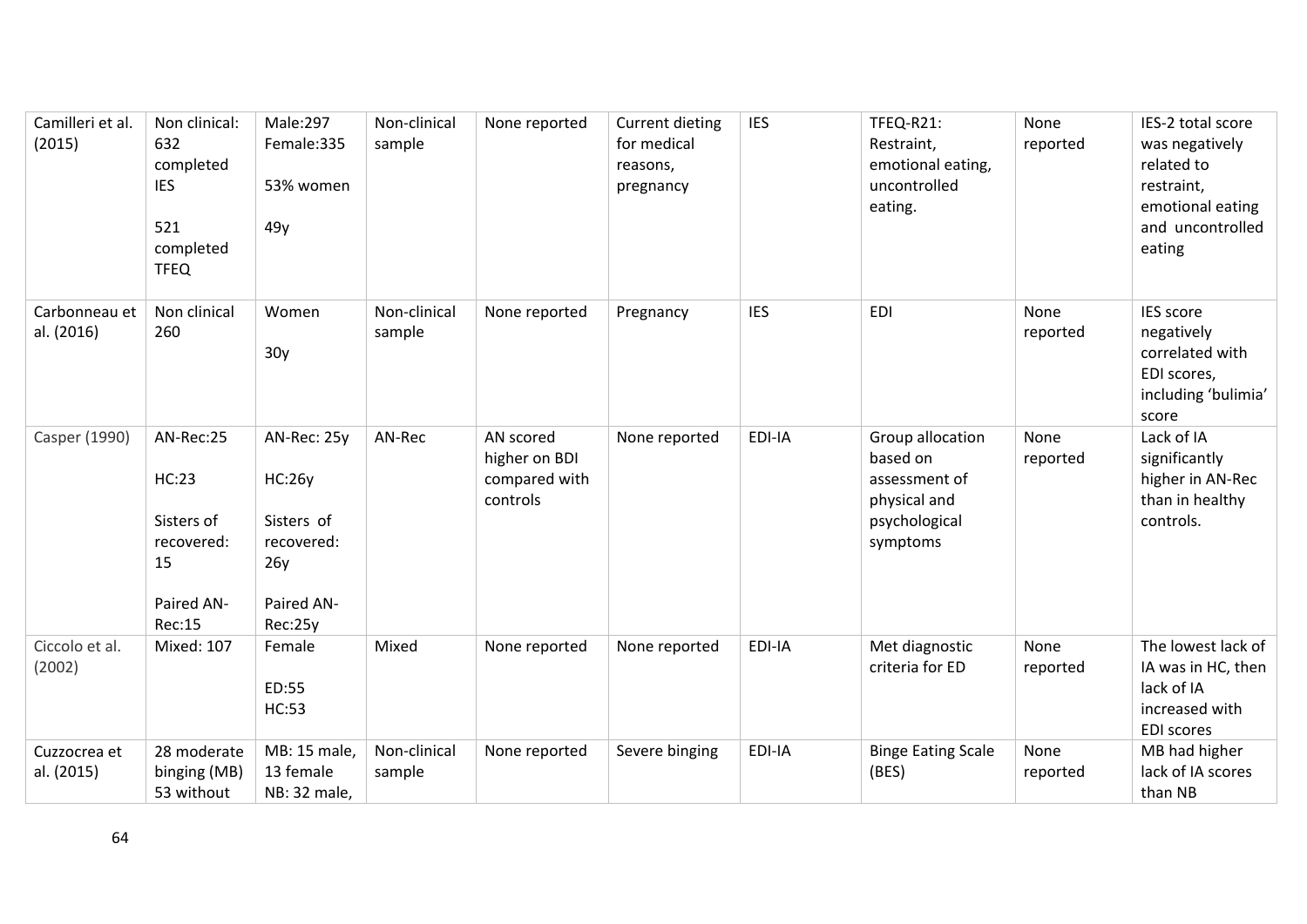| Camilleri et al. (2015) | Non clinical: 632 completed IES<br><br>521 completed TFEQ | Male:297 Female:335<br><br>53% women<br><br>49y | Non-clinical sample | None reported | Current dieting for medical reasons, pregnancy | IES | TFEQ-R21: Restraint, emotional eating, uncontrolled eating. | None reported | IES-2 total score was negatively related to restraint, emotional eating and uncontrolled eating |
|---|---|---|---|---|---|---|---|---|---|
| Carbonneau et al. (2016) | Non clinical 260 | Women<br><br>30y | Non-clinical sample | None reported | Pregnancy | IES | EDI | None reported | IES score negatively correlated with EDI scores, including 'bulimia' score |
| Casper (1990) | AN-Rec:25<br><br>HC:23<br><br>Sisters of recovered: 15<br><br>Paired AN-Rec:15 | AN-Rec: 25y<br><br>HC:26y<br><br>Sisters of recovered: 26y<br><br>Paired AN-Rec:25y | AN-Rec | AN scored higher on BDI compared with controls | None reported | EDI-IA | Group allocation based on assessment of physical and psychological symptoms | None reported | Lack of IA significantly higher in AN-Rec than in healthy controls. |
| Ciccolo et al. (2002) | Mixed: 107 | Female<br><br>ED:55<br>HC:53 | Mixed | None reported | None reported | EDI-IA | Met diagnostic criteria for ED | None reported | The lowest lack of IA was in HC, then lack of IA increased with EDI scores |
| Cuzzocrea et al. (2015) | 28 moderate binging (MB)<br>53 without | MB: 15 male, 13 female<br>NB: 32 male, | Non-clinical sample | None reported | Severe binging | EDI-IA | Binge Eating Scale (BES) | None reported | MB had higher lack of IA scores than NB |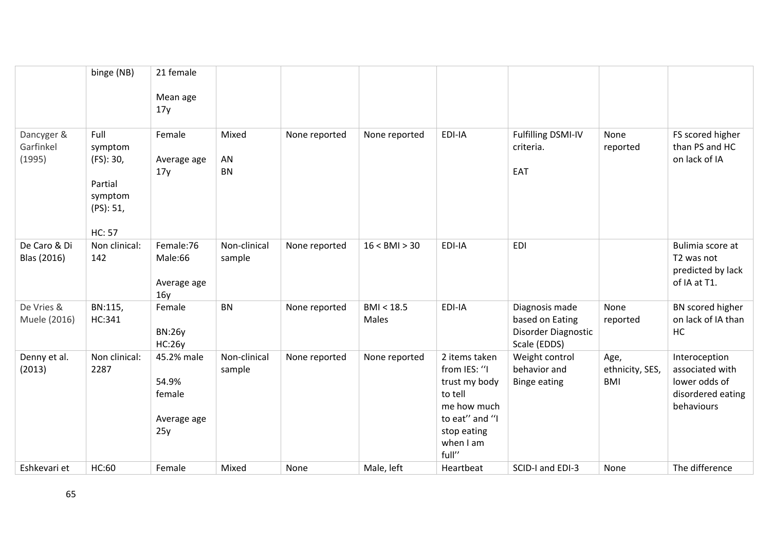| | binge (NB) | 21 female<br><br>Mean age 17y | | | | | | | |
|---|---|---|---|---|---|---|---|---|---|
| Dancyger & Garfinkel (1995) | Full symptom (FS): 30,<br><br>Partial symptom (PS): 51,<br><br>HC: 57 | Female<br><br>Average age 17y | Mixed<br><br>AN<br>BN | None reported | None reported | EDI-IA | Fulfilling DSMI-IV criteria.<br><br>EAT | None reported | FS scored higher than PS and HC on lack of IA |
| De Caro & Di Blas (2016) | Non clinical: 142 | Female:76<br>Male:66<br><br>Average age 16y | Non-clinical sample | None reported | 16 < BMI > 30 | EDI-IA | EDI | | Bulimia score at T2 was not predicted by lack of IA at T1. |
| De Vries & Muele (2016) | BN:115,<br>HC:341 | Female<br><br>BN:26y<br>HC:26y | BN | None reported | BMI < 18.5<br>Males | EDI-IA | Diagnosis made based on Eating Disorder Diagnostic Scale (EDDS) | None reported | BN scored higher on lack of IA than HC |
| Denny et al. (2013) | Non clinical: 2287 | 45.2% male<br><br>54.9% female<br><br>Average age 25y | Non-clinical sample | None reported | None reported | 2 items taken from IES: ''I trust my body to tell me how much to eat'' and ''I stop eating when I am full'' | Weight control behavior and Binge eating | Age, ethnicity, SES, BMI | Interoception associated with lower odds of disordered eating behaviours |
| Eshkevari et | HC:60 | Female | Mixed | None | Male, left | Heartbeat | SCID-I and EDI-3 | None | The difference |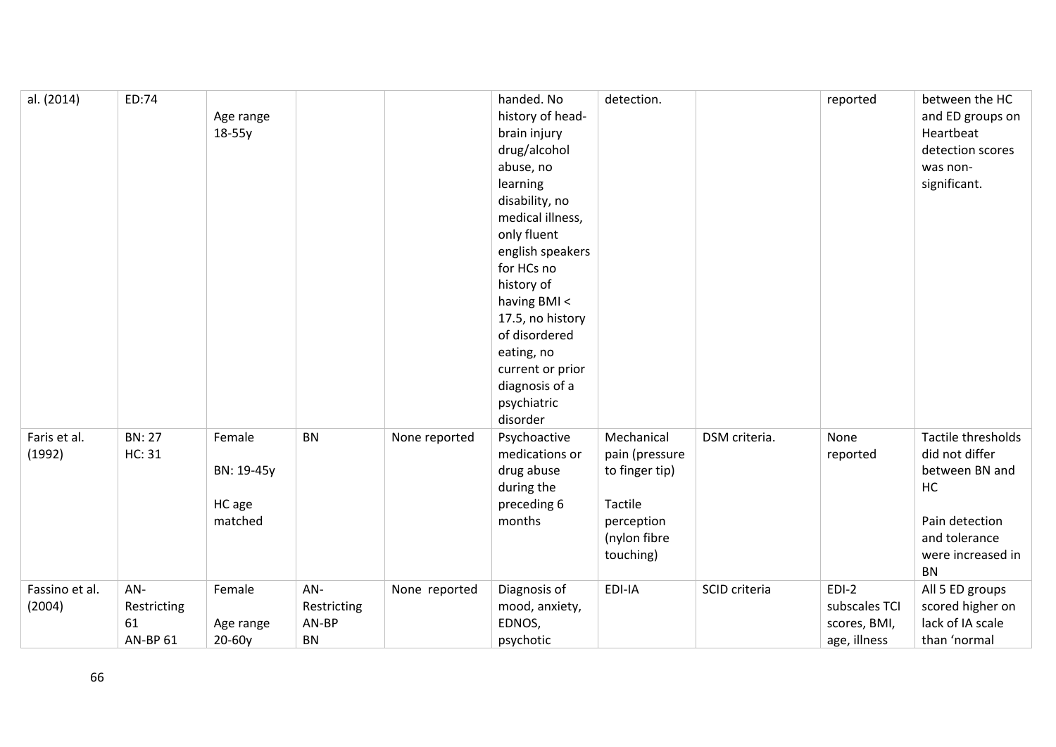| | | | | | | | | | |
|---|---|---|---|---|---|---|---|---|---|
| al. (2014) | ED:74 | Age range 18-55y | | | handed. No history of head-brain injury drug/alcohol abuse, no learning disability, no medical illness, only fluent english speakers for HCs no history of having BMI < 17.5, no history of disordered eating, no current or prior diagnosis of a psychiatric disorder | detection. | | reported | between the HC and ED groups on Heartbeat detection scores was non-significant. |
| Faris et al. (1992) | BN: 27<br>HC: 31 | Female<br><br>BN: 19-45y<br><br>HC age matched | BN | None reported | Psychoactive medications or drug abuse during the preceding 6 months | Mechanical pain (pressure to finger tip)<br><br>Tactile perception (nylon fibre touching) | DSM criteria. | None reported | Tactile thresholds did not differ between BN and HC<br><br>Pain detection and tolerance were increased in BN |
| Fassino et al. (2004) | AN-Restricting 61<br>AN-BP 61 | Female<br><br>Age range 20-60y | AN-Restricting<br>AN-BP<br>BN | None reported | Diagnosis of mood, anxiety, EDNOS, psychotic | EDI-IA | SCID criteria | EDI-2 subscales TCI scores, BMI, age, illness | All 5 ED groups scored higher on lack of IA scale than 'normal |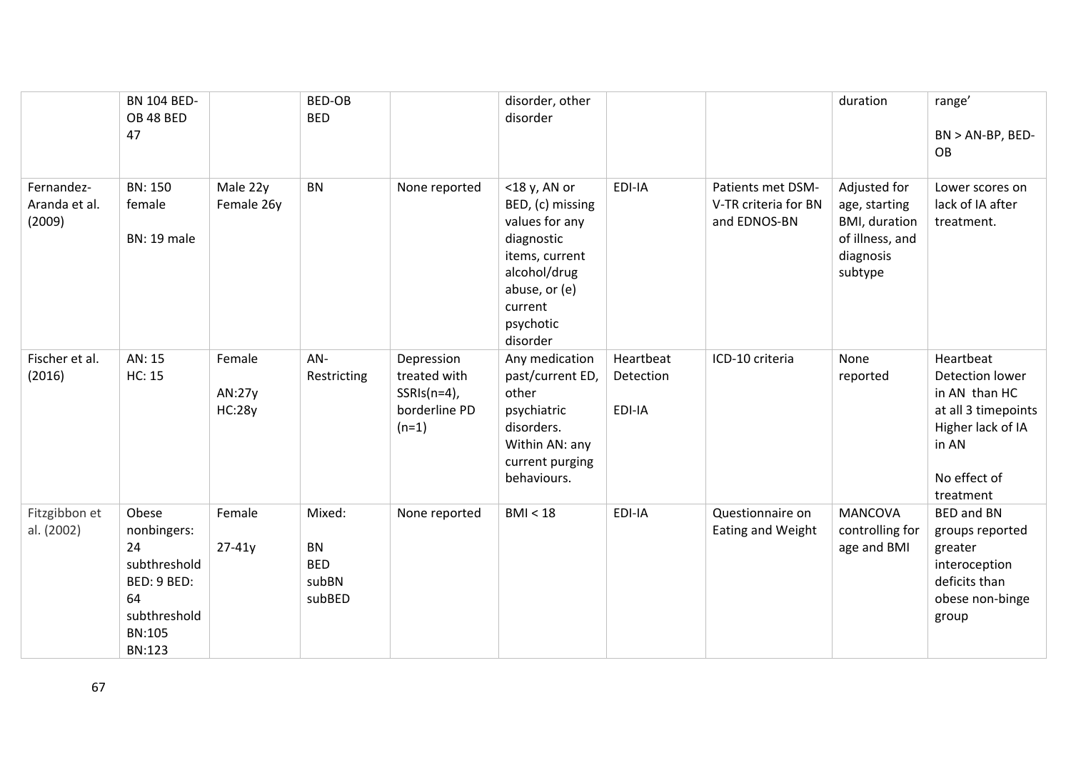| | BN 104 BED-OB 48 BED 47 | | BED-OB BED | | disorder, other disorder | | | duration | range’<br><br>BN > AN-BP, BED-OB |
|---|---|---|---|---|---|---|---|---|---|
| Fernandez-Aranda et al. (2009) | BN: 150 female<br><br>BN: 19 male | Male 22y Female 26y | BN | None reported | <18 y, AN or BED, (c) missing values for any diagnostic items, current alcohol/drug abuse, or (e) current psychotic disorder | EDI-IA | Patients met DSM-V-TR criteria for BN and EDNOS-BN | Adjusted for age, starting BMI, duration of illness, and diagnosis subtype | Lower scores on lack of IA after treatment. |
| Fischer et al. (2016) | AN: 15<br>HC: 15 | Female<br><br>AN:27y<br>HC:28y | AN-Restricting | Depression treated with SSRIs(n=4), borderline PD (n=1) | Any medication past/current ED, other psychiatric disorders. Within AN: any current purging behaviours. | Heartbeat Detection<br><br>EDI-IA | ICD-10 criteria | None reported | Heartbeat Detection lower in AN than HC at all 3 timepoints Higher lack of IA in AN<br><br>No effect of treatment |
| Fitzgibbon et al. (2002) | Obese nonbingers: 24 subthreshold BED: 9 BED: 64 subthreshold BN:105 BN:123 | Female<br><br>27-41y | Mixed:<br><br>BN<br>BED<br>subBN<br>subBED | None reported | BMI < 18 | EDI-IA | Questionnaire on Eating and Weight | MANCOVA controlling for age and BMI | BED and BN groups reported greater interoception deficits than obese non-binge group |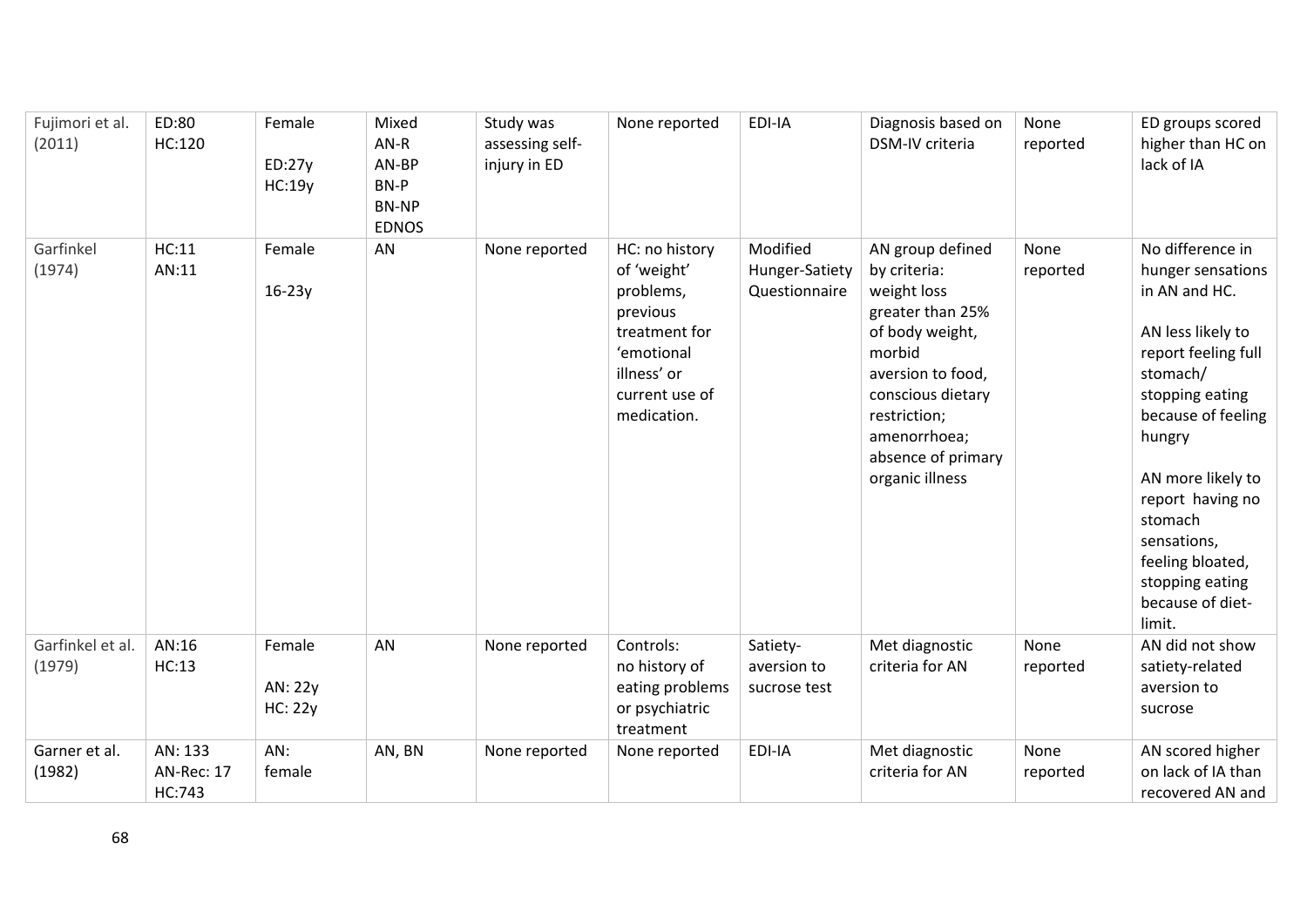| Fujimori et al. (2011) | ED:80<br>HC:120 | Female<br><br>ED:27y<br>HC:19y | Mixed<br>AN-R<br>AN-BP<br>BN-P<br>BN-NP<br>EDNOS | Study was assessing self-injury in ED | None reported | EDI-IA | Diagnosis based on DSM-IV criteria | None reported | ED groups scored higher than HC on lack of IA |
|---|---|---|---|---|---|---|---|---|---|
| Garfinkel (1974) | HC:11<br>AN:11 | Female<br><br>16-23y | AN | None reported | HC: no history of 'weight' problems, previous treatment for 'emotional illness' or current use of medication. | Modified Hunger-Satiety Questionnaire | AN group defined by criteria: weight loss greater than 25% of body weight, morbid aversion to food, conscious dietary restriction; amenorrhoea; absence of primary organic illness | None reported | No difference in hunger sensations in AN and HC.<br><br>AN less likely to report feeling full stomach/ stopping eating because of feeling hungry<br><br>AN more likely to report having no stomach sensations, feeling bloated, stopping eating because of diet-limit. |
| Garfinkel et al. (1979) | AN:16<br>HC:13 | Female<br><br>AN: 22y<br>HC: 22y | AN | None reported | Controls: no history of eating problems or psychiatric treatment | Satiety-aversion to sucrose test | Met diagnostic criteria for AN | None reported | AN did not show satiety-related aversion to sucrose |
| Garner et al. (1982) | AN: 133<br>AN-Rec: 17<br>HC:743 | AN: female | AN, BN | None reported | None reported | EDI-IA | Met diagnostic criteria for AN | None reported | AN scored higher on lack of IA than recovered AN and |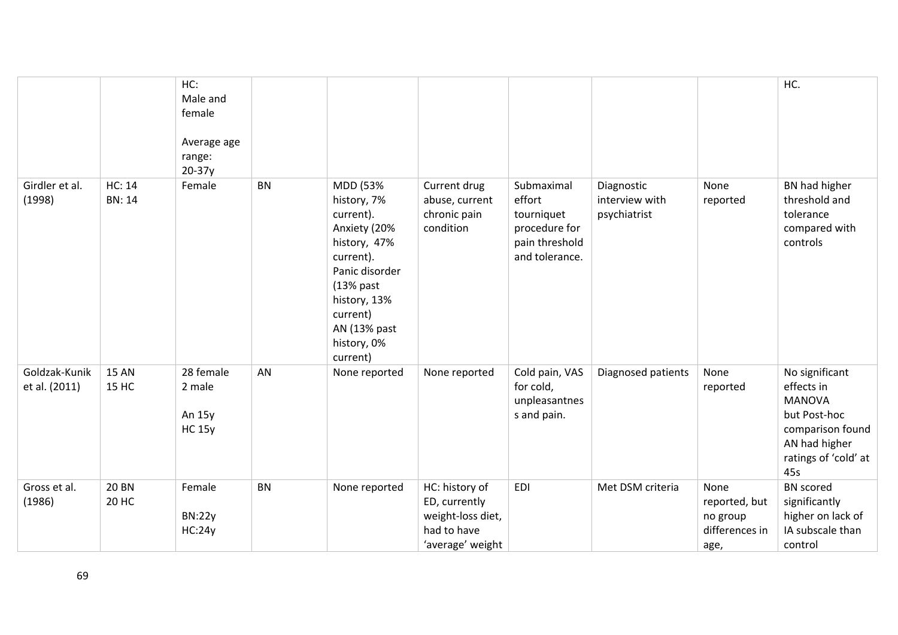| | | | | | | | | | |
|---|---|---|---|---|---|---|---|---|---|
| | | HC:<br>Male and female<br><br>Average age range:<br>20-37y | | | | | | | HC. |
| Girdler et al. (1998) | HC: 14<br>BN: 14 | Female | BN | MDD (53% history, 7% current).<br>Anxiety (20% history, 47% current).<br>Panic disorder (13% past history, 13% current)<br>AN (13% past history, 0% current) | Current drug abuse, current chronic pain condition | Submaximal effort tourniquet procedure for pain threshold and tolerance. | Diagnostic interview with psychiatrist | None reported | BN had higher threshold and tolerance compared with controls |
| Goldzak-Kunik et al. (2011) | 15 AN<br>15 HC | 28 female<br>2 male<br><br>An 15y<br>HC 15y | AN | None reported | None reported | Cold pain, VAS for cold, unpleasantness and pain. | Diagnosed patients | None reported | No significant effects in MANOVA but Post-hoc comparison found AN had higher ratings of 'cold' at 45s |
| Gross et al. (1986) | 20 BN<br>20 HC | Female<br><br>BN:22y<br>HC:24y | BN | None reported | HC: history of ED, currently weight-loss diet, had to have 'average' weight | EDI | Met DSM criteria | None reported, but no group differences in age, | BN scored significantly higher on lack of IA subscale than control |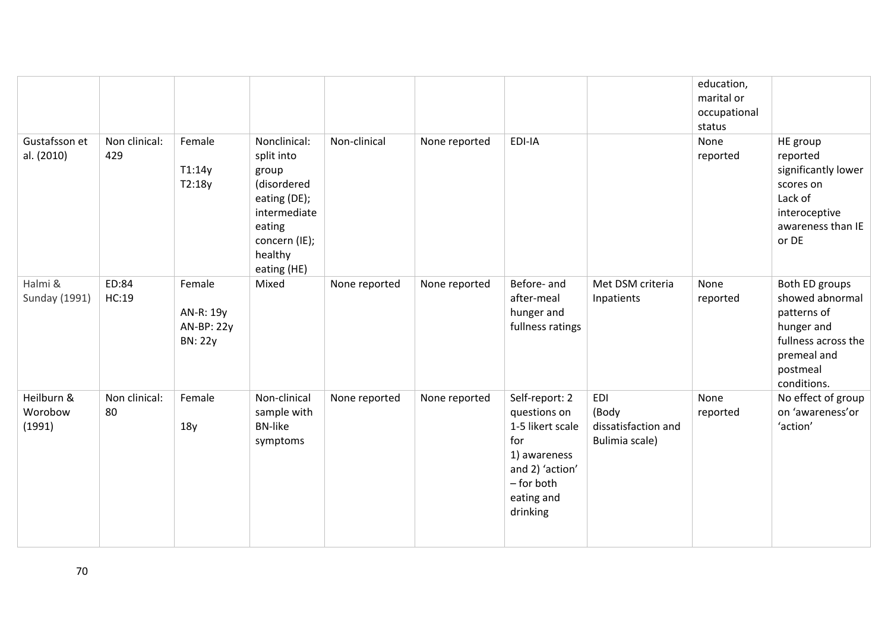| | | | | | | | | education, marital or occupational status | |
|---|---|---|---|---|---|---|---|---|---|
| Gustafsson et al. (2010) | Non clinical: 429 | Female<br><br>T1:14y<br>T2:18y | Nonclinical: split into group (disordered eating (DE); intermediate eating concern (IE); healthy eating (HE) | Non-clinical | None reported | EDI-IA | | None reported | HE group reported significantly lower scores on Lack of interoceptive awareness than IE or DE |
| Halmi & Sunday (1991) | ED:84<br>HC:19 | Female<br><br>AN-R: 19y<br>AN-BP: 22y<br>BN: 22y | Mixed | None reported | None reported | Before- and after-meal hunger and fullness ratings | Met DSM criteria Inpatients | None reported | Both ED groups showed abnormal patterns of hunger and fullness across the premeal and postmeal conditions. |
| Heilburn & Worobow (1991) | Non clinical: 80 | Female<br><br>18y | Non-clinical sample with BN-like symptoms | None reported | None reported | Self-report: 2 questions on 1-5 likert scale for<br>1) awareness and 2) 'action' – for both eating and drinking | EDI (Body dissatisfaction and Bulimia scale) | None reported | No effect of group on 'awareness'or 'action' |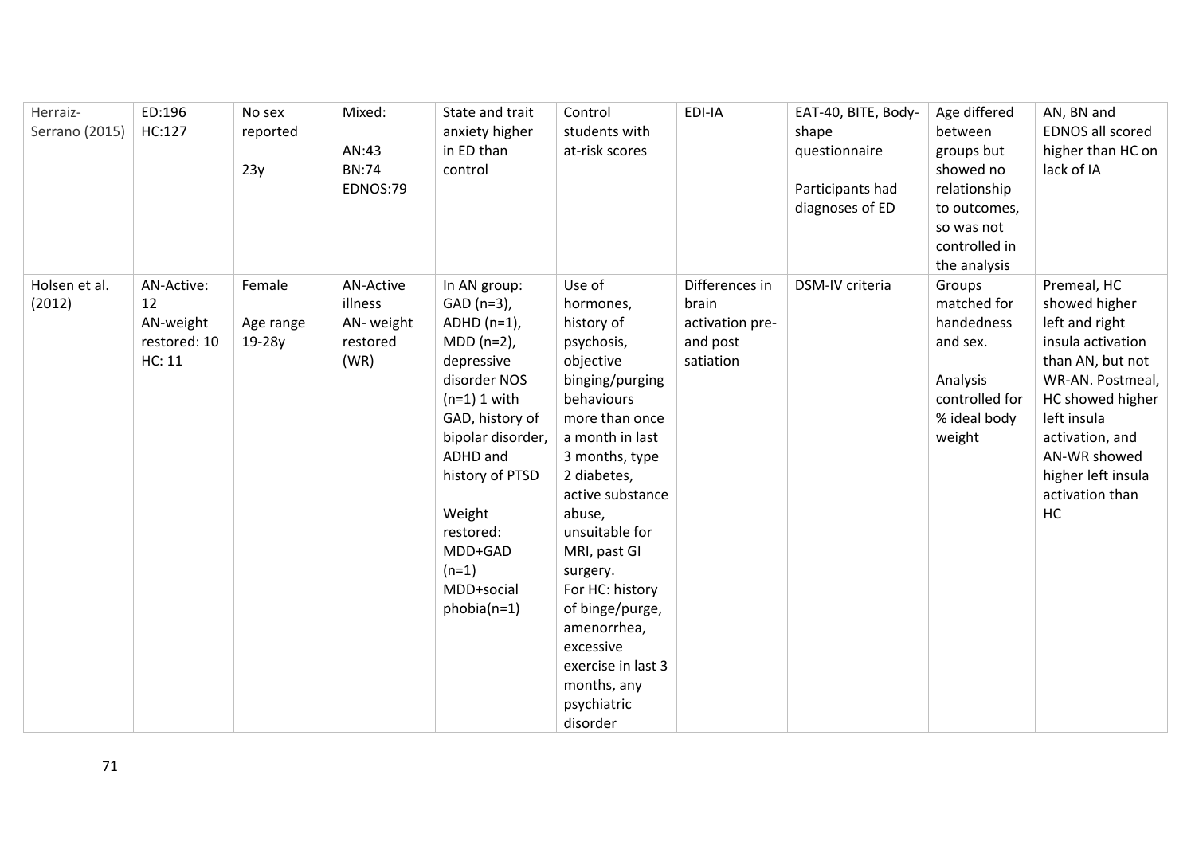| | | | | | | | | | |
|---|---|---|---|---|---|---|---|---|---|
| Herraiz-Serrano (2015) | ED:196<br>HC:127 | No sex reported<br><br>23y | Mixed:<br><br>AN:43<br>BN:74<br>EDNOS:79 | State and trait anxiety higher in ED than control | Control students with at-risk scores | EDI-IA | EAT-40, BITE, Body-shape questionnaire<br><br>Participants had diagnoses of ED | Age differed between groups but showed no relationship to outcomes, so was not controlled in the analysis | AN, BN and EDNOS all scored higher than HC on lack of IA |
| Holsen et al. (2012) | AN-Active: 12<br>AN-weight restored: 10<br>HC: 11 | Female<br><br>Age range 19-28y | AN-Active illness<br>AN- weight restored (WR) | In AN group: GAD (n=3), ADHD (n=1), MDD (n=2), depressive disorder NOS (n=1) 1 with GAD, history of bipolar disorder, ADHD and history of PTSD<br><br>Weight restored: MDD+GAD (n=1)<br>MDD+social phobia(n=1) | Use of hormones, history of psychosis, objective binging/purging behaviours more than once a month in last 3 months, type 2 diabetes, active substance abuse, unsuitable for MRI, past GI surgery.<br>For HC: history of binge/purge, amenorrhea, excessive exercise in last 3 months, any psychiatric disorder | Differences in brain activation pre- and post satiation | DSM-IV criteria | Groups matched for handedness and sex.<br><br>Analysis controlled for % ideal body weight | Premeal, HC showed higher left and right insula activation than AN, but not WR-AN. Postmeal, HC showed higher left insula activation, and AN-WR showed higher left insula activation than HC |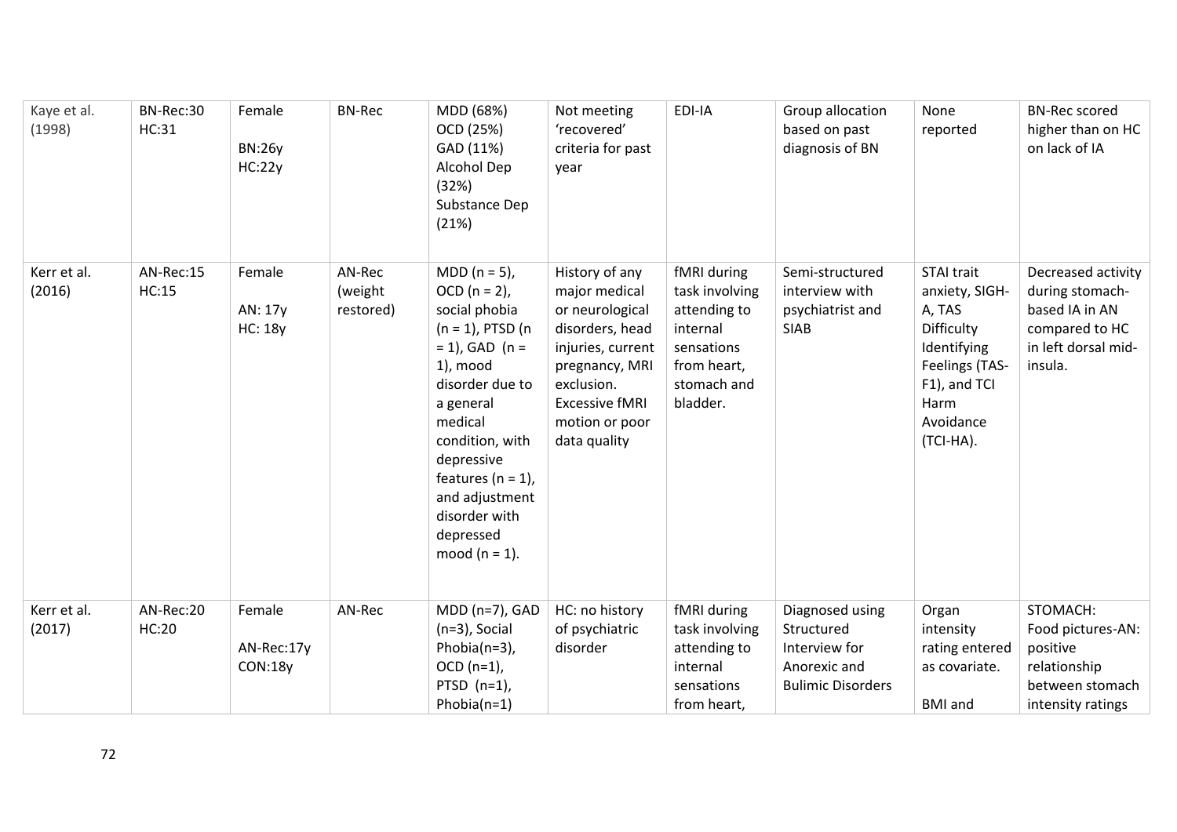| | | | | | | | | | |
|---|---|---|---|---|---|---|---|---|---|
| Kaye et al. (1998) | BN-Rec:30 HC:31 | Female BN:26y HC:22y | BN-Rec | MDD (68%) OCD (25%) GAD (11%) Alcohol Dep (32%) Substance Dep (21%) | Not meeting 'recovered' criteria for past year | EDI-IA | Group allocation based on past diagnosis of BN | None reported | BN-Rec scored higher than on HC on lack of IA |
| Kerr et al. (2016) | AN-Rec:15 HC:15 | Female AN: 17y HC: 18y | AN-Rec (weight restored) | MDD (n = 5), OCD (n = 2), social phobia (n = 1), PTSD (n = 1), GAD (n = 1), mood disorder due to a general medical condition, with depressive features (n = 1), and adjustment disorder with depressed mood (n = 1). | History of any major medical or neurological disorders, head injuries, current pregnancy, MRI exclusion. Excessive fMRI motion or poor data quality | fMRI during task involving attending to internal sensations from heart, stomach and bladder. | Semi-structured interview with psychiatrist and SIAB | STAI trait anxiety, SIGH-A, TAS Difficulty Identifying Feelings (TAS-F1), and TCI Harm Avoidance (TCI-HA). | Decreased activity during stomach-based IA in AN compared to HC in left dorsal mid-insula. |
| Kerr et al. (2017) | AN-Rec:20 HC:20 | Female AN-Rec:17y CON:18y | AN-Rec | MDD (n=7), GAD (n=3), Social Phobia(n=3), OCD (n=1), PTSD (n=1), Phobia(n=1) | HC: no history of psychiatric disorder | fMRI during task involving attending to internal sensations from heart, | Diagnosed using Structured Interview for Anorexic and Bulimic Disorders | Organ intensity rating entered as covariate. BMI and | STOMACH: Food pictures-AN: positive relationship between stomach intensity ratings |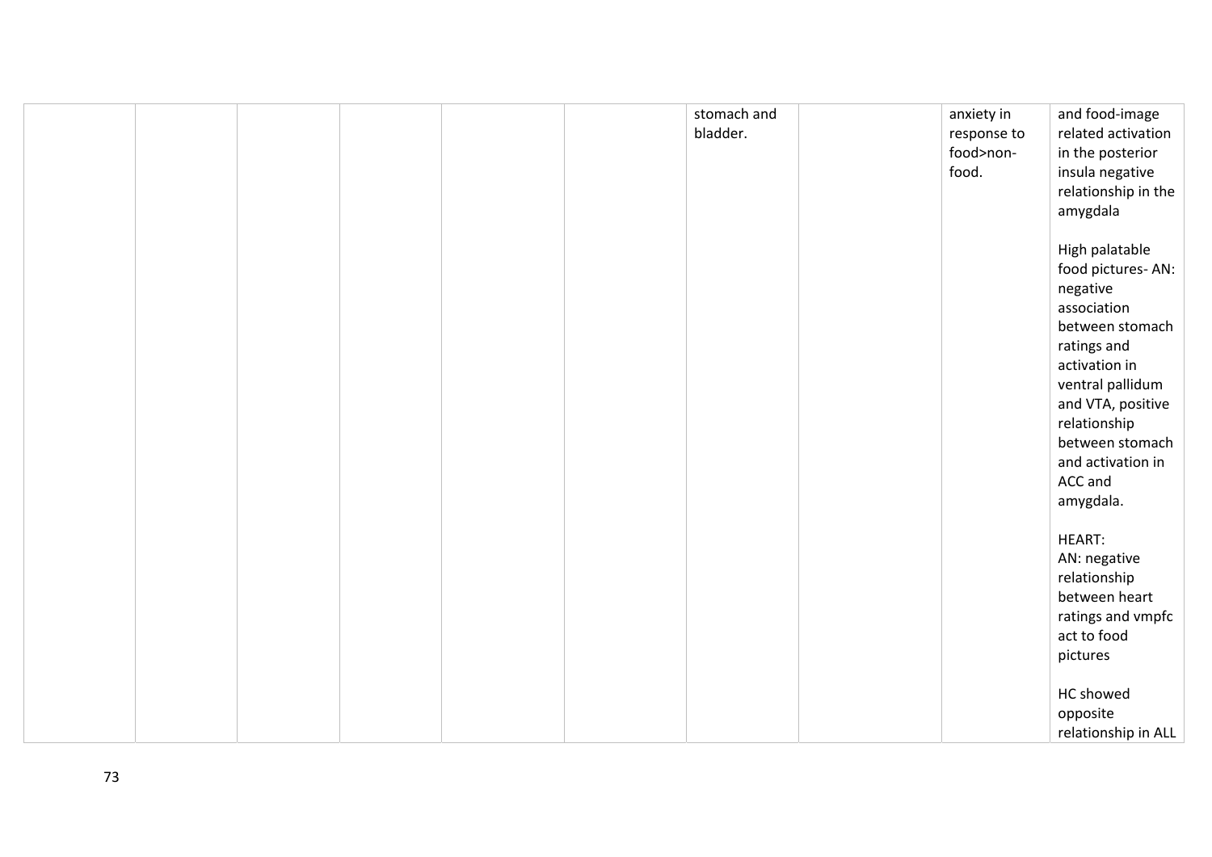| | | | | | | | | | |
|---|---|---|---|---|---|---|---|---|---|
| | | | | | | stomach and bladder. | | anxiety in response to food>non-food. | and food-image related activation in the posterior insula negative relationship in the amygdala<br><br>High palatable food pictures- AN: negative association between stomach ratings and activation in ventral pallidum and VTA, positive relationship between stomach and activation in ACC and amygdala.<br><br>HEART:<br>AN: negative relationship between heart ratings and vmpfc act to food pictures<br><br>HC showed opposite relationship in ALL |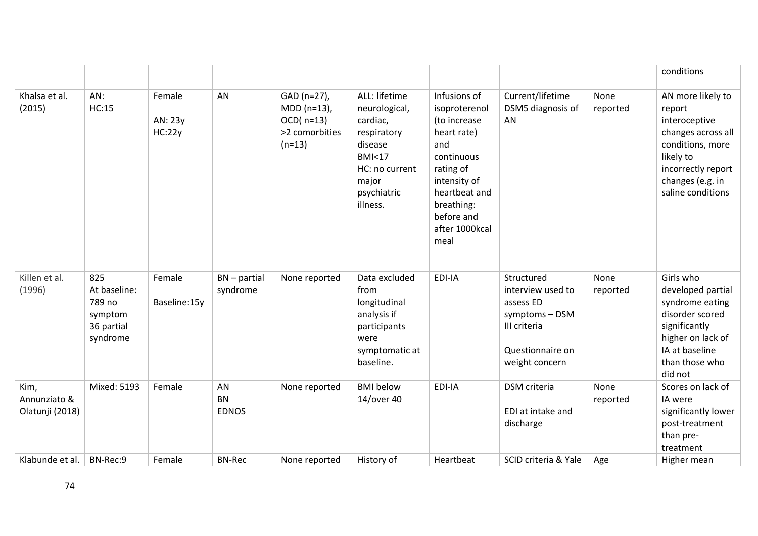|  |  |  |  |  |  |  |  |  | conditions |
|---|---|---|---|---|---|---|---|---|---|
| Khalsa et al. (2015) | AN: HC:15 | Female<br><br>AN: 23y<br>HC:22y | AN | GAD (n=27), MDD (n=13), OCD( n=13) >2 comorbities (n=13) | ALL: lifetime neurological, cardiac, respiratory disease BMI<17<br>HC: no current major psychiatric illness. | Infusions of isoproterenol (to increase heart rate) and continuous rating of intensity of heartbeat and breathing: before and after 1000kcal meal | Current/lifetime DSM5 diagnosis of AN | None reported | AN more likely to report interoceptive changes across all conditions, more likely to incorrectly report changes (e.g. in saline conditions |
| Killen et al. (1996) | 825<br>At baseline:<br>789 no symptom<br>36 partial syndrome | Female<br><br>Baseline:15y | BN – partial syndrome | None reported | Data excluded from longitudinal analysis if participants were symptomatic at baseline. | EDI-IA | Structured interview used to assess ED symptoms – DSM III criteria<br><br>Questionnaire on weight concern | None reported | Girls who developed partial syndrome eating disorder scored significantly higher on lack of IA at baseline than those who did not |
| Kim, Annunziato & Olatunji (2018) | Mixed: 5193 | Female | AN<br>BN<br>EDNOS | None reported | BMI below 14/over 40 | EDI-IA | DSM criteria<br><br>EDI at intake and discharge | None reported | Scores on lack of IA were significantly lower post-treatment than pre-treatment |
| Klabunde et al. | BN-Rec:9 | Female | BN-Rec | None reported | History of | Heartbeat | SCID criteria & Yale | Age | Higher mean |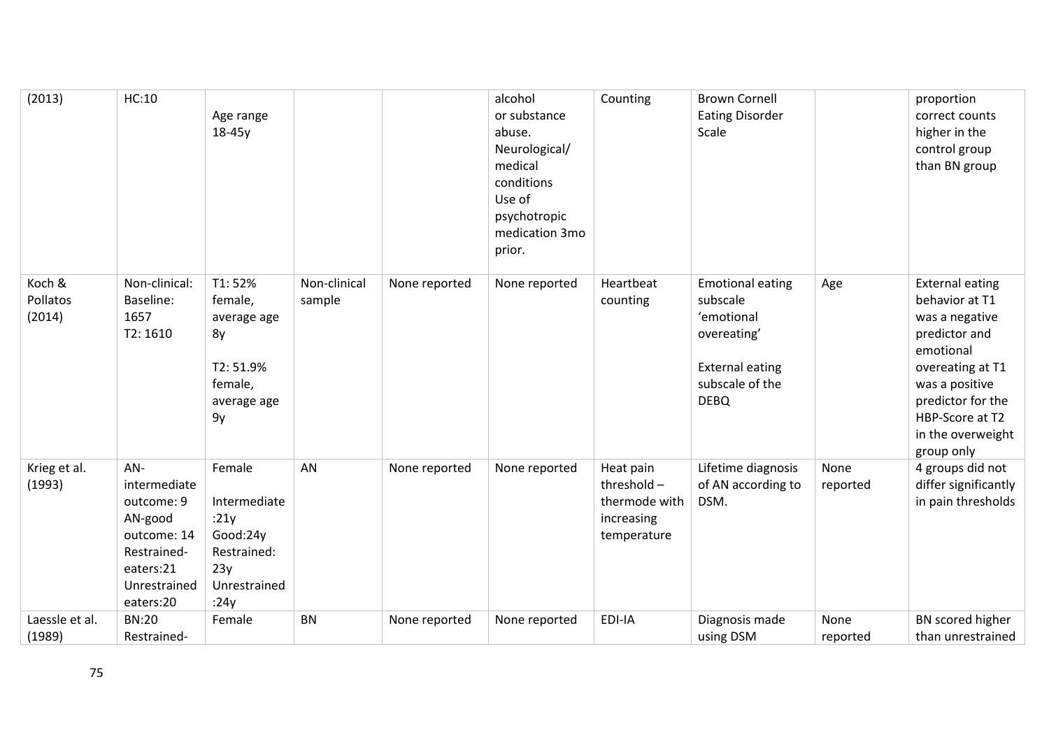| (2013) | HC:10 | Age range 18-45y | | | alcohol or substance abuse. Neurological/ medical conditions Use of psychotropic medication 3mo prior. | Counting | Brown Cornell Eating Disorder Scale | | proportion correct counts higher in the control group than BN group |
|---|---|---|---|---|---|---|---|---|---|
| Koch & Pollatos (2014) | Non-clinical: Baseline: 1657 T2: 1610 | T1: 52% female, average age 8y T2: 51.9% female, average age 9y | Non-clinical sample | None reported | None reported | Heartbeat counting | Emotional eating subscale 'emotional overeating' External eating subscale of the DEBQ | Age | External eating behavior at T1 was a negative predictor and emotional overeating at T1 was a positive predictor for the HBP-Score at T2 in the overweight group only |
| Krieg et al. (1993) | AN-intermediate outcome: 9 AN-good outcome: 14 Restrained-eaters:21 Unrestrained eaters:20 | Female Intermediate :21y Good:24y Restrained: 23y Unrestrained :24y | AN | None reported | None reported | Heat pain threshold – thermode with increasing temperature | Lifetime diagnosis of AN according to DSM. | None reported | 4 groups did not differ significantly in pain thresholds |
| Laessle et al. (1989) | BN:20 Restrained- | Female | BN | None reported | None reported | EDI-IA | Diagnosis made using DSM | None reported | BN scored higher than unrestrained |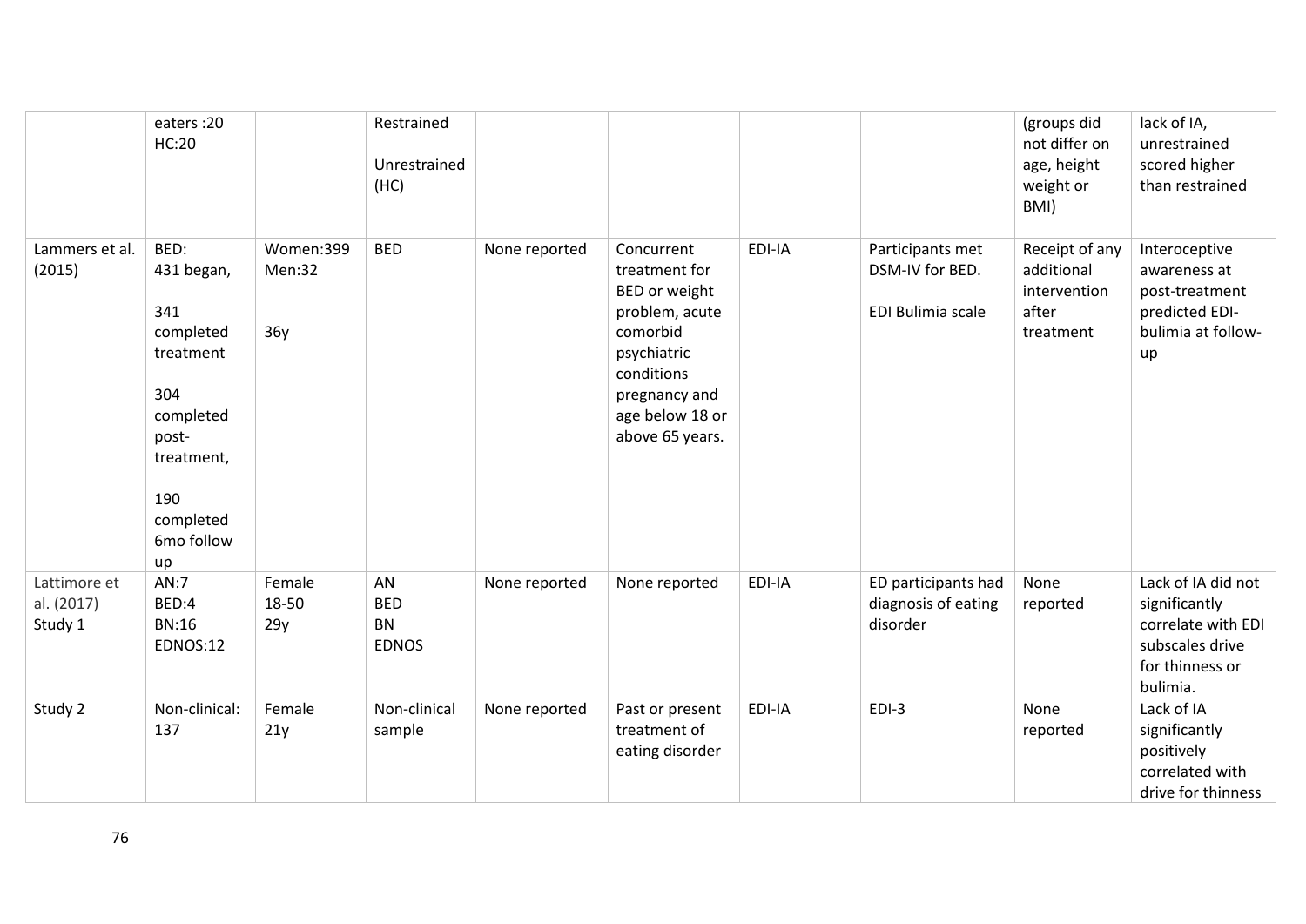| | | | | | | | | | |
|---|---|---|---|---|---|---|---|---|---|
| | eaters :20<br>HC:20 | | Restrained<br><br>Unrestrained (HC) | | | | | (groups did not differ on age, height weight or BMI) | lack of IA, unrestrained scored higher than restrained |
| Lammers et al. (2015) | BED:<br>431 began,<br><br>341 completed treatment<br><br>304 completed post-treatment,<br><br>190 completed 6mo follow up | Women:399<br>Men:32<br><br>36y | BED | None reported | Concurrent treatment for BED or weight problem, acute comorbid psychiatric conditions pregnancy and age below 18 or above 65 years. | EDI-IA | Participants met DSM-IV for BED.<br><br>EDI Bulimia scale | Receipt of any additional intervention after treatment | Interoceptive awareness at post-treatment predicted EDI-bulimia at follow-up |
| Lattimore et al. (2017) Study 1 | AN:7<br>BED:4<br>BN:16<br>EDNOS:12 | Female<br>18-50<br>29y | AN<br>BED<br>BN<br>EDNOS | None reported | None reported | EDI-IA | ED participants had diagnosis of eating disorder | None reported | Lack of IA did not significantly correlate with EDI subscales drive for thinness or bulimia. |
| Study 2 | Non-clinical: 137 | Female<br>21y | Non-clinical sample | None reported | Past or present treatment of eating disorder | EDI-IA | EDI-3 | None reported | Lack of IA significantly positively correlated with drive for thinness |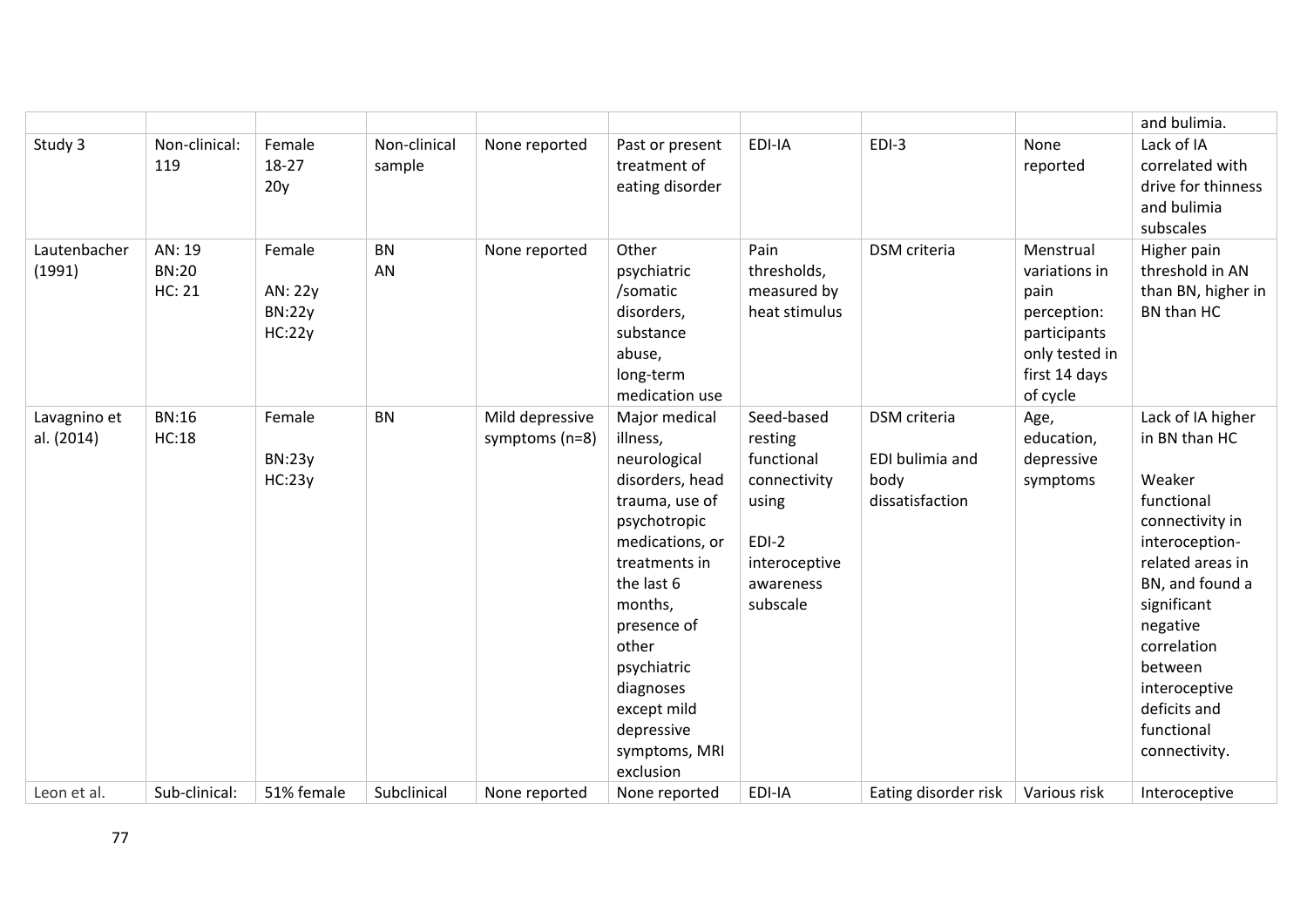| | | | | | | | | | and bulimia. |
|---|---|---|---|---|---|---|---|---|---|
| Study 3 | Non-clinical: 119 | Female 18-27 20y | Non-clinical sample | None reported | Past or present treatment of eating disorder | EDI-IA | EDI-3 | None reported | Lack of IA correlated with drive for thinness and bulimia subscales |
| Lautenbacher (1991) | AN: 19 BN:20 HC: 21 | Female AN: 22y BN:22y HC:22y | BN AN | None reported | Other psychiatric /somatic disorders, substance abuse, long-term medication use | Pain thresholds, measured by heat stimulus | DSM criteria | Menstrual variations in pain perception: participants only tested in first 14 days of cycle | Higher pain threshold in AN than BN, higher in BN than HC |
| Lavagnino et al. (2014) | BN:16 HC:18 | Female BN:23y HC:23y | BN | Mild depressive symptoms (n=8) | Major medical illness, neurological disorders, head trauma, use of psychotropic medications, or treatments in the last 6 months, presence of other psychiatric diagnoses except mild depressive symptoms, MRI exclusion | Seed-based resting functional connectivity using EDI-2 interoceptive awareness subscale | DSM criteria EDI bulimia and body dissatisfaction | Age, education, depressive symptoms | Lack of IA higher in BN than HC Weaker functional connectivity in interoception-related areas in BN, and found a significant negative correlation between interoceptive deficits and functional connectivity. |
| Leon et al. | Sub-clinical: | 51% female | Subclinical | None reported | None reported | EDI-IA | Eating disorder risk | Various risk | Interoceptive |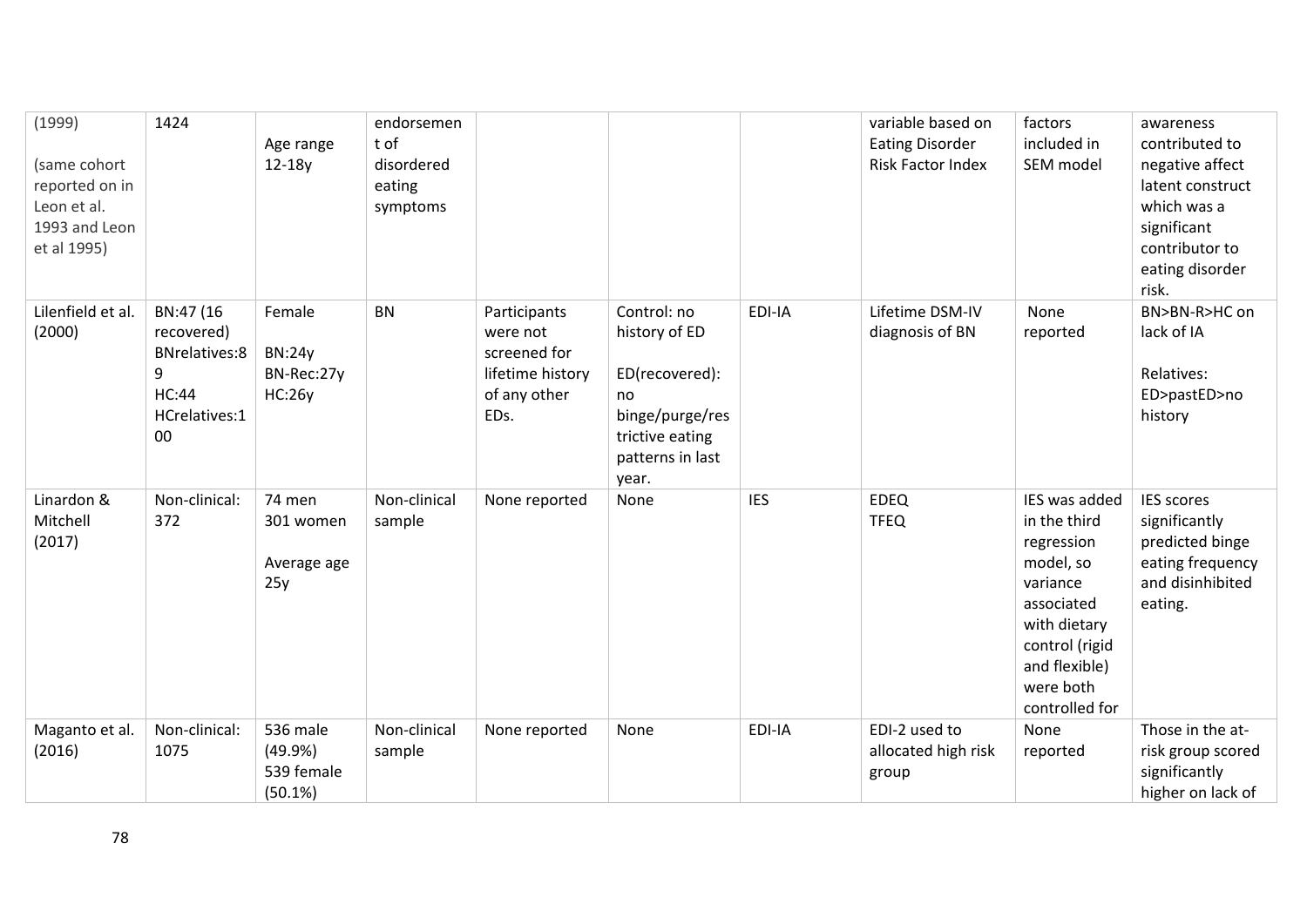| | | | | | | | | | |
|---|---|---|---|---|---|---|---|---|---|
| (1999)<br><br>(same cohort reported on in Leon et al. 1993 and Leon et al 1995) | 1424 | Age range 12-18y | endorsement of disordered eating symptoms | | | | variable based on Eating Disorder Risk Factor Index | factors included in SEM model | awareness contributed to negative affect latent construct which was a significant contributor to eating disorder risk. |
| Lilenfield et al. (2000) | BN:47 (16 recovered)<br>BNrelatives:89<br>HC:44<br>HCrelatives:100 | Female<br><br>BN:24y<br>BN-Rec:27y<br>HC:26y | BN | Participants were not screened for lifetime history of any other EDs. | Control: no history of ED<br><br>ED(recovered): no binge/purge/restrictive eating patterns in last year. | EDI-IA | Lifetime DSM-IV diagnosis of BN | None reported | BN>BN-R>HC on lack of IA<br><br>Relatives: ED>pastED>no history |
| Linardon & Mitchell (2017) | Non-clinical: 372 | 74 men<br>301 women<br><br>Average age 25y | Non-clinical sample | None reported | None | IES | EDEQ<br>TFEQ | IES was added in the third regression model, so variance associated with dietary control (rigid and flexible) were both controlled for | IES scores significantly predicted binge eating frequency and disinhibited eating. |
| Maganto et al. (2016) | Non-clinical: 1075 | 536 male (49.9%)<br>539 female (50.1%) | Non-clinical sample | None reported | None | EDI-IA | EDI-2 used to allocated high risk group | None reported | Those in the at-risk group scored significantly higher on lack of |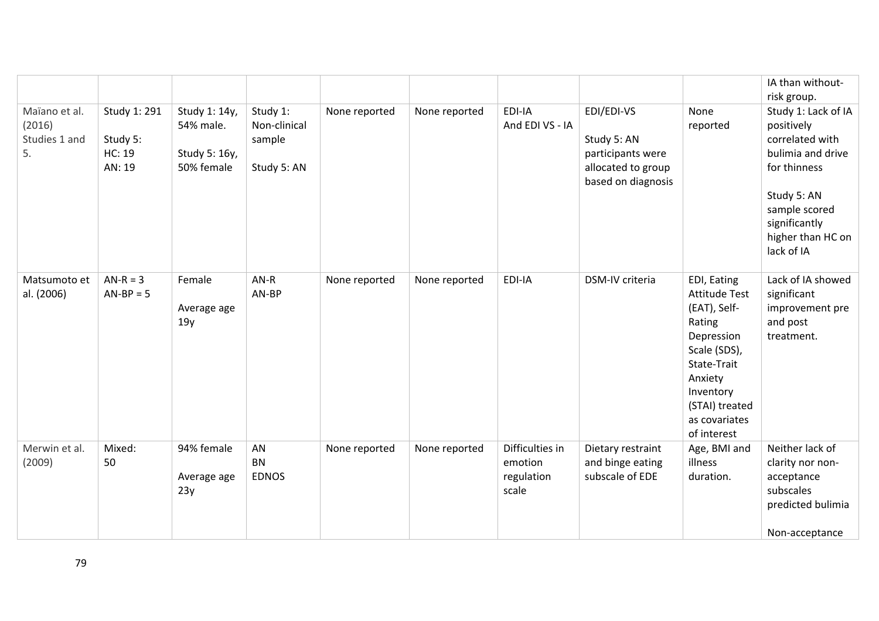| | | | | | | | | | |
|---|---|---|---|---|---|---|---|---|---|
| | | | | | | | | | IA than without-risk group. |
| Maïano et al. (2016) Studies 1 and 5. | Study 1: 291<br><br>Study 5:<br>HC: 19<br>AN: 19 | Study 1: 14y, 54% male.<br><br>Study 5: 16y, 50% female | Study 1: Non-clinical sample<br><br>Study 5: AN | None reported | None reported | EDI-IA<br>And EDI VS - IA | EDI/EDI-VS<br><br>Study 5: AN participants were allocated to group based on diagnosis | None reported | Study 1: Lack of IA positively correlated with bulimia and drive for thinness<br><br>Study 5: AN sample scored significantly higher than HC on lack of IA |
| Matsumoto et al. (2006) | AN-R = 3<br>AN-BP = 5 | Female<br><br>Average age 19y | AN-R<br>AN-BP | None reported | None reported | EDI-IA | DSM-IV criteria | EDI, Eating Attitude Test (EAT), Self-Rating Depression Scale (SDS), State-Trait Anxiety Inventory (STAI) treated as covariates of interest | Lack of IA showed significant improvement pre and post treatment. |
| Merwin et al. (2009) | Mixed:<br>50 | 94% female<br><br>Average age 23y | AN<br>BN<br>EDNOS | None reported | None reported | Difficulties in emotion regulation scale | Dietary restraint and binge eating subscale of EDE | Age, BMI and illness duration. | Neither lack of clarity nor non-acceptance subscales predicted bulimia<br><br>Non-acceptance |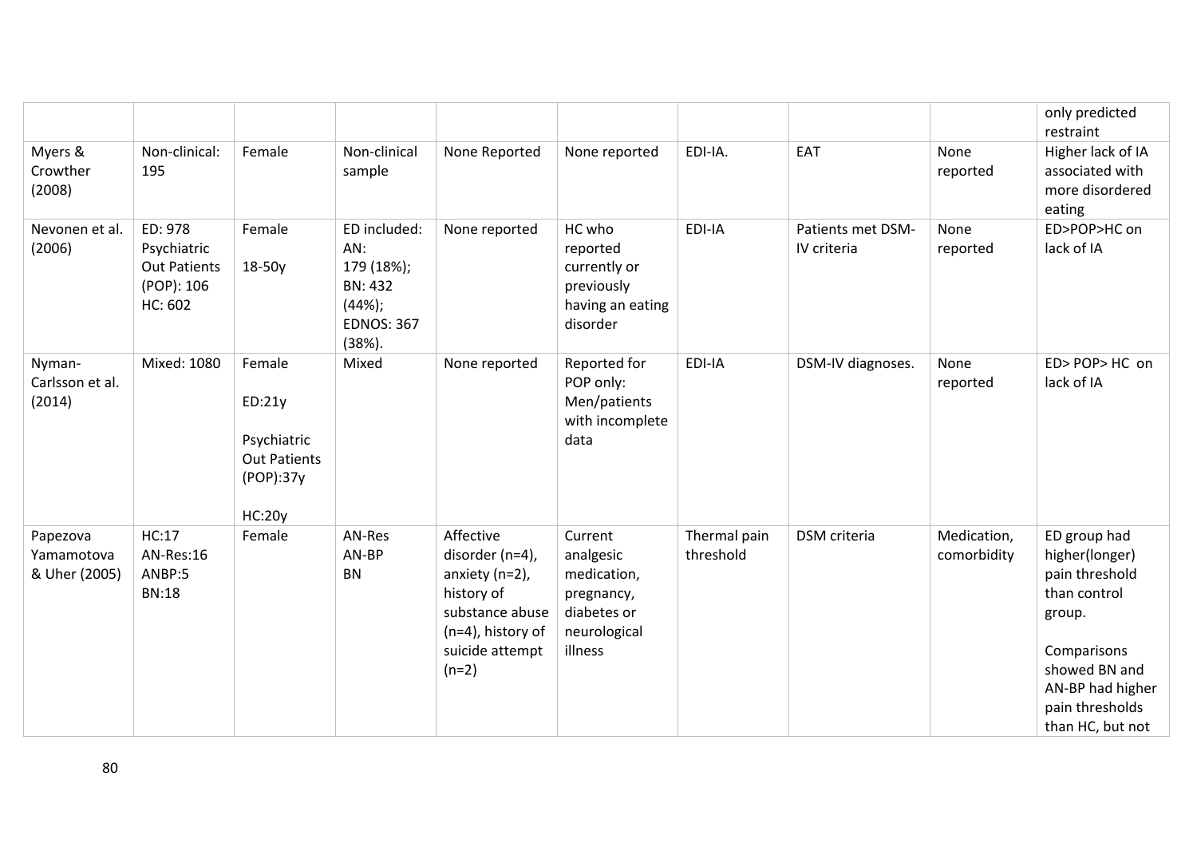| | | | | | | | | | only predicted restraint |
|---|---|---|---|---|---|---|---|---|---|
| Myers & Crowther (2008) | Non-clinical: 195 | Female | Non-clinical sample | None Reported | None reported | EDI-IA. | EAT | None reported | Higher lack of IA associated with more disordered eating |
| Nevonen et al. (2006) | ED: 978<br>Psychiatric Out Patients (POP): 106<br>HC: 602 | Female<br><br>18-50y | ED included:<br>AN: 179 (18%);<br>BN: 432 (44%);<br>EDNOS: 367 (38%). | None reported | HC who reported currently or previously having an eating disorder | EDI-IA | Patients met DSM-IV criteria | None reported | ED>POP>HC on lack of IA |
| Nyman-Carlsson et al. (2014) | Mixed: 1080 | Female<br><br>ED:21y<br><br>Psychiatric Out Patients (POP):37y<br><br>HC:20y | Mixed | None reported | Reported for POP only: Men/patients with incomplete data | EDI-IA | DSM-IV diagnoses. | None reported | ED> POP> HC on lack of IA |
| Papezova Yamamotova & Uher (2005) | HC:17<br>AN-Res:16<br>ANBP:5<br>BN:18 | Female | AN-Res<br>AN-BP<br>BN | Affective disorder (n=4), anxiety (n=2), history of substance abuse (n=4), history of suicide attempt (n=2) | Current analgesic medication, pregnancy, diabetes or neurological illness | Thermal pain threshold | DSM criteria | Medication, comorbidity | ED group had higher(longer) pain threshold than control group.<br><br>Comparisons showed BN and AN-BP had higher pain thresholds than HC, but not |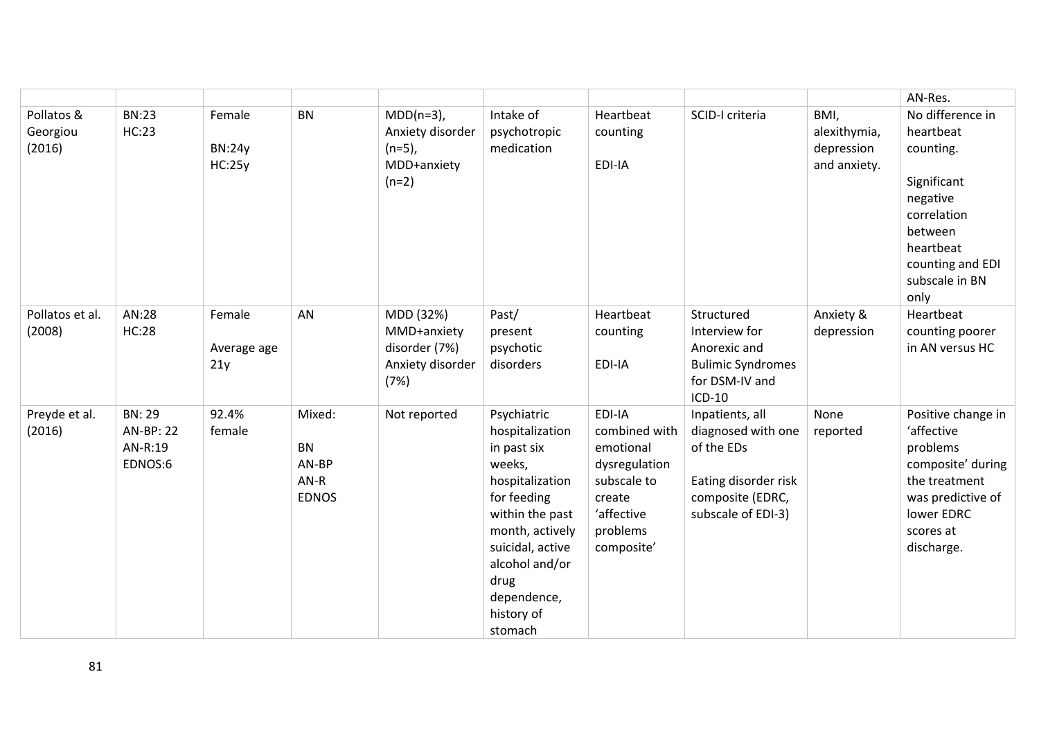|  |  |  |  |  |  |  |  |  | AN-Res. |
|---|---|---|---|---|---|---|---|---|---|
| Pollatos & Georgiou (2016) | BN:23<br>HC:23 | Female<br><br>BN:24y<br>HC:25y | BN | MDD(n=3), Anxiety disorder (n=5), MDD+anxiety (n=2) | Intake of psychotropic medication | Heartbeat counting<br><br>EDI-IA | SCID-I criteria | BMI, alexithymia, depression and anxiety. | No difference in heartbeat counting.<br><br>Significant negative correlation between heartbeat counting and EDI subscale in BN only |
| Pollatos et al. (2008) | AN:28<br>HC:28 | Female<br><br>Average age 21y | AN | MDD (32%)<br>MMD+anxiety disorder (7%)<br>Anxiety disorder (7%) | Past/ present psychotic disorders | Heartbeat counting<br><br>EDI-IA | Structured Interview for Anorexic and Bulimic Syndromes for DSM-IV and ICD-10 | Anxiety & depression | Heartbeat counting poorer in AN versus HC |
| Preyde et al. (2016) | BN: 29<br>AN-BP: 22<br>AN-R:19<br>EDNOS:6 | 92.4% female | Mixed:<br><br>BN<br>AN-BP<br>AN-R<br>EDNOS | Not reported | Psychiatric hospitalization in past six weeks, hospitalization for feeding within the past month, actively suicidal, active alcohol and/or drug dependence, history of stomach | EDI-IA combined with emotional dysregulation subscale to create 'affective problems composite' | Inpatients, all diagnosed with one of the EDs<br><br>Eating disorder risk composite (EDRC, subscale of EDI-3) | None reported | Positive change in 'affective problems composite' during the treatment was predictive of lower EDRC scores at discharge. |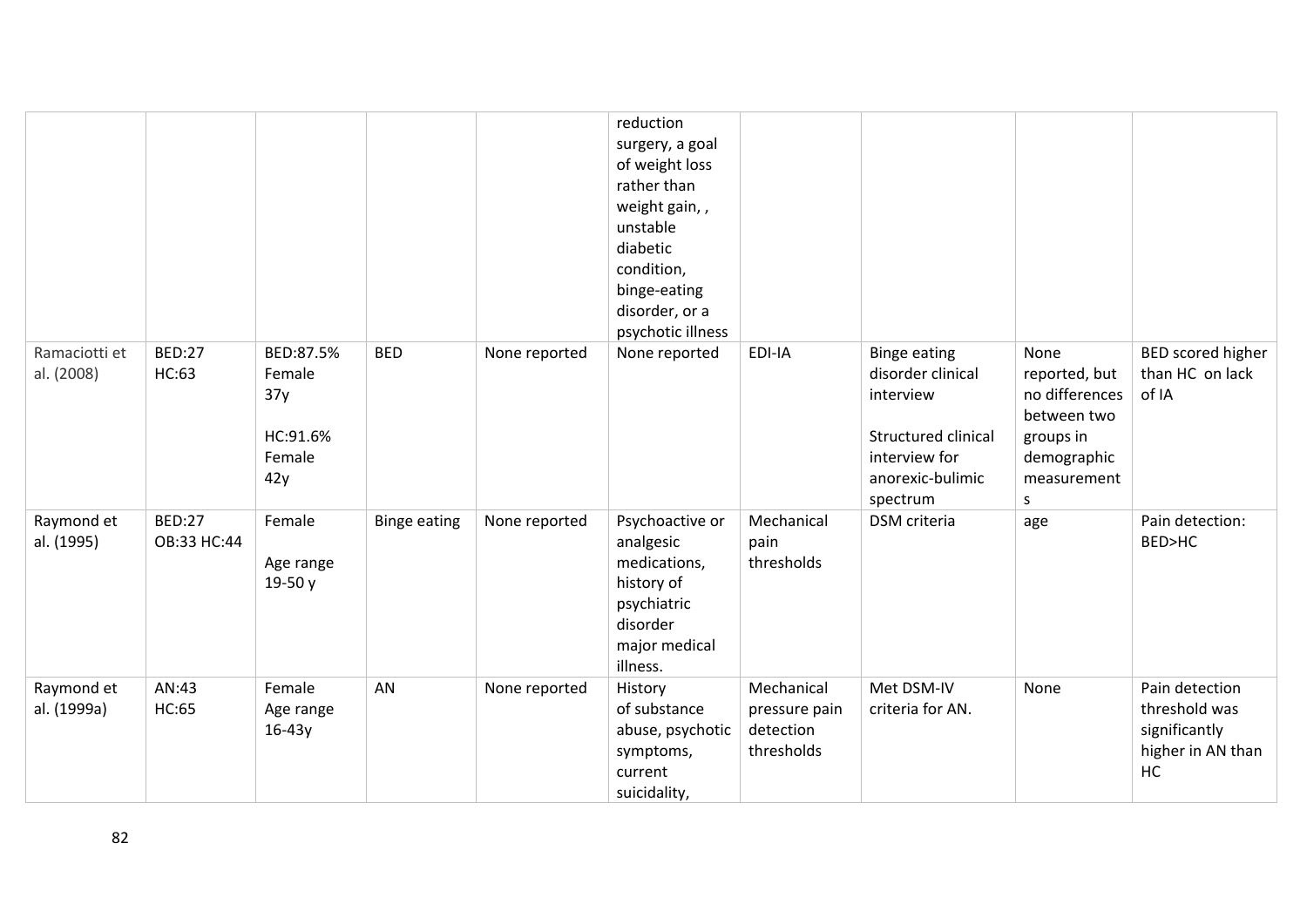| | | | | | reduction surgery, a goal of weight loss rather than weight gain, , unstable diabetic condition, binge-eating disorder, or a psychotic illness | | | | |
|---|---|---|---|---|---|---|---|---|---|
| Ramaciotti et al. (2008) | BED:27 HC:63 | BED:87.5% Female 37y<br><br>HC:91.6% Female 42y | BED | None reported | None reported | EDI-IA | Binge eating disorder clinical interview<br><br>Structured clinical interview for anorexic-bulimic spectrum | None reported, but no differences between two groups in demographic measurements | BED scored higher than HC on lack of IA |
| Raymond et al. (1995) | BED:27 OB:33 HC:44 | Female<br><br>Age range 19-50 y | Binge eating | None reported | Psychoactive or analgesic medications, history of psychiatric disorder major medical illness. | Mechanical pain thresholds | DSM criteria | age | Pain detection: BED>HC |
| Raymond et al. (1999a) | AN:43 HC:65 | Female Age range 16-43y | AN | None reported | History of substance abuse, psychotic symptoms, current suicidality, | Mechanical pressure pain detection thresholds | Met DSM-IV criteria for AN. | None | Pain detection threshold was significantly higher in AN than HC |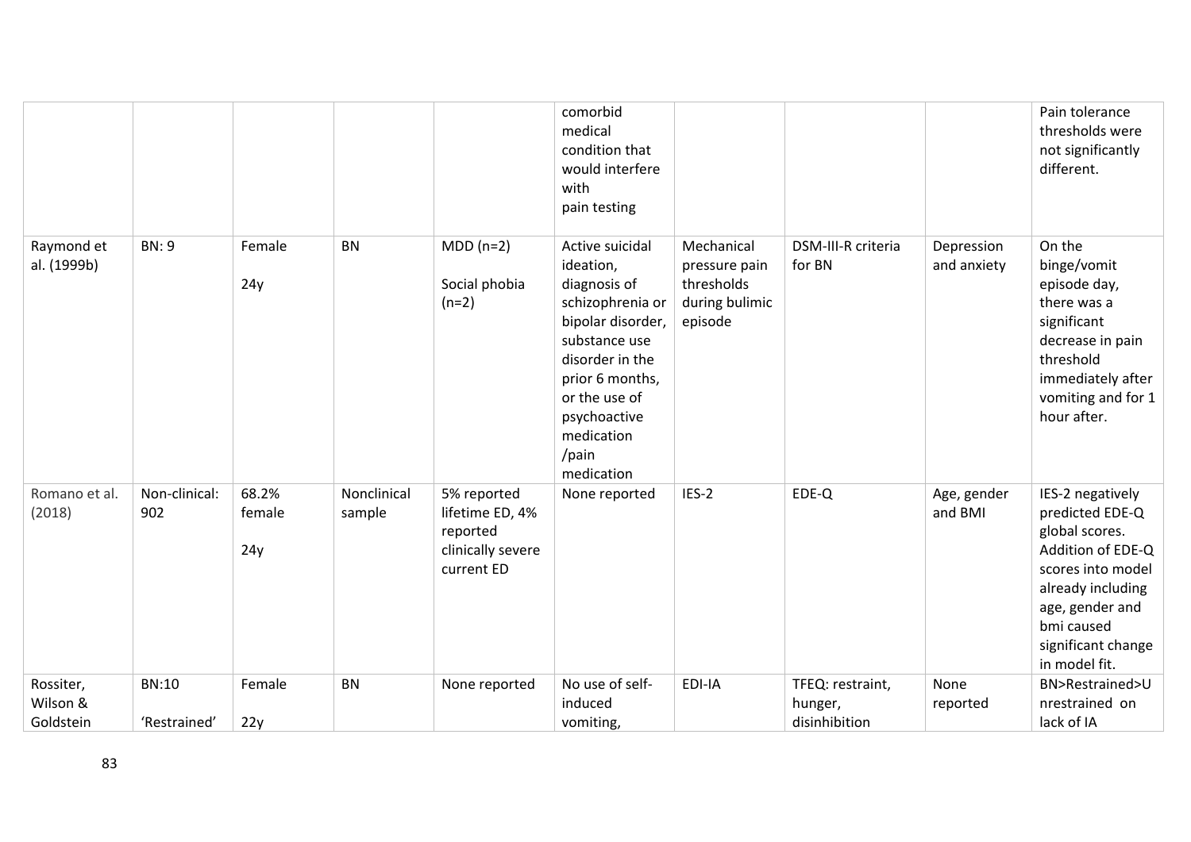|  |  |  |  |  | comorbid medical condition that would interfere with pain testing |  |  |  | Pain tolerance thresholds were not significantly different. |
|---|---|---|---|---|---|---|---|---|---|
| Raymond et al. (1999b) | BN: 9 | Female<br><br>24y | BN | MDD (n=2)<br><br>Social phobia (n=2) | Active suicidal ideation, diagnosis of schizophrenia or bipolar disorder, substance use disorder in the prior 6 months, or the use of psychoactive medication /pain medication | Mechanical pressure pain thresholds during bulimic episode | DSM-III-R criteria for BN | Depression and anxiety | On the binge/vomit episode day, there was a significant decrease in pain threshold immediately after vomiting and for 1 hour after. |
| Romano et al. (2018) | Non-clinical: 902 | 68.2% female<br><br>24y | Nonclinical sample | 5% reported lifetime ED, 4% reported clinically severe current ED | None reported | IES-2 | EDE-Q | Age, gender and BMI | IES-2 negatively predicted EDE-Q global scores. Addition of EDE-Q scores into model already including age, gender and bmi caused significant change in model fit. |
| Rossiter, Wilson & Goldstein | BN:10<br><br>'Restrained' | Female<br><br>22y | BN | None reported | No use of self-induced vomiting, | EDI-IA | TFEQ: restraint, hunger, disinhibition | None reported | BN>Restrained>Unrestrained on lack of IA |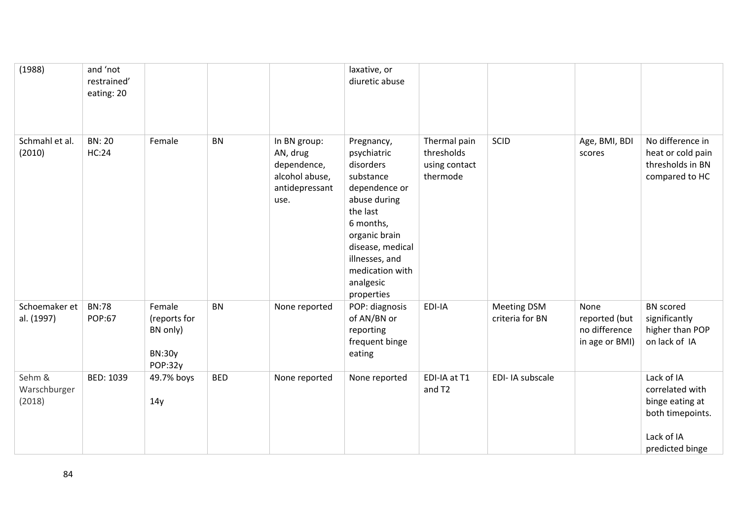| | | | | | | | | | |
|---|---|---|---|---|---|---|---|---|---|
| (1988) | and 'not restrained' eating: 20 | | | | laxative, or diuretic abuse | | | | |
| Schmahl et al. (2010) | BN: 20 HC:24 | Female | BN | In BN group: AN, drug dependence, alcohol abuse, antidepressant use. | Pregnancy, psychiatric disorders substance dependence or abuse during the last 6 months, organic brain disease, medical illnesses, and medication with analgesic properties | Thermal pain thresholds using contact thermode | SCID | Age, BMI, BDI scores | No difference in heat or cold pain thresholds in BN compared to HC |
| Schoemaker et al. (1997) | BN:78 POP:67 | Female (reports for BN only) BN:30y POP:32y | BN | None reported | POP: diagnosis of AN/BN or reporting frequent binge eating | EDI-IA | Meeting DSM criteria for BN | None reported (but no difference in age or BMI) | BN scored significantly higher than POP on lack of IA |
| Sehm & Warschburger (2018) | BED: 1039 | 49.7% boys 14y | BED | None reported | None reported | EDI-IA at T1 and T2 | EDI- IA subscale | | Lack of IA correlated with binge eating at both timepoints. Lack of IA predicted binge |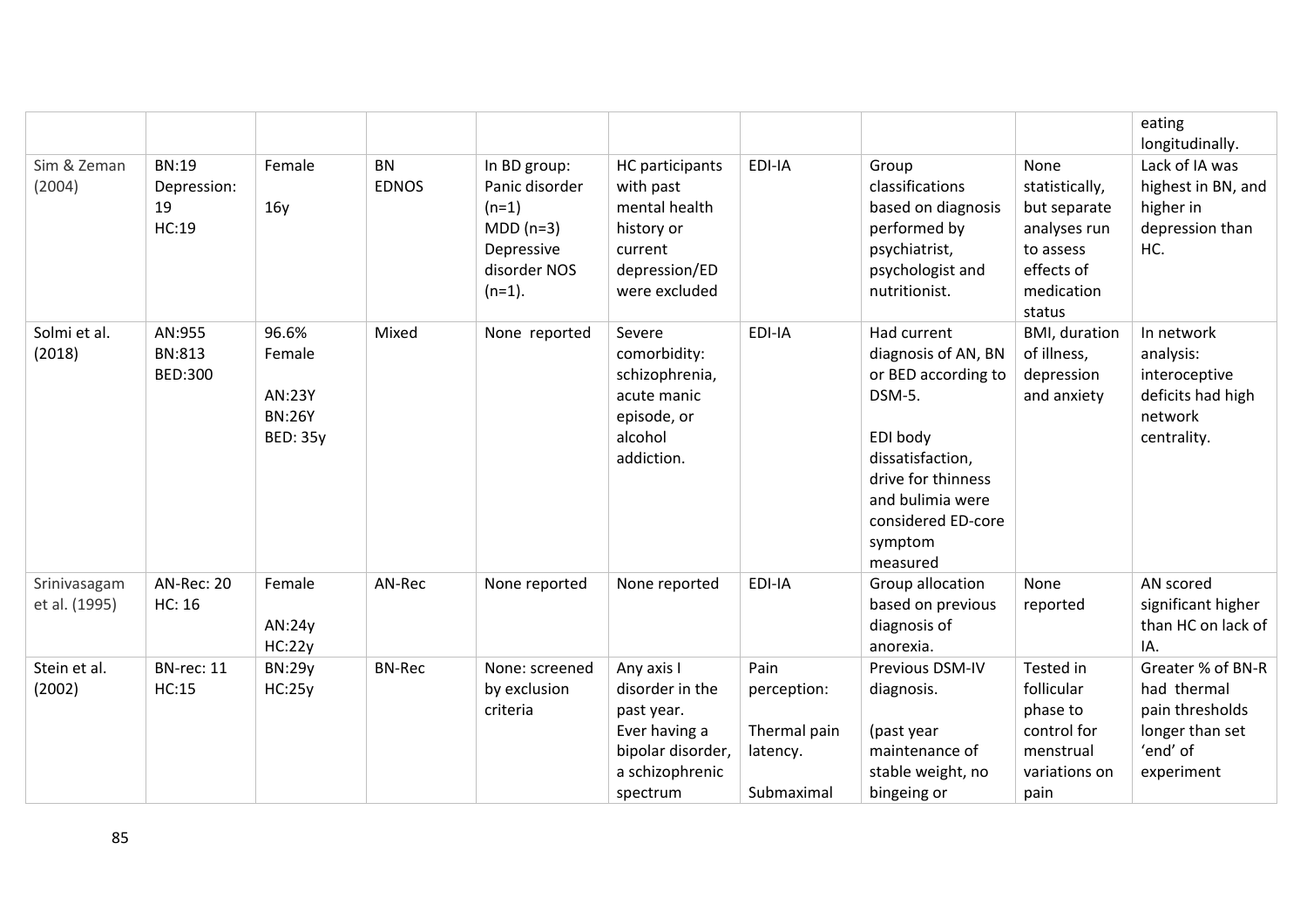| | | | | | | | | | |
|---|---|---|---|---|---|---|---|---|---|
| | | | | | | | | | eating longitudinally. |
| Sim & Zeman (2004) | BN:19<br>Depression: 19<br>HC:19 | Female<br><br>16y | BN<br>EDNOS | In BD group: Panic disorder (n=1)<br>MDD (n=3)<br>Depressive disorder NOS (n=1). | HC participants with past mental health history or current depression/ED were excluded | EDI-IA | Group classifications based on diagnosis performed by psychiatrist, psychologist and nutritionist. | None statistically, but separate analyses run to assess effects of medication status | Lack of IA was highest in BN, and higher in depression than HC. |
| Solmi et al. (2018) | AN:955<br>BN:813<br>BED:300 | 96.6% Female<br><br>AN:23Y<br>BN:26Y<br>BED: 35y | Mixed | None reported | Severe comorbidity: schizophrenia, acute manic episode, or alcohol addiction. | EDI-IA | Had current diagnosis of AN, BN or BED according to DSM-5.<br><br>EDI body dissatisfaction, drive for thinness and bulimia were considered ED-core symptom measured | BMI, duration of illness, depression and anxiety | In network analysis: interoceptive deficits had high network centrality. |
| Srinivasagam et al. (1995) | AN-Rec: 20<br>HC: 16 | Female<br><br>AN:24y<br>HC:22y | AN-Rec | None reported | None reported | EDI-IA | Group allocation based on previous diagnosis of anorexia. | None reported | AN scored significant higher than HC on lack of IA. |
| Stein et al. (2002) | BN-rec: 11<br>HC:15 | BN:29y<br>HC:25y | BN-Rec | None: screened by exclusion criteria | Any axis I disorder in the past year.<br>Ever having a bipolar disorder, a schizophrenic spectrum | Pain perception:<br><br>Thermal pain latency.<br><br>Submaximal | Previous DSM-IV diagnosis.<br><br>(past year maintenance of stable weight, no bingeing or | Tested in follicular phase to control for menstrual variations on pain | Greater % of BN-R had thermal pain thresholds longer than set 'end' of experiment |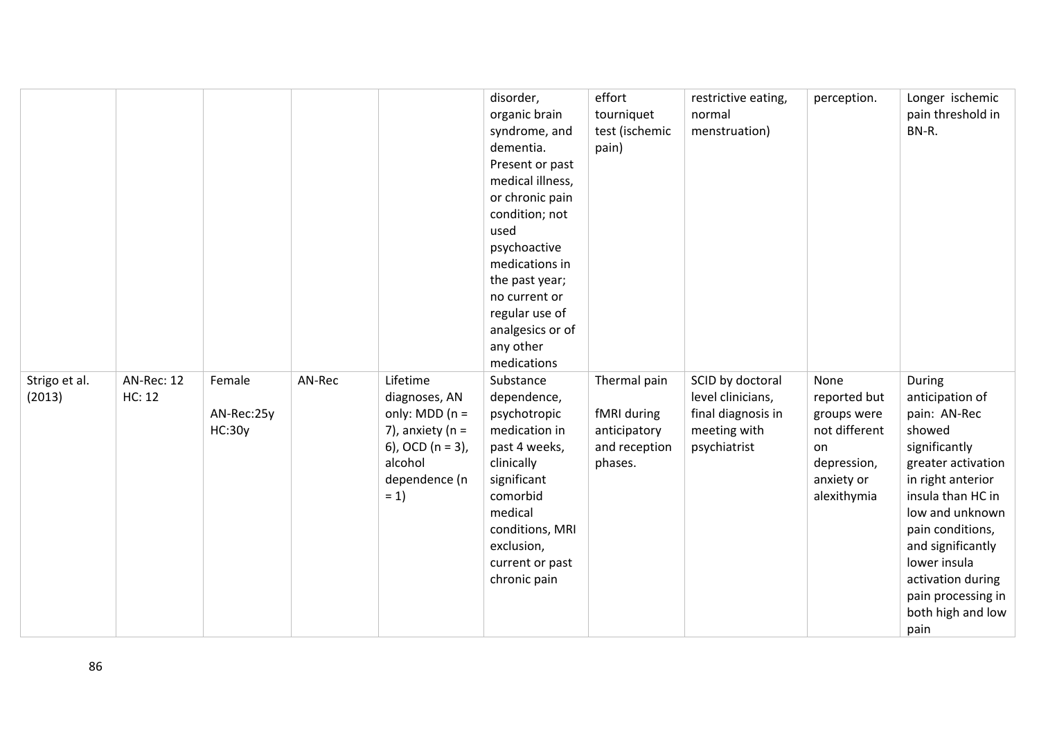| | | | | | disorder, organic brain syndrome, and dementia. Present or past medical illness, or chronic pain condition; not used psychoactive medications in the past year; no current or regular use of analgesics or of any other medications | effort tourniquet test (ischemic pain) | restrictive eating, normal menstruation) | perception. | Longer ischemic pain threshold in BN-R. |
|---|---|---|---|---|---|---|---|---|---|
| Strigo et al. (2013) | AN-Rec: 12<br>HC: 12 | Female<br><br>AN-Rec:25y<br>HC:30y | AN-Rec | Lifetime diagnoses, AN only: MDD (n = 7), anxiety (n = 6), OCD (n = 3), alcohol dependence (n = 1) | Substance dependence, psychotropic medication in past 4 weeks, clinically significant comorbid medical conditions, MRI exclusion, current or past chronic pain | Thermal pain<br><br>fMRI during anticipatory and reception phases. | SCID by doctoral level clinicians, final diagnosis in meeting with psychiatrist | None reported but groups were not different on depression, anxiety or alexithymia | During anticipation of pain: AN-Rec showed significantly greater activation in right anterior insula than HC in low and unknown pain conditions, and significantly lower insula activation during pain processing in both high and low pain |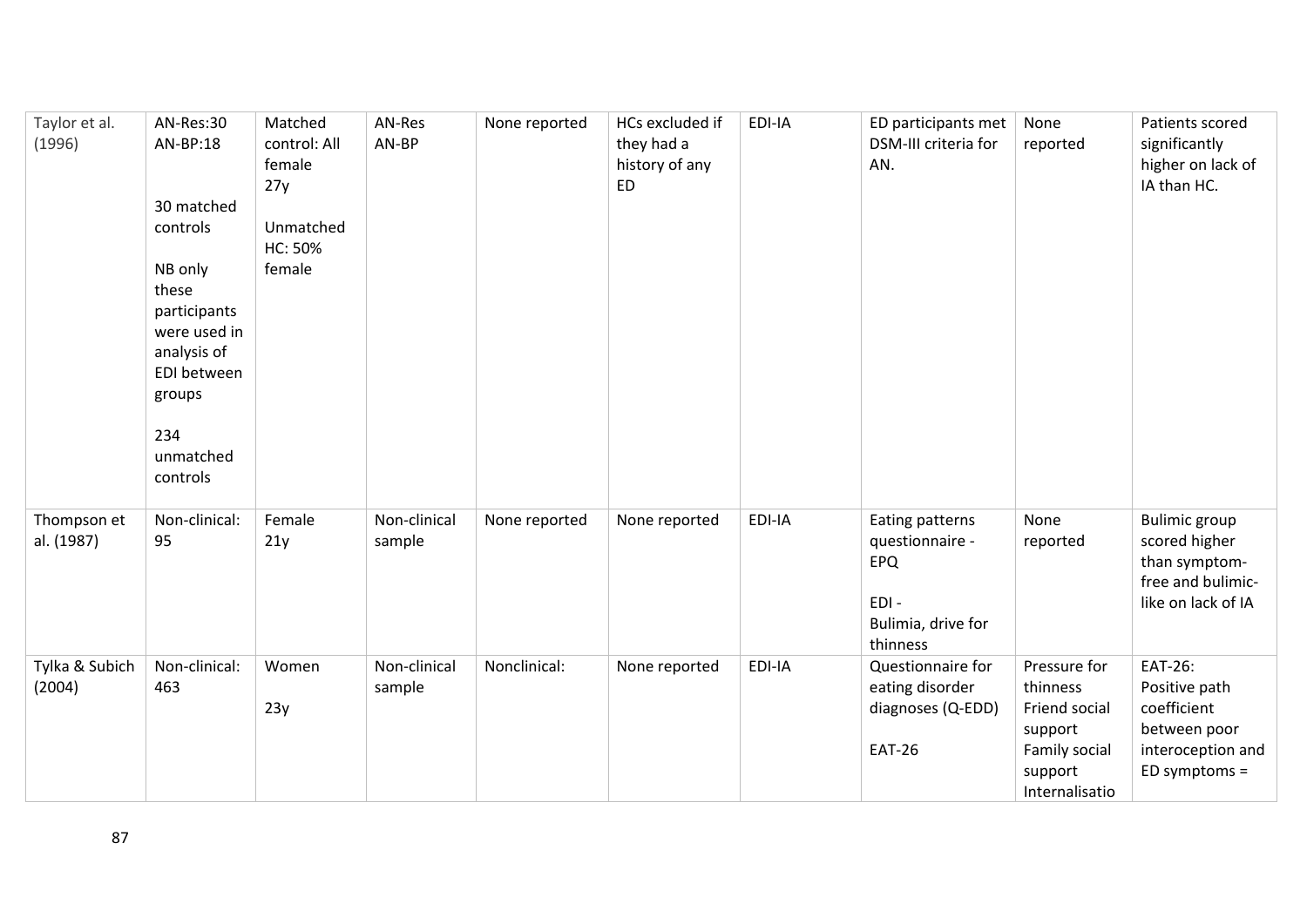| Taylor et al. (1996) | AN-Res:30<br>AN-BP:18<br><br>30 matched controls<br><br>NB only these participants were used in analysis of EDI between groups<br><br>234 unmatched controls | Matched control: All female<br>27y<br><br>Unmatched HC: 50% female | AN-Res<br>AN-BP | None reported | HCs excluded if they had a history of any ED | EDI-IA | ED participants met DSM-III criteria for AN. | None reported | Patients scored significantly higher on lack of IA than HC. |
|---|---|---|---|---|---|---|---|---|---|
| Thompson et al. (1987) | Non-clinical: 95 | Female<br>21y | Non-clinical sample | None reported | None reported | EDI-IA | Eating patterns questionnaire - EPQ<br><br>EDI -<br>Bulimia, drive for thinness | None reported | Bulimic group scored higher than symptom-free and bulimic-like on lack of IA |
| Tylka & Subich (2004) | Non-clinical: 463 | Women<br><br>23y | Non-clinical sample | Nonclinical: | None reported | EDI-IA | Questionnaire for eating disorder diagnoses (Q-EDD)<br><br>EAT-26 | Pressure for thinness<br>Friend social support<br>Family social support<br>Internalisatio | EAT-26:<br>Positive path coefficient between poor interoception and ED symptoms = |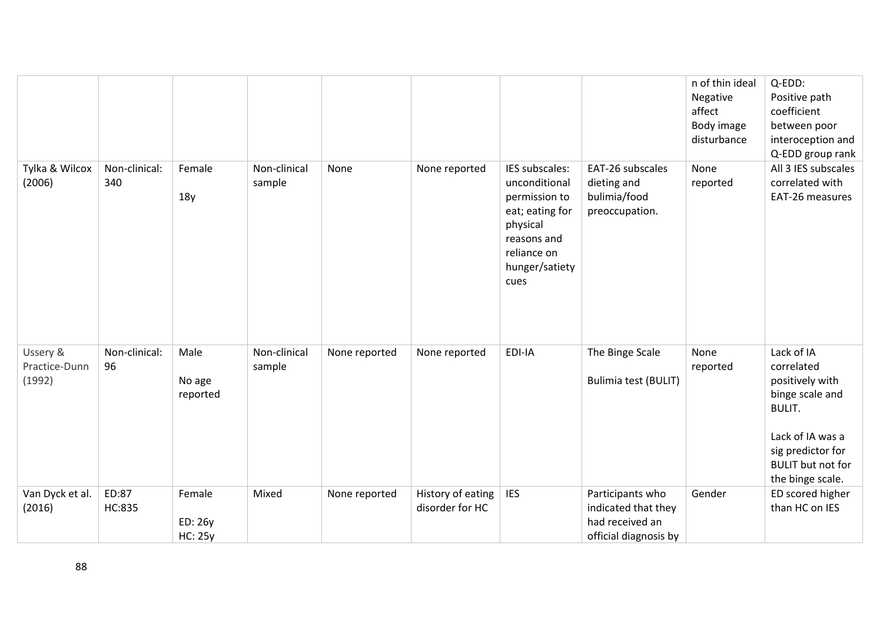| | | | | | | | | n of thin ideal<br>Negative affect<br>Body image disturbance | Q-EDD:<br>Positive path coefficient between poor interoception and Q-EDD group rank |
|---|---|---|---|---|---|---|---|---|---|
| Tylka & Wilcox (2006) | Non-clinical: 340 | Female<br><br>18y | Non-clinical sample | None | None reported | IES subscales: unconditional permission to eat; eating for physical reasons and reliance on hunger/satiety cues | EAT-26 subscales dieting and bulimia/food preoccupation. | None reported | All 3 IES subscales correlated with EAT-26 measures |
| Ussery & Practice-Dunn (1992) | Non-clinical: 96 | Male<br><br>No age reported | Non-clinical sample | None reported | None reported | EDI-IA | The Binge Scale<br><br>Bulimia test (BULIT) | None reported | Lack of IA correlated positively with binge scale and BULIT.<br><br>Lack of IA was a sig predictor for BULIT but not for the binge scale. |
| Van Dyck et al. (2016) | ED:87<br>HC:835 | Female<br><br>ED: 26y<br>HC: 25y | Mixed | None reported | History of eating disorder for HC | IES | Participants who indicated that they had received an official diagnosis by | Gender | ED scored higher than HC on IES |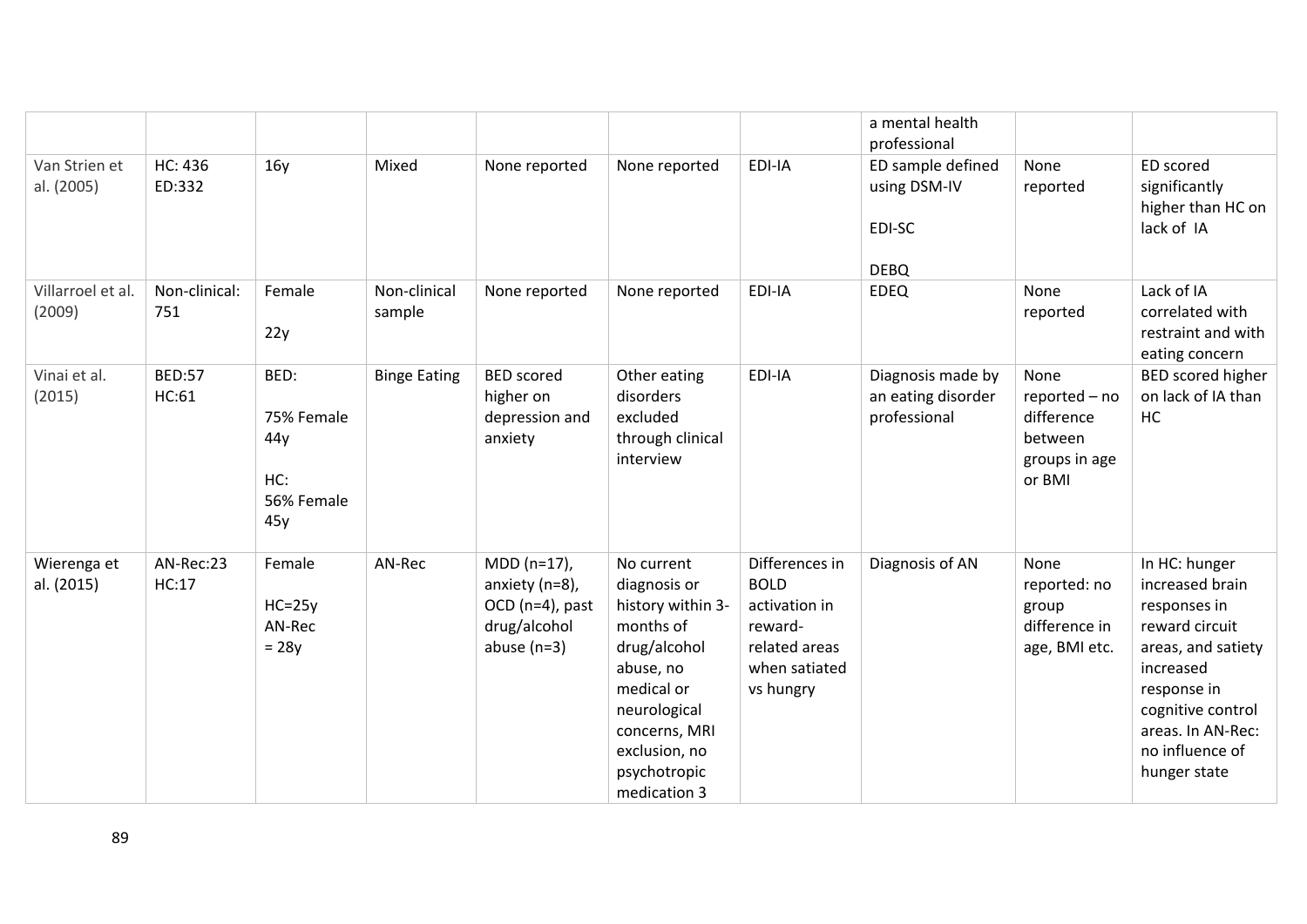| | | | | | | | a mental health professional | | |
|---|---|---|---|---|---|---|---|---|---|
| Van Strien et al. (2005) | HC: 436<br>ED:332 | 16y | Mixed | None reported | None reported | EDI-IA | ED sample defined using DSM-IV<br><br>EDI-SC<br><br>DEBQ | None reported | ED scored significantly higher than HC on lack of IA |
| Villarroel et al. (2009) | Non-clinical: 751 | Female<br><br>22y | Non-clinical sample | None reported | None reported | EDI-IA | EDEQ | None reported | Lack of IA correlated with restraint and with eating concern |
| Vinai et al. (2015) | BED:57<br>HC:61 | BED:<br><br>75% Female<br>44y<br><br>HC:<br>56% Female<br>45y | Binge Eating | BED scored higher on depression and anxiety | Other eating disorders excluded through clinical interview | EDI-IA | Diagnosis made by an eating disorder professional | None reported – no difference between groups in age or BMI | BED scored higher on lack of IA than HC |
| Wierenga et al. (2015) | AN-Rec:23<br>HC:17 | Female<br><br>HC=25y<br>AN-Rec = 28y | AN-Rec | MDD (n=17), anxiety (n=8), OCD (n=4), past drug/alcohol abuse (n=3) | No current diagnosis or history within 3-months of drug/alcohol abuse, no medical or neurological concerns, MRI exclusion, no psychotropic medication 3 | Differences in BOLD activation in reward-related areas when satiated vs hungry | Diagnosis of AN | None reported: no group difference in age, BMI etc. | In HC: hunger increased brain responses in reward circuit areas, and satiety increased response in cognitive control areas. In AN-Rec: no influence of hunger state |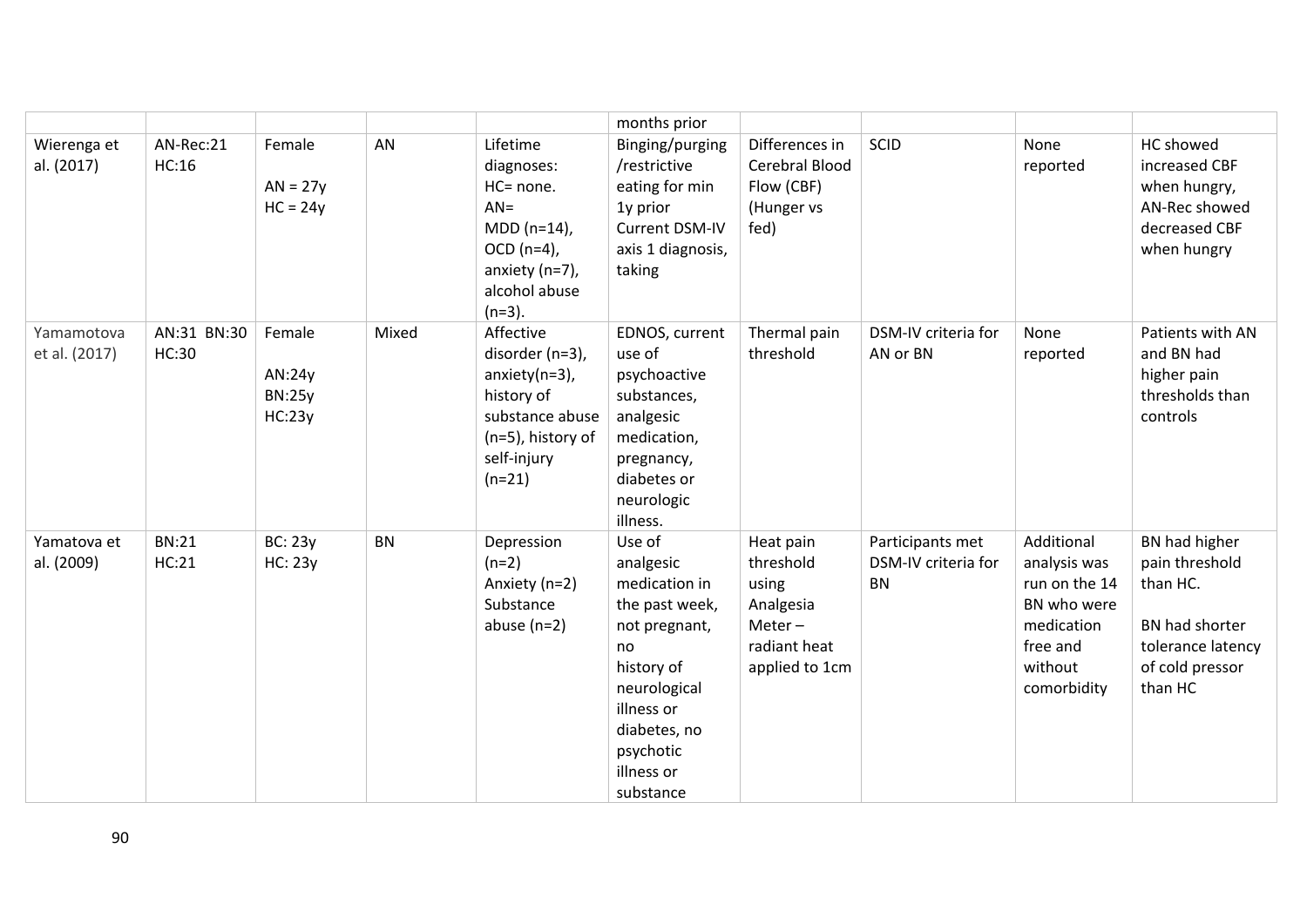| | | | | | months prior | | | | |
|---|---|---|---|---|---|---|---|---|---|
| Wierenga et al. (2017) | AN-Rec:21 HC:16 | Female<br>AN = 27y<br>HC = 24y | AN | Lifetime diagnoses:<br>HC= none.<br>AN=<br>MDD (n=14),<br>OCD (n=4),<br>anxiety (n=7),<br>alcohol abuse (n=3). | Binging/purging /restrictive eating for min 1y prior Current DSM-IV axis 1 diagnosis, taking | Differences in Cerebral Blood Flow (CBF) (Hunger vs fed) | SCID | None reported | HC showed increased CBF when hungry, AN-Rec showed decreased CBF when hungry |
| Yamamotova et al. (2017) | AN:31 BN:30 HC:30 | Female<br>AN:24y<br>BN:25y<br>HC:23y | Mixed | Affective disorder (n=3), anxiety(n=3), history of substance abuse (n=5), history of self-injury (n=21) | EDNOS, current use of psychoactive substances, analgesic medication, pregnancy, diabetes or neurologic illness. | Thermal pain threshold | DSM-IV criteria for AN or BN | None reported | Patients with AN and BN had higher pain thresholds than controls |
| Yamatova et al. (2009) | BN:21<br>HC:21 | BC: 23y<br>HC: 23y | BN | Depression (n=2)<br>Anxiety (n=2)<br>Substance abuse (n=2) | Use of analgesic medication in the past week, not pregnant, no history of neurological illness or diabetes, no psychotic illness or substance | Heat pain threshold using Analgesia Meter – radiant heat applied to 1cm | Participants met DSM-IV criteria for BN | Additional analysis was run on the 14 BN who were medication free and without comorbidity | BN had higher pain threshold than HC.<br><br>BN had shorter tolerance latency of cold pressor than HC |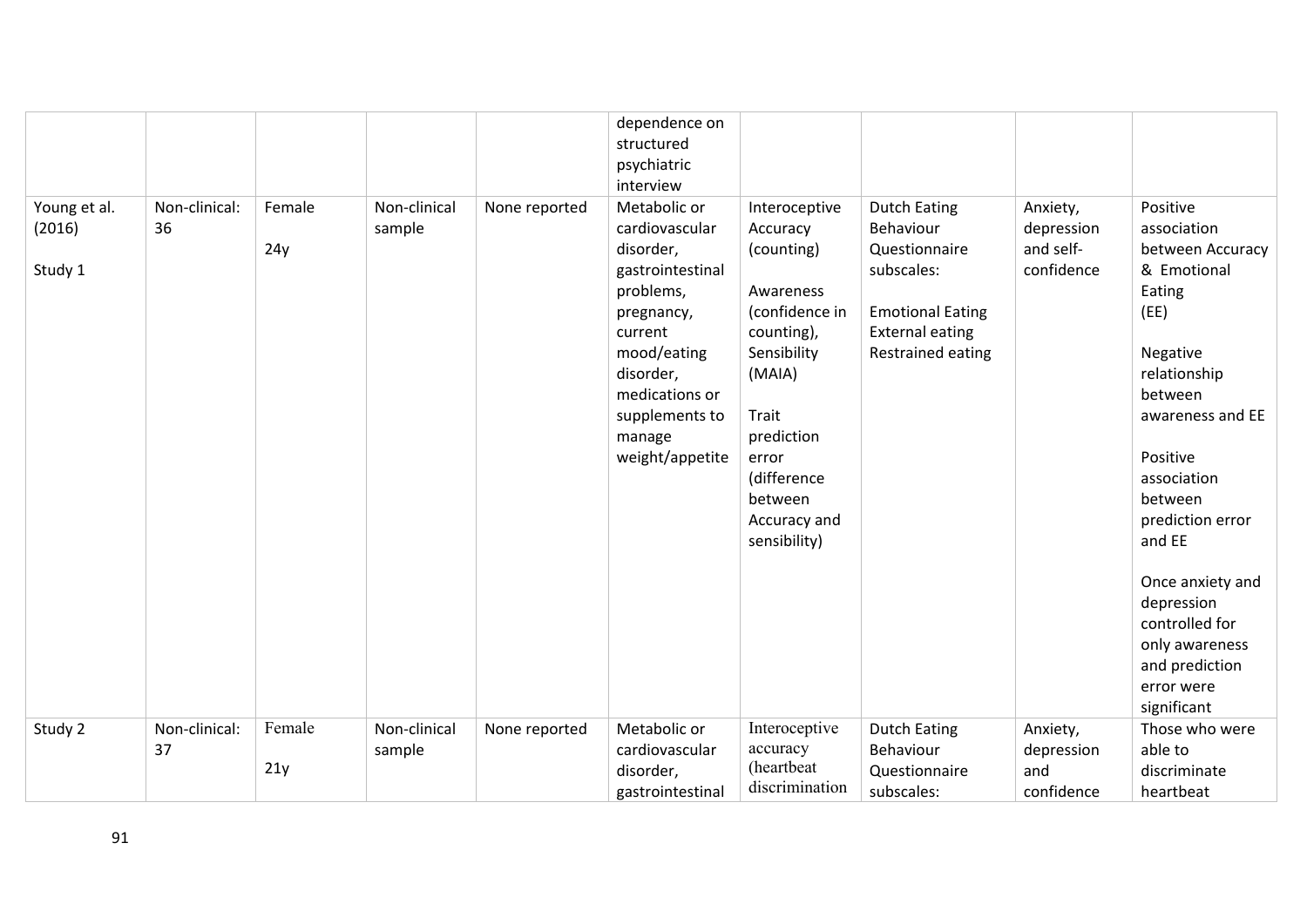| | | | | | | | | | |
|---|---|---|---|---|---|---|---|---|---|
| | | | | | dependence on structured psychiatric interview | | | | |
| Young et al. (2016)<br><br>Study 1 | Non-clinical: 36 | Female<br><br>24y | Non-clinical sample | None reported | Metabolic or cardiovascular disorder, gastrointestinal problems, pregnancy, current mood/eating disorder, medications or supplements to manage weight/appetite | Interoceptive Accuracy (counting)<br><br>Awareness (confidence in counting), Sensibility (MAIA)<br><br>Trait prediction error (difference between Accuracy and sensibility) | Dutch Eating Behaviour Questionnaire subscales:<br><br>Emotional Eating<br>External eating<br>Restrained eating | Anxiety, depression and self-confidence | Positive association between Accuracy & Emotional Eating (EE)<br><br>Negative relationship between awareness and EE<br><br>Positive association between prediction error and EE<br><br>Once anxiety and depression controlled for only awareness and prediction error were significant |
| Study 2 | Non-clinical: 37 | Female<br><br>21y | Non-clinical sample | None reported | Metabolic or cardiovascular disorder, gastrointestinal | Interoceptive accuracy (heartbeat discrimination | Dutch Eating Behaviour Questionnaire subscales: | Anxiety, depression and confidence | Those who were able to discriminate heartbeat |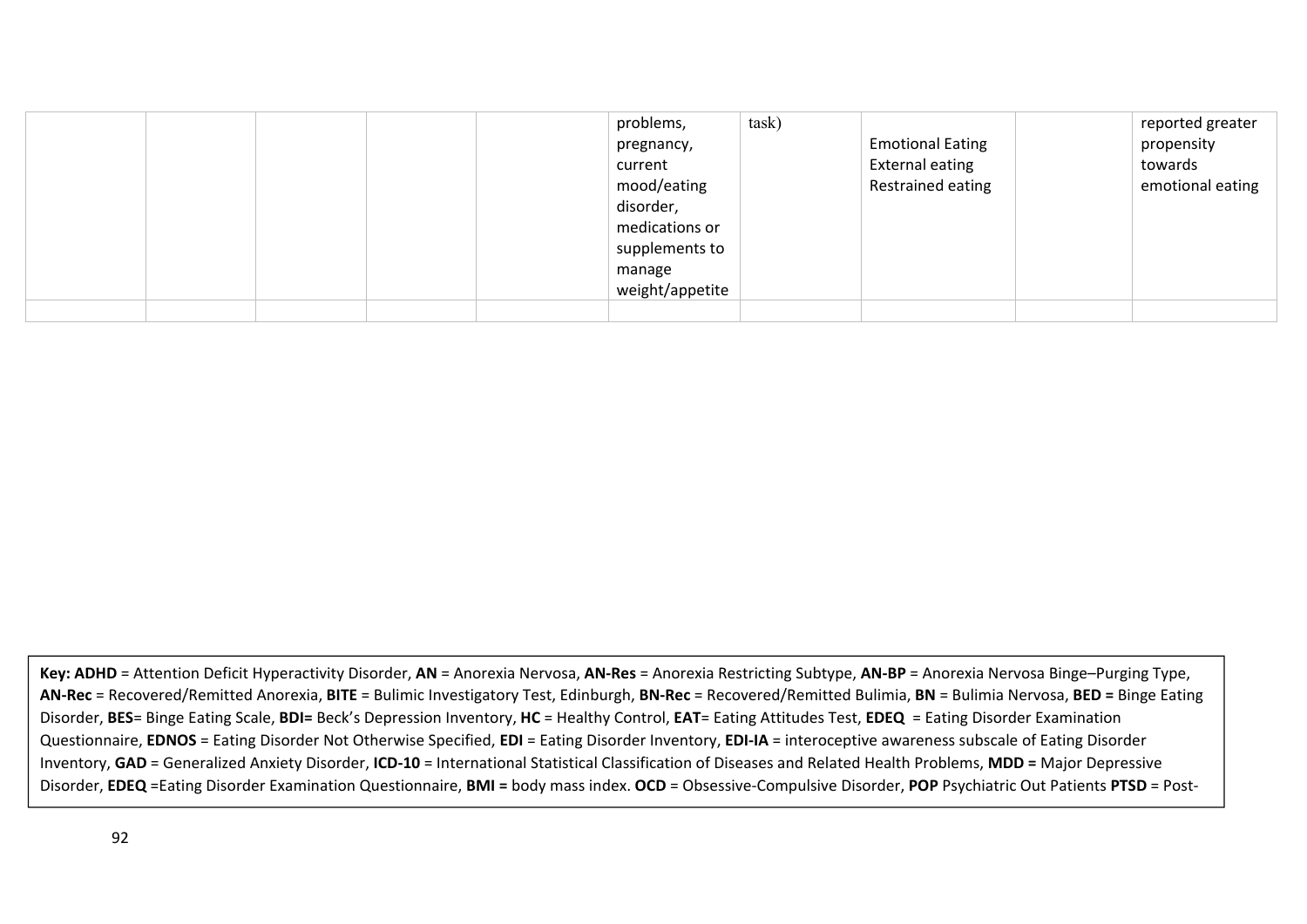| | | | | | | | | | |
|---|---|---|---|---|---|---|---|---|---|
| | | | | | problems, pregnancy, current mood/eating disorder, medications or supplements to manage weight/appetite | task) | Emotional Eating External eating Restrained eating | | reported greater propensity towards emotional eating |
| | | | | | | | | | |

**Key: ADHD** = Attention Deficit Hyperactivity Disorder, **AN** = Anorexia Nervosa, **AN-Res** = Anorexia Restricting Subtype, **AN-BP** = Anorexia Nervosa Binge–Purging Type, **AN-Rec** = Recovered/Remitted Anorexia, **BITE** = Bulimic Investigatory Test, Edinburgh, **BN-Rec** = Recovered/Remitted Bulimia, **BN** = Bulimia Nervosa, **BED =** Binge Eating Disorder, **BES**= Binge Eating Scale, **BDI=** Beck's Depression Inventory, **HC** = Healthy Control, **EAT**= Eating Attitudes Test, **EDEQ** = Eating Disorder Examination Questionnaire, **EDNOS** = Eating Disorder Not Otherwise Specified, **EDI** = Eating Disorder Inventory, **EDI-IA** = interoceptive awareness subscale of Eating Disorder Inventory, **GAD** = Generalized Anxiety Disorder, **ICD-10** = International Statistical Classification of Diseases and Related Health Problems, **MDD =** Major Depressive Disorder, **EDEQ** =Eating Disorder Examination Questionnaire, **BMI =** body mass index. **OCD** = Obsessive-Compulsive Disorder, **POP** Psychiatric Out Patients **PTSD** = Post-